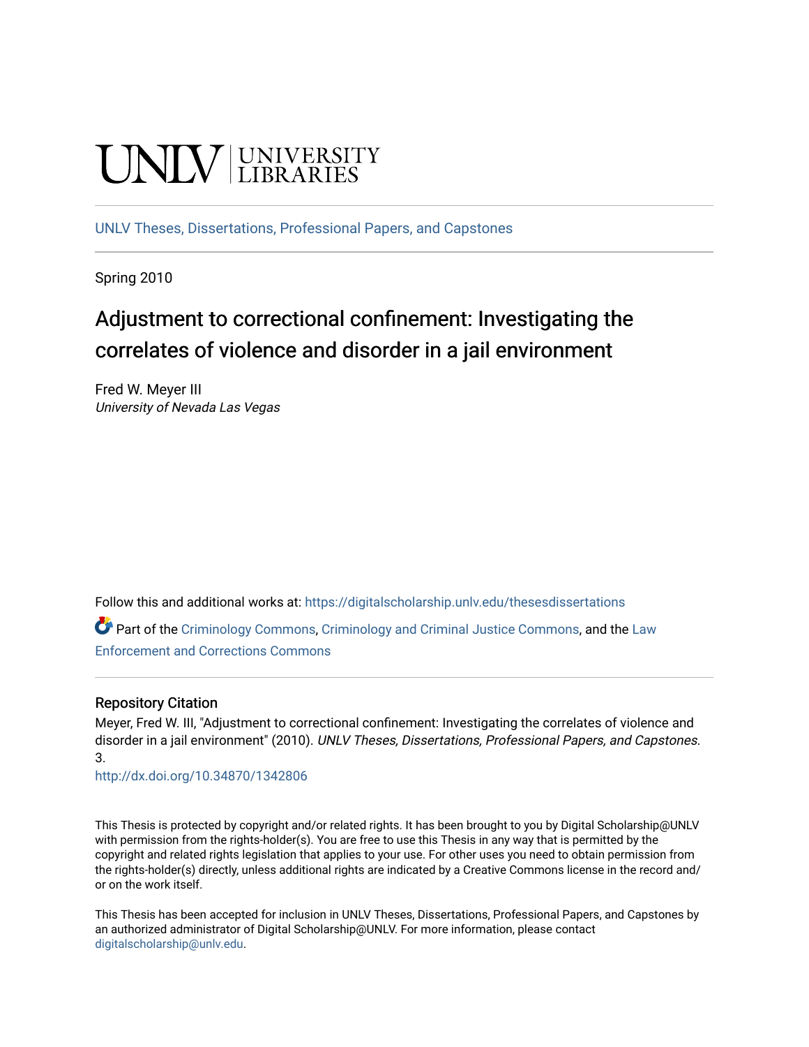UNLV | UNIVERSITY LIBRARIES

UNLV Theses, Dissertations, Professional Papers, and Capstones

Spring 2010

# Adjustment to correctional confinement: Investigating the correlates of violence and disorder in a jail environment

Fred W. Meyer III
*University of Nevada Las Vegas*

Follow this and additional works at: https://digitalscholarship.unlv.edu/thesesdissertations

Part of the Criminology Commons, Criminology and Criminal Justice Commons, and the Law Enforcement and Corrections Commons

### Repository Citation

Meyer, Fred W. III, "Adjustment to correctional confinement: Investigating the correlates of violence and disorder in a jail environment" (2010). *UNLV Theses, Dissertations, Professional Papers, and Capstones*. 3.
http://dx.doi.org/10.34870/1342806

This Thesis is protected by copyright and/or related rights. It has been brought to you by Digital Scholarship@UNLV with permission from the rights-holder(s). You are free to use this Thesis in any way that is permitted by the copyright and related rights legislation that applies to your use. For other uses you need to obtain permission from the rights-holder(s) directly, unless additional rights are indicated by a Creative Commons license in the record and/or on the work itself.

This Thesis has been accepted for inclusion in UNLV Theses, Dissertations, Professional Papers, and Capstones by an authorized administrator of Digital Scholarship@UNLV. For more information, please contact digitalscholarship@unlv.edu.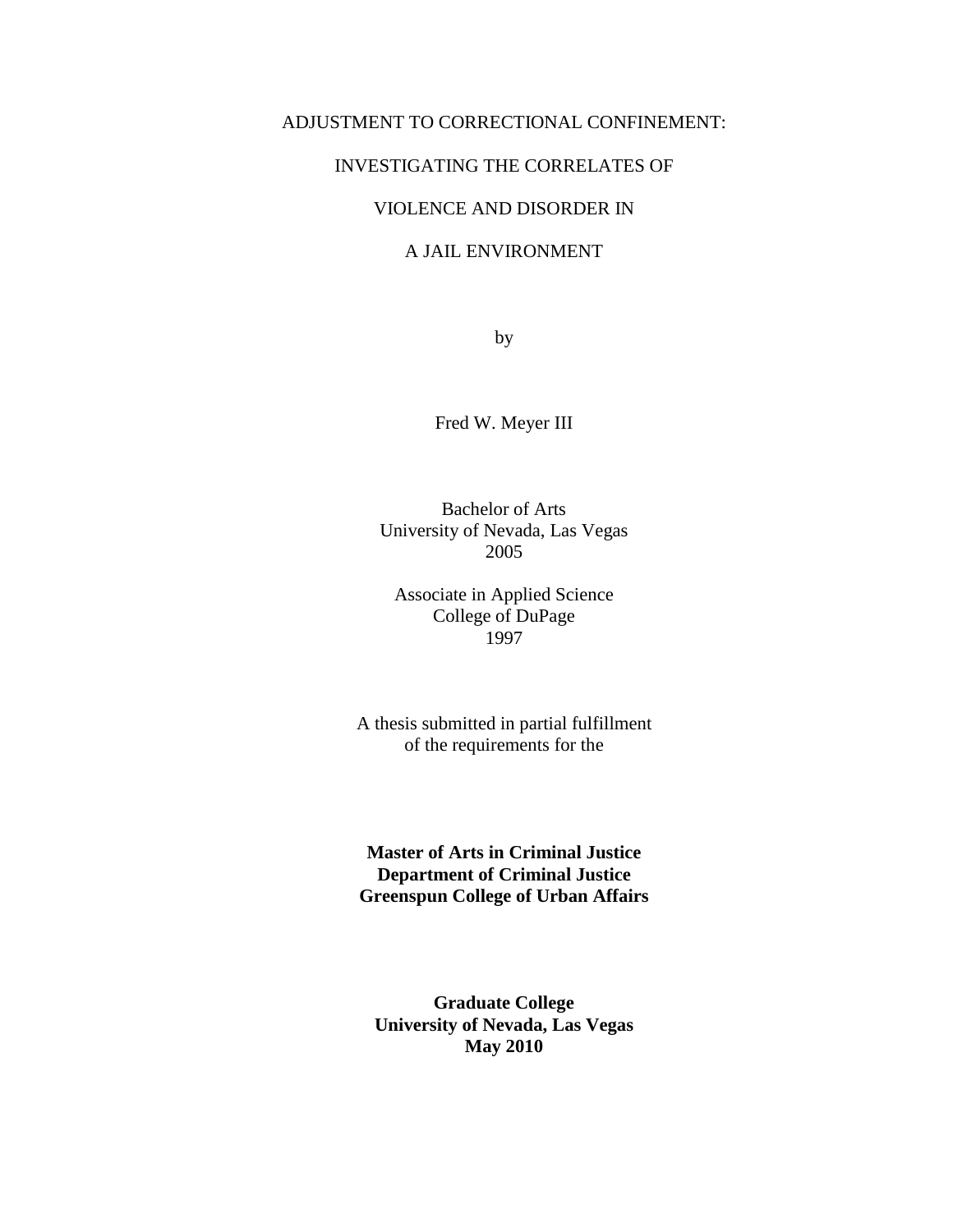# ADJUSTMENT TO CORRECTIONAL CONFINEMENT: INVESTIGATING THE CORRELATES OF VIOLENCE AND DISORDER IN A JAIL ENVIRONMENT

by

Fred W. Meyer III

Bachelor of Arts
University of Nevada, Las Vegas
2005

Associate in Applied Science
College of DuPage
1997

A thesis submitted in partial fulfillment
of the requirements for the

**Master of Arts in Criminal Justice**
**Department of Criminal Justice**
**Greenspun College of Urban Affairs**

**Graduate College**
**University of Nevada, Las Vegas**
**May 2010**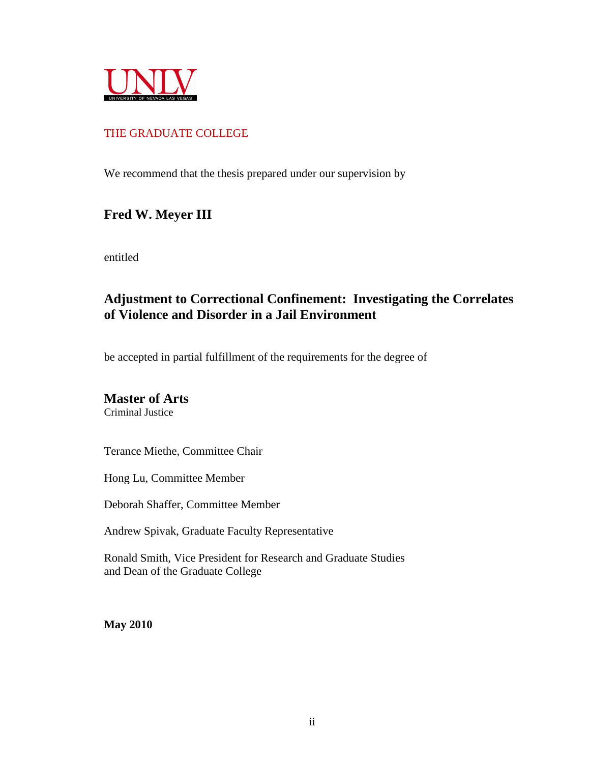UNLV
UNIVERSITY OF NEVADA LAS VEGAS

THE GRADUATE COLLEGE

We recommend that the thesis prepared under our supervision by

**Fred W. Meyer III**

entitled

**Adjustment to Correctional Confinement: Investigating the Correlates of Violence and Disorder in a Jail Environment**

be accepted in partial fulfillment of the requirements for the degree of

**Master of Arts**
Criminal Justice

Terance Miethe, Committee Chair

Hong Lu, Committee Member

Deborah Shaffer, Committee Member

Andrew Spivak, Graduate Faculty Representative

Ronald Smith, Vice President for Research and Graduate Studies and Dean of the Graduate College

**May 2010**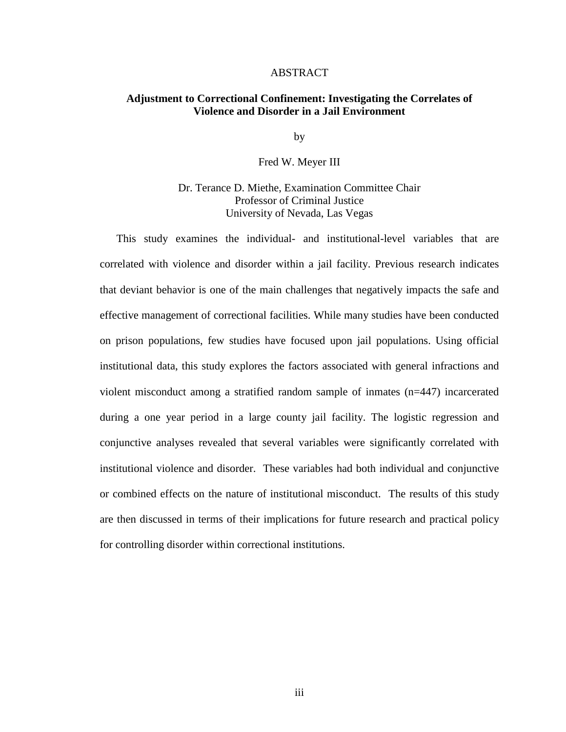# ABSTRACT

## Adjustment to Correctional Confinement: Investigating the Correlates of Violence and Disorder in a Jail Environment

by

Fred W. Meyer III

Dr. Terance D. Miethe, Examination Committee Chair
Professor of Criminal Justice
University of Nevada, Las Vegas

This study examines the individual- and institutional-level variables that are correlated with violence and disorder within a jail facility. Previous research indicates that deviant behavior is one of the main challenges that negatively impacts the safe and effective management of correctional facilities. While many studies have been conducted on prison populations, few studies have focused upon jail populations. Using official institutional data, this study explores the factors associated with general infractions and violent misconduct among a stratified random sample of inmates (n=447) incarcerated during a one year period in a large county jail facility. The logistic regression and conjunctive analyses revealed that several variables were significantly correlated with institutional violence and disorder. These variables had both individual and conjunctive or combined effects on the nature of institutional misconduct. The results of this study are then discussed in terms of their implications for future research and practical policy for controlling disorder within correctional institutions.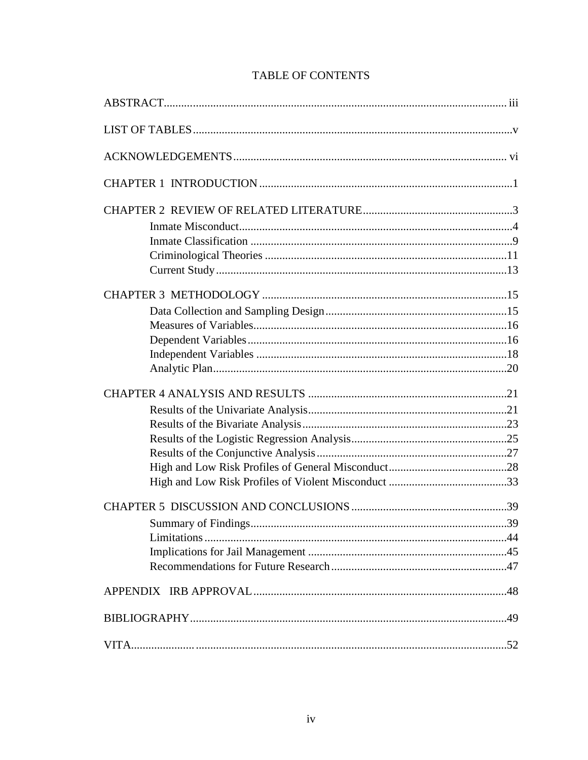# TABLE OF CONTENTS

ABSTRACT .......... iii

LIST OF TABLES .......... v

ACKNOWLEDGEMENTS .......... vi

CHAPTER 1 INTRODUCTION .......... 1

CHAPTER 2 REVIEW OF RELATED LITERATURE .......... 3
- Inmate Misconduct .......... 4
- Inmate Classification .......... 9
- Criminological Theories .......... 11
- Current Study .......... 13

CHAPTER 3 METHODOLOGY .......... 15
- Data Collection and Sampling Design .......... 15
- Measures of Variables .......... 16
- Dependent Variables .......... 16
- Independent Variables .......... 18
- Analytic Plan .......... 20

CHAPTER 4 ANALYSIS AND RESULTS .......... 21
- Results of the Univariate Analysis .......... 21
- Results of the Bivariate Analysis .......... 23
- Results of the Logistic Regression Analysis .......... 25
- Results of the Conjunctive Analysis .......... 27
- High and Low Risk Profiles of General Misconduct .......... 28
- High and Low Risk Profiles of Violent Misconduct .......... 33

CHAPTER 5 DISCUSSION AND CONCLUSIONS .......... 39
- Summary of Findings .......... 39
- Limitations .......... 44
- Implications for Jail Management .......... 45
- Recommendations for Future Research .......... 47

APPENDIX IRB APPROVAL .......... 48

BIBLIOGRAPHY .......... 49

VITA .......... 52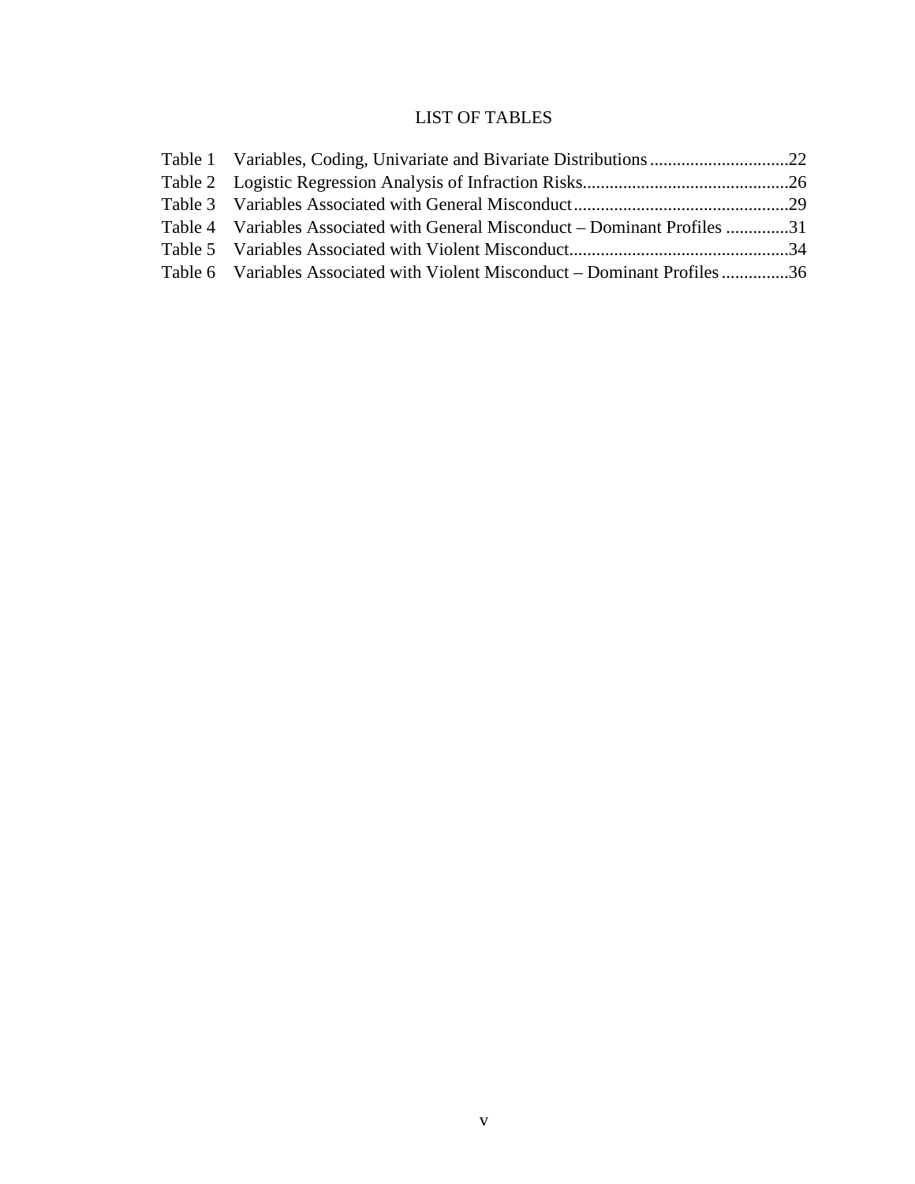# LIST OF TABLES

| Table | Title | Page |
| --- | --- | --- |
| Table 1 | Variables, Coding, Univariate and Bivariate Distributions | 22 |
| Table 2 | Logistic Regression Analysis of Infraction Risks | 26 |
| Table 3 | Variables Associated with General Misconduct | 29 |
| Table 4 | Variables Associated with General Misconduct – Dominant Profiles | 31 |
| Table 5 | Variables Associated with Violent Misconduct | 34 |
| Table 6 | Variables Associated with Violent Misconduct – Dominant Profiles | 36 |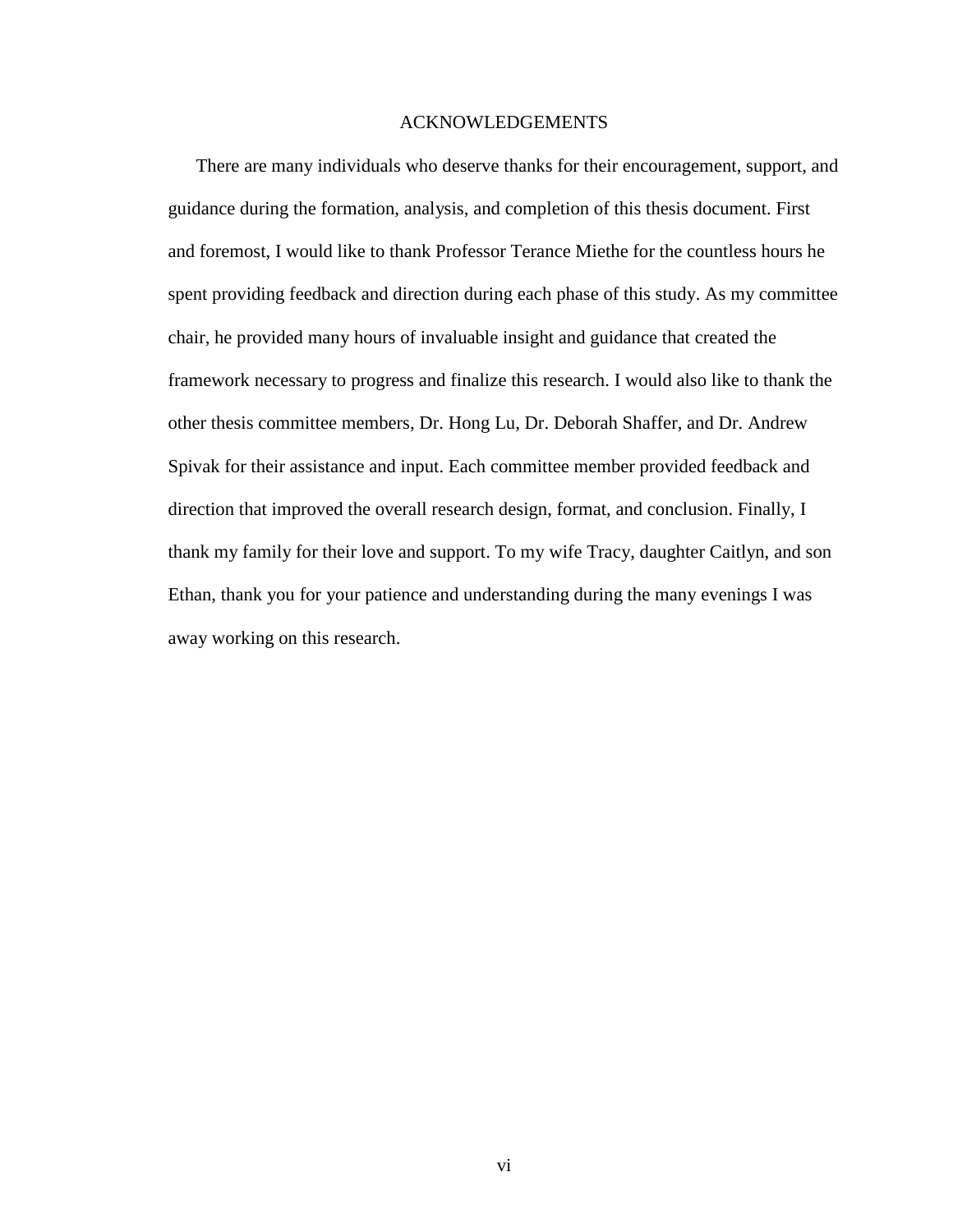# ACKNOWLEDGEMENTS

There are many individuals who deserve thanks for their encouragement, support, and guidance during the formation, analysis, and completion of this thesis document. First and foremost, I would like to thank Professor Terance Miethe for the countless hours he spent providing feedback and direction during each phase of this study. As my committee chair, he provided many hours of invaluable insight and guidance that created the framework necessary to progress and finalize this research. I would also like to thank the other thesis committee members, Dr. Hong Lu, Dr. Deborah Shaffer, and Dr. Andrew Spivak for their assistance and input. Each committee member provided feedback and direction that improved the overall research design, format, and conclusion. Finally, I thank my family for their love and support. To my wife Tracy, daughter Caitlyn, and son Ethan, thank you for your patience and understanding during the many evenings I was away working on this research.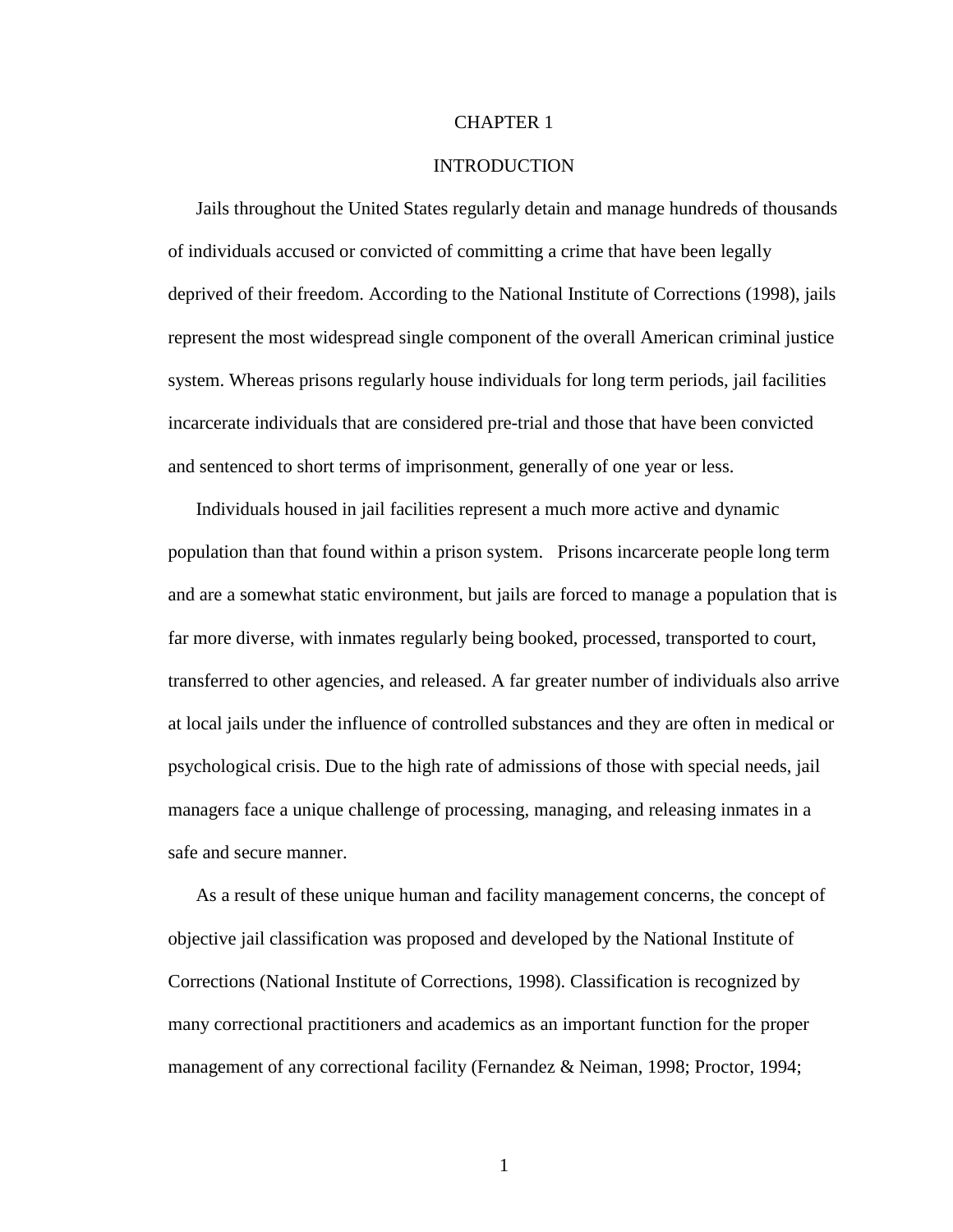# CHAPTER 1

## INTRODUCTION

Jails throughout the United States regularly detain and manage hundreds of thousands of individuals accused or convicted of committing a crime that have been legally deprived of their freedom. According to the National Institute of Corrections (1998), jails represent the most widespread single component of the overall American criminal justice system. Whereas prisons regularly house individuals for long term periods, jail facilities incarcerate individuals that are considered pre-trial and those that have been convicted and sentenced to short terms of imprisonment, generally of one year or less.

Individuals housed in jail facilities represent a much more active and dynamic population than that found within a prison system. Prisons incarcerate people long term and are a somewhat static environment, but jails are forced to manage a population that is far more diverse, with inmates regularly being booked, processed, transported to court, transferred to other agencies, and released. A far greater number of individuals also arrive at local jails under the influence of controlled substances and they are often in medical or psychological crisis. Due to the high rate of admissions of those with special needs, jail managers face a unique challenge of processing, managing, and releasing inmates in a safe and secure manner.

As a result of these unique human and facility management concerns, the concept of objective jail classification was proposed and developed by the National Institute of Corrections (National Institute of Corrections, 1998). Classification is recognized by many correctional practitioners and academics as an important function for the proper management of any correctional facility (Fernandez & Neiman, 1998; Proctor, 1994;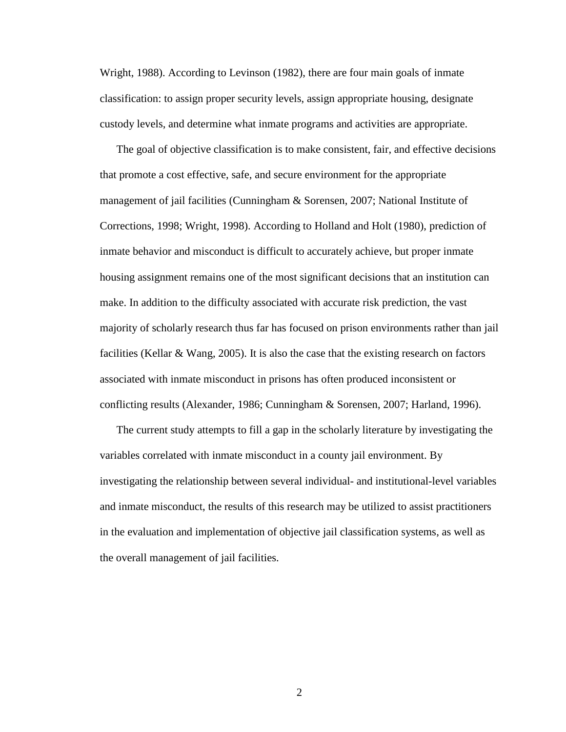Wright, 1988). According to Levinson (1982), there are four main goals of inmate classification: to assign proper security levels, assign appropriate housing, designate custody levels, and determine what inmate programs and activities are appropriate.

The goal of objective classification is to make consistent, fair, and effective decisions that promote a cost effective, safe, and secure environment for the appropriate management of jail facilities (Cunningham & Sorensen, 2007; National Institute of Corrections, 1998; Wright, 1998). According to Holland and Holt (1980), prediction of inmate behavior and misconduct is difficult to accurately achieve, but proper inmate housing assignment remains one of the most significant decisions that an institution can make. In addition to the difficulty associated with accurate risk prediction, the vast majority of scholarly research thus far has focused on prison environments rather than jail facilities (Kellar & Wang, 2005). It is also the case that the existing research on factors associated with inmate misconduct in prisons has often produced inconsistent or conflicting results (Alexander, 1986; Cunningham & Sorensen, 2007; Harland, 1996).

The current study attempts to fill a gap in the scholarly literature by investigating the variables correlated with inmate misconduct in a county jail environment. By investigating the relationship between several individual- and institutional-level variables and inmate misconduct, the results of this research may be utilized to assist practitioners in the evaluation and implementation of objective jail classification systems, as well as the overall management of jail facilities.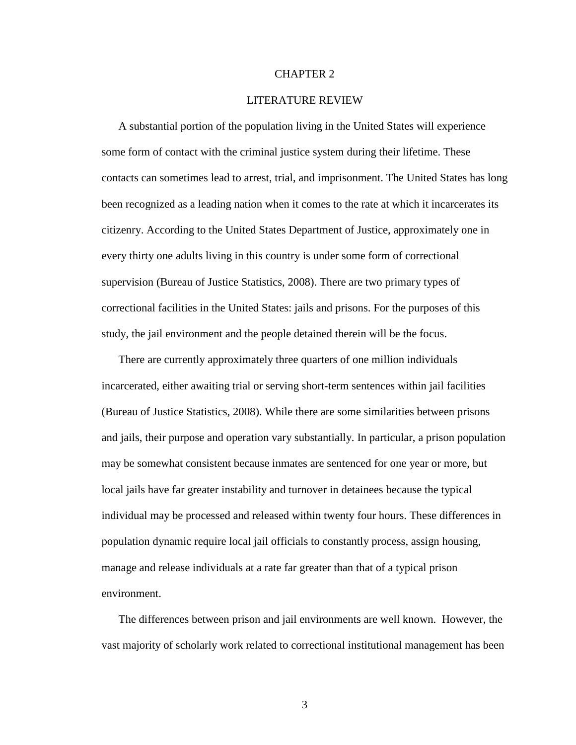# CHAPTER 2

## LITERATURE REVIEW

A substantial portion of the population living in the United States will experience some form of contact with the criminal justice system during their lifetime. These contacts can sometimes lead to arrest, trial, and imprisonment. The United States has long been recognized as a leading nation when it comes to the rate at which it incarcerates its citizenry. According to the United States Department of Justice, approximately one in every thirty one adults living in this country is under some form of correctional supervision (Bureau of Justice Statistics, 2008). There are two primary types of correctional facilities in the United States: jails and prisons. For the purposes of this study, the jail environment and the people detained therein will be the focus.

There are currently approximately three quarters of one million individuals incarcerated, either awaiting trial or serving short-term sentences within jail facilities (Bureau of Justice Statistics, 2008). While there are some similarities between prisons and jails, their purpose and operation vary substantially. In particular, a prison population may be somewhat consistent because inmates are sentenced for one year or more, but local jails have far greater instability and turnover in detainees because the typical individual may be processed and released within twenty four hours. These differences in population dynamic require local jail officials to constantly process, assign housing, manage and release individuals at a rate far greater than that of a typical prison environment.

The differences between prison and jail environments are well known. However, the vast majority of scholarly work related to correctional institutional management has been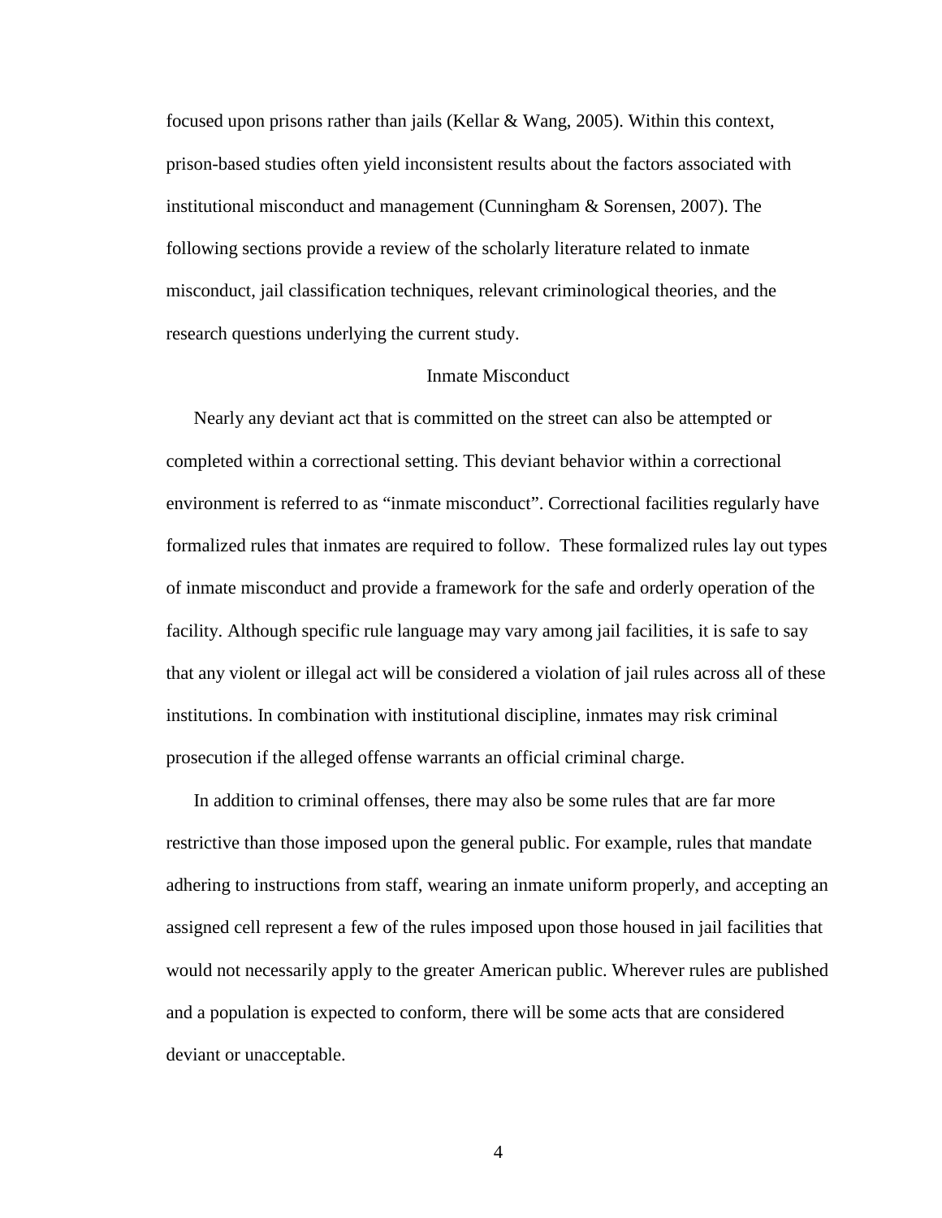focused upon prisons rather than jails (Kellar & Wang, 2005). Within this context, prison-based studies often yield inconsistent results about the factors associated with institutional misconduct and management (Cunningham & Sorensen, 2007). The following sections provide a review of the scholarly literature related to inmate misconduct, jail classification techniques, relevant criminological theories, and the research questions underlying the current study.

## Inmate Misconduct

Nearly any deviant act that is committed on the street can also be attempted or completed within a correctional setting. This deviant behavior within a correctional environment is referred to as "inmate misconduct". Correctional facilities regularly have formalized rules that inmates are required to follow. These formalized rules lay out types of inmate misconduct and provide a framework for the safe and orderly operation of the facility. Although specific rule language may vary among jail facilities, it is safe to say that any violent or illegal act will be considered a violation of jail rules across all of these institutions. In combination with institutional discipline, inmates may risk criminal prosecution if the alleged offense warrants an official criminal charge.

In addition to criminal offenses, there may also be some rules that are far more restrictive than those imposed upon the general public. For example, rules that mandate adhering to instructions from staff, wearing an inmate uniform properly, and accepting an assigned cell represent a few of the rules imposed upon those housed in jail facilities that would not necessarily apply to the greater American public. Wherever rules are published and a population is expected to conform, there will be some acts that are considered deviant or unacceptable.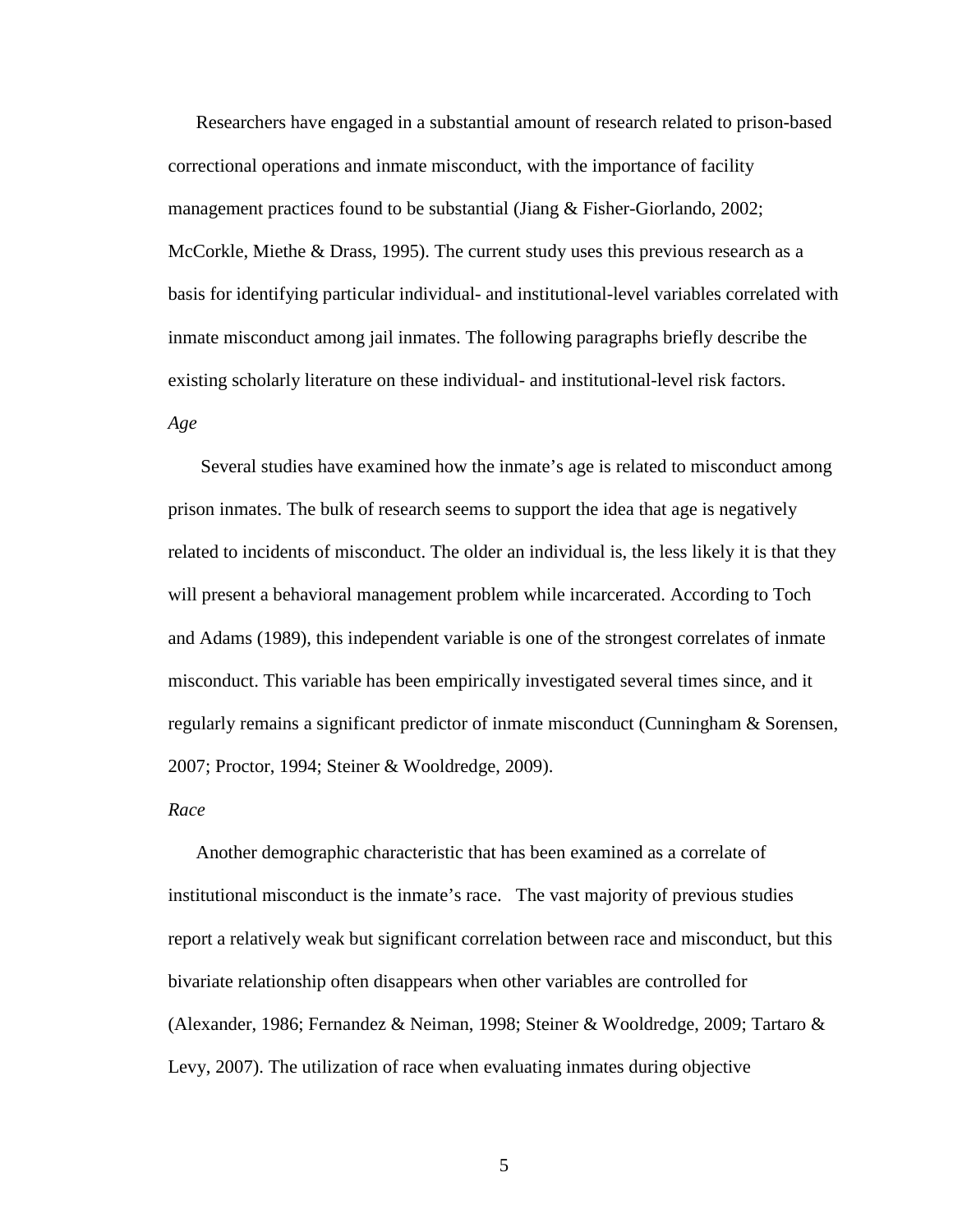Researchers have engaged in a substantial amount of research related to prison-based correctional operations and inmate misconduct, with the importance of facility management practices found to be substantial (Jiang & Fisher-Giorlando, 2002; McCorkle, Miethe & Drass, 1995). The current study uses this previous research as a basis for identifying particular individual- and institutional-level variables correlated with inmate misconduct among jail inmates. The following paragraphs briefly describe the existing scholarly literature on these individual- and institutional-level risk factors.

*Age*

Several studies have examined how the inmate's age is related to misconduct among prison inmates. The bulk of research seems to support the idea that age is negatively related to incidents of misconduct. The older an individual is, the less likely it is that they will present a behavioral management problem while incarcerated. According to Toch and Adams (1989), this independent variable is one of the strongest correlates of inmate misconduct. This variable has been empirically investigated several times since, and it regularly remains a significant predictor of inmate misconduct (Cunningham & Sorensen, 2007; Proctor, 1994; Steiner & Wooldredge, 2009).

*Race*

Another demographic characteristic that has been examined as a correlate of institutional misconduct is the inmate's race. The vast majority of previous studies report a relatively weak but significant correlation between race and misconduct, but this bivariate relationship often disappears when other variables are controlled for (Alexander, 1986; Fernandez & Neiman, 1998; Steiner & Wooldredge, 2009; Tartaro & Levy, 2007). The utilization of race when evaluating inmates during objective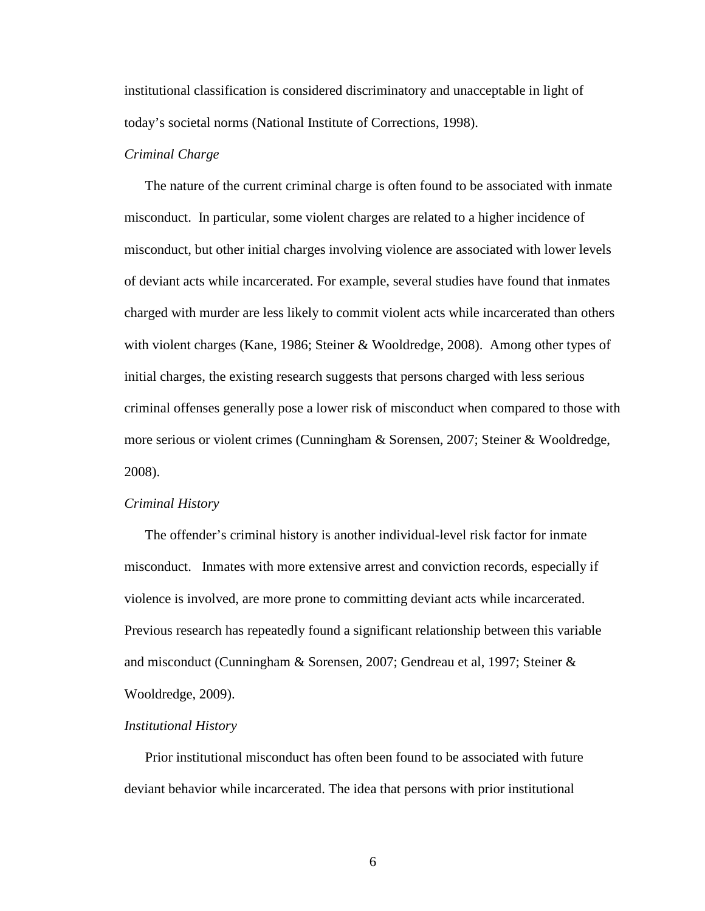institutional classification is considered discriminatory and unacceptable in light of today's societal norms (National Institute of Corrections, 1998).

### *Criminal Charge*

The nature of the current criminal charge is often found to be associated with inmate misconduct. In particular, some violent charges are related to a higher incidence of misconduct, but other initial charges involving violence are associated with lower levels of deviant acts while incarcerated. For example, several studies have found that inmates charged with murder are less likely to commit violent acts while incarcerated than others with violent charges (Kane, 1986; Steiner & Wooldredge, 2008). Among other types of initial charges, the existing research suggests that persons charged with less serious criminal offenses generally pose a lower risk of misconduct when compared to those with more serious or violent crimes (Cunningham & Sorensen, 2007; Steiner & Wooldredge, 2008).

### *Criminal History*

The offender's criminal history is another individual-level risk factor for inmate misconduct. Inmates with more extensive arrest and conviction records, especially if violence is involved, are more prone to committing deviant acts while incarcerated. Previous research has repeatedly found a significant relationship between this variable and misconduct (Cunningham & Sorensen, 2007; Gendreau et al, 1997; Steiner & Wooldredge, 2009).

### *Institutional History*

Prior institutional misconduct has often been found to be associated with future deviant behavior while incarcerated. The idea that persons with prior institutional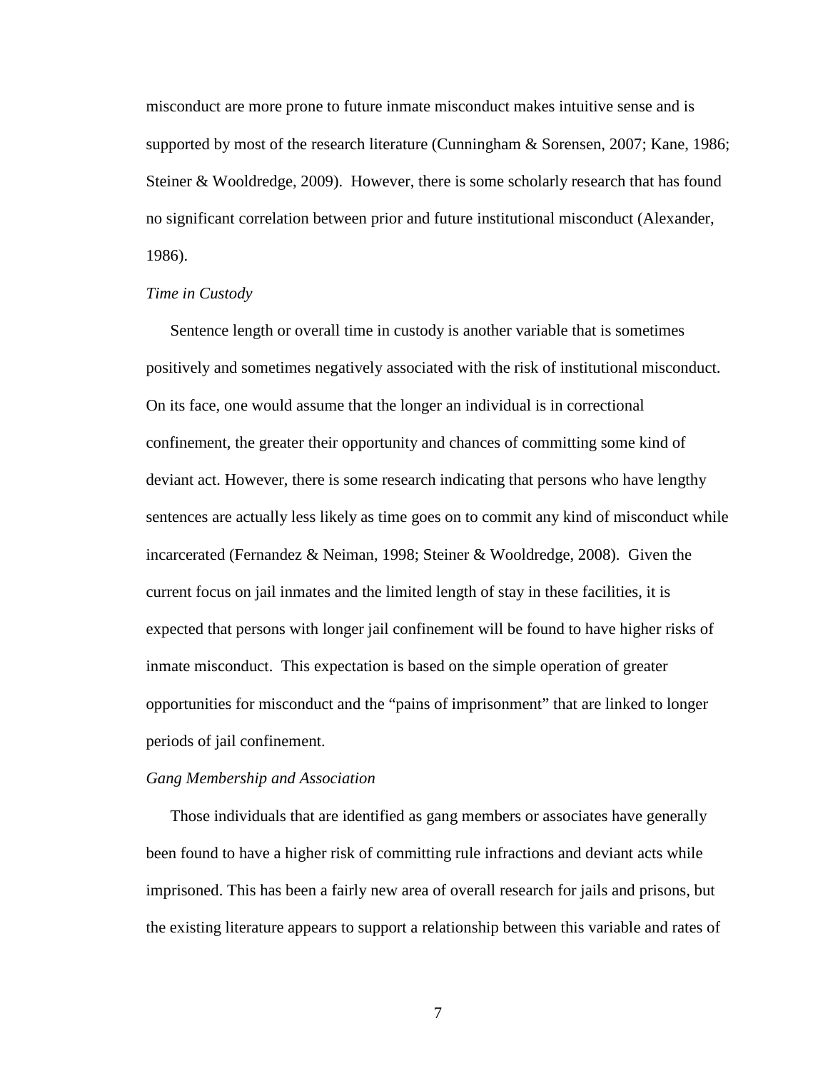misconduct are more prone to future inmate misconduct makes intuitive sense and is supported by most of the research literature (Cunningham & Sorensen, 2007; Kane, 1986; Steiner & Wooldredge, 2009). However, there is some scholarly research that has found no significant correlation between prior and future institutional misconduct (Alexander, 1986).

*Time in Custody*

Sentence length or overall time in custody is another variable that is sometimes positively and sometimes negatively associated with the risk of institutional misconduct. On its face, one would assume that the longer an individual is in correctional confinement, the greater their opportunity and chances of committing some kind of deviant act. However, there is some research indicating that persons who have lengthy sentences are actually less likely as time goes on to commit any kind of misconduct while incarcerated (Fernandez & Neiman, 1998; Steiner & Wooldredge, 2008). Given the current focus on jail inmates and the limited length of stay in these facilities, it is expected that persons with longer jail confinement will be found to have higher risks of inmate misconduct. This expectation is based on the simple operation of greater opportunities for misconduct and the "pains of imprisonment" that are linked to longer periods of jail confinement.

*Gang Membership and Association*

Those individuals that are identified as gang members or associates have generally been found to have a higher risk of committing rule infractions and deviant acts while imprisoned. This has been a fairly new area of overall research for jails and prisons, but the existing literature appears to support a relationship between this variable and rates of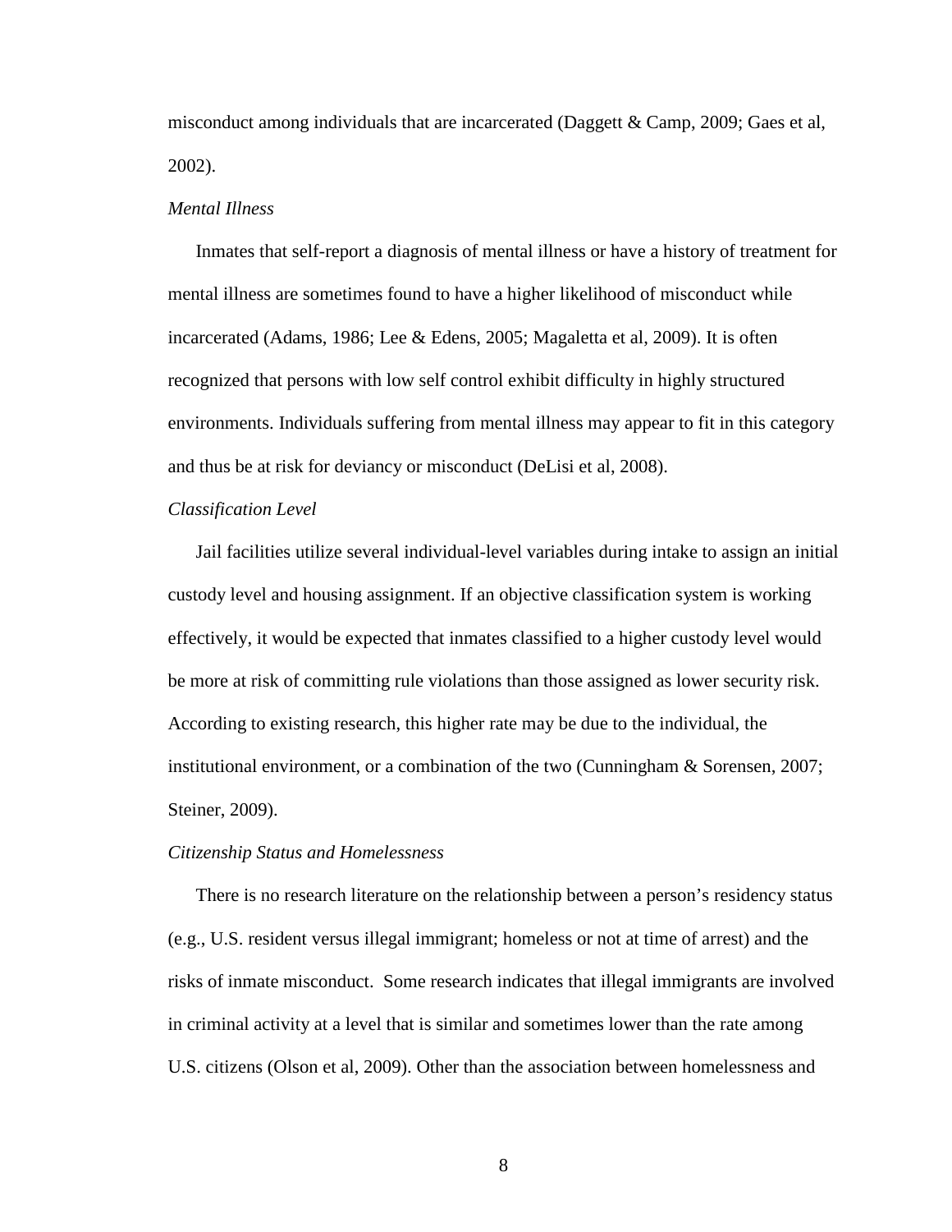misconduct among individuals that are incarcerated (Daggett & Camp, 2009; Gaes et al, 2002).

### *Mental Illness*

Inmates that self-report a diagnosis of mental illness or have a history of treatment for mental illness are sometimes found to have a higher likelihood of misconduct while incarcerated (Adams, 1986; Lee & Edens, 2005; Magaletta et al, 2009). It is often recognized that persons with low self control exhibit difficulty in highly structured environments. Individuals suffering from mental illness may appear to fit in this category and thus be at risk for deviancy or misconduct (DeLisi et al, 2008).

### *Classification Level*

Jail facilities utilize several individual-level variables during intake to assign an initial custody level and housing assignment. If an objective classification system is working effectively, it would be expected that inmates classified to a higher custody level would be more at risk of committing rule violations than those assigned as lower security risk. According to existing research, this higher rate may be due to the individual, the institutional environment, or a combination of the two (Cunningham & Sorensen, 2007; Steiner, 2009).

### *Citizenship Status and Homelessness*

There is no research literature on the relationship between a person's residency status (e.g., U.S. resident versus illegal immigrant; homeless or not at time of arrest) and the risks of inmate misconduct. Some research indicates that illegal immigrants are involved in criminal activity at a level that is similar and sometimes lower than the rate among U.S. citizens (Olson et al, 2009). Other than the association between homelessness and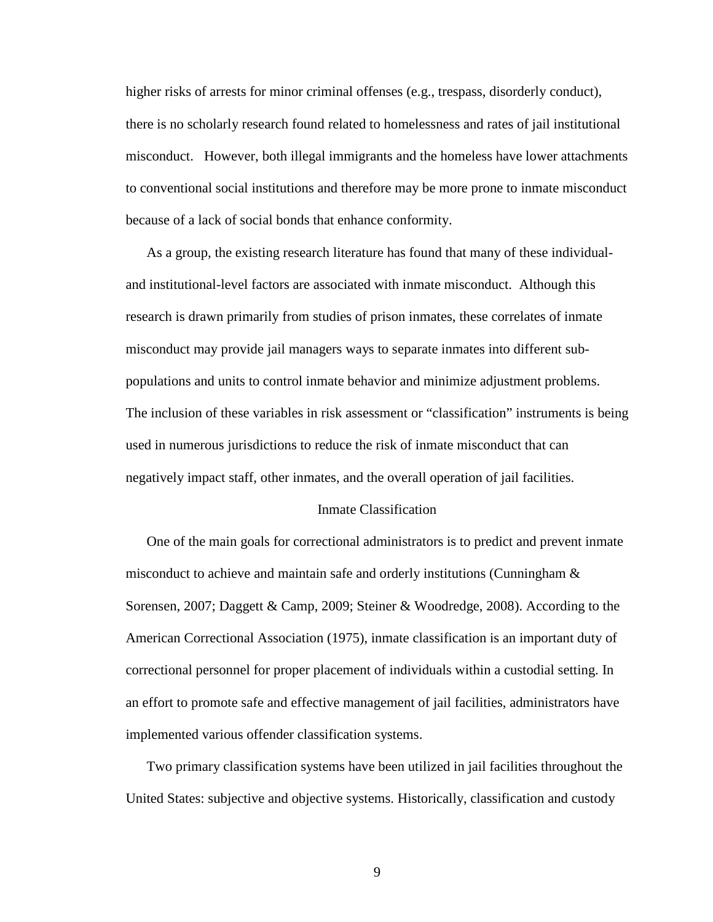higher risks of arrests for minor criminal offenses (e.g., trespass, disorderly conduct), there is no scholarly research found related to homelessness and rates of jail institutional misconduct. However, both illegal immigrants and the homeless have lower attachments to conventional social institutions and therefore may be more prone to inmate misconduct because of a lack of social bonds that enhance conformity.

As a group, the existing research literature has found that many of these individual- and institutional-level factors are associated with inmate misconduct. Although this research is drawn primarily from studies of prison inmates, these correlates of inmate misconduct may provide jail managers ways to separate inmates into different sub-populations and units to control inmate behavior and minimize adjustment problems. The inclusion of these variables in risk assessment or "classification" instruments is being used in numerous jurisdictions to reduce the risk of inmate misconduct that can negatively impact staff, other inmates, and the overall operation of jail facilities.

## Inmate Classification

One of the main goals for correctional administrators is to predict and prevent inmate misconduct to achieve and maintain safe and orderly institutions (Cunningham & Sorensen, 2007; Daggett & Camp, 2009; Steiner & Woodredge, 2008). According to the American Correctional Association (1975), inmate classification is an important duty of correctional personnel for proper placement of individuals within a custodial setting. In an effort to promote safe and effective management of jail facilities, administrators have implemented various offender classification systems.

Two primary classification systems have been utilized in jail facilities throughout the United States: subjective and objective systems. Historically, classification and custody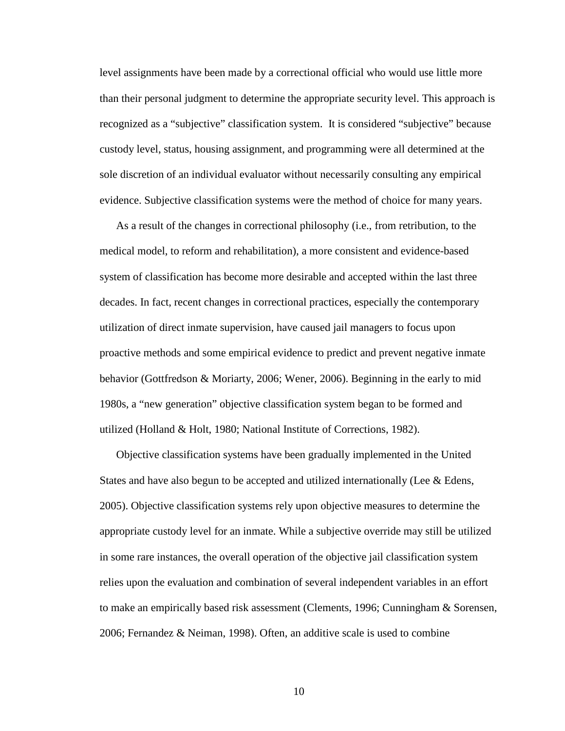level assignments have been made by a correctional official who would use little more than their personal judgment to determine the appropriate security level. This approach is recognized as a "subjective" classification system. It is considered "subjective" because custody level, status, housing assignment, and programming were all determined at the sole discretion of an individual evaluator without necessarily consulting any empirical evidence. Subjective classification systems were the method of choice for many years.

As a result of the changes in correctional philosophy (i.e., from retribution, to the medical model, to reform and rehabilitation), a more consistent and evidence-based system of classification has become more desirable and accepted within the last three decades. In fact, recent changes in correctional practices, especially the contemporary utilization of direct inmate supervision, have caused jail managers to focus upon proactive methods and some empirical evidence to predict and prevent negative inmate behavior (Gottfredson & Moriarty, 2006; Wener, 2006). Beginning in the early to mid 1980s, a "new generation" objective classification system began to be formed and utilized (Holland & Holt, 1980; National Institute of Corrections, 1982).

Objective classification systems have been gradually implemented in the United States and have also begun to be accepted and utilized internationally (Lee & Edens, 2005). Objective classification systems rely upon objective measures to determine the appropriate custody level for an inmate. While a subjective override may still be utilized in some rare instances, the overall operation of the objective jail classification system relies upon the evaluation and combination of several independent variables in an effort to make an empirically based risk assessment (Clements, 1996; Cunningham & Sorensen, 2006; Fernandez & Neiman, 1998). Often, an additive scale is used to combine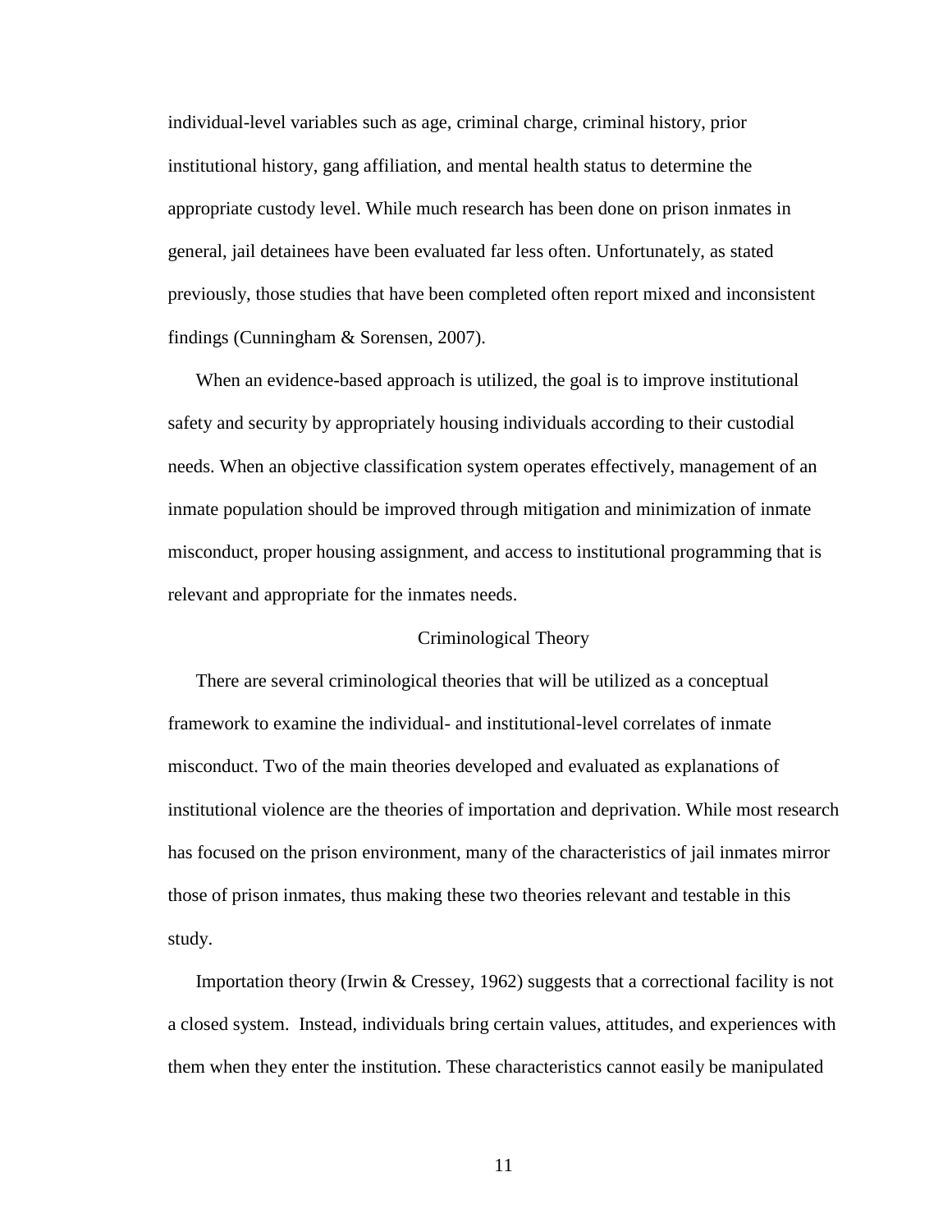individual-level variables such as age, criminal charge, criminal history, prior institutional history, gang affiliation, and mental health status to determine the appropriate custody level. While much research has been done on prison inmates in general, jail detainees have been evaluated far less often. Unfortunately, as stated previously, those studies that have been completed often report mixed and inconsistent findings (Cunningham & Sorensen, 2007).

When an evidence-based approach is utilized, the goal is to improve institutional safety and security by appropriately housing individuals according to their custodial needs. When an objective classification system operates effectively, management of an inmate population should be improved through mitigation and minimization of inmate misconduct, proper housing assignment, and access to institutional programming that is relevant and appropriate for the inmates needs.

## Criminological Theory

There are several criminological theories that will be utilized as a conceptual framework to examine the individual- and institutional-level correlates of inmate misconduct. Two of the main theories developed and evaluated as explanations of institutional violence are the theories of importation and deprivation. While most research has focused on the prison environment, many of the characteristics of jail inmates mirror those of prison inmates, thus making these two theories relevant and testable in this study.

Importation theory (Irwin & Cressey, 1962) suggests that a correctional facility is not a closed system. Instead, individuals bring certain values, attitudes, and experiences with them when they enter the institution. These characteristics cannot easily be manipulated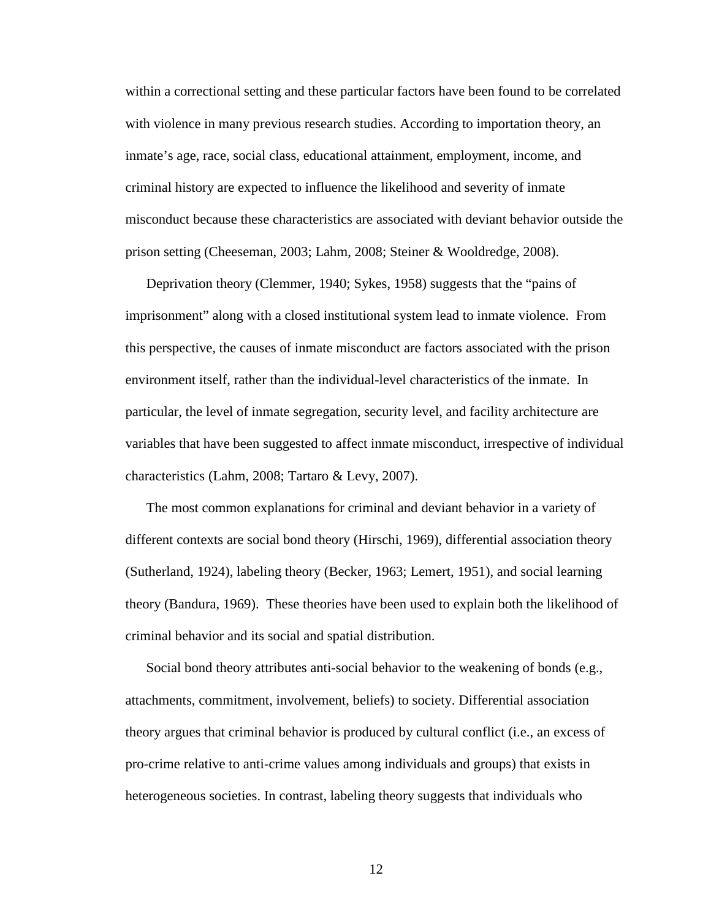within a correctional setting and these particular factors have been found to be correlated with violence in many previous research studies. According to importation theory, an inmate's age, race, social class, educational attainment, employment, income, and criminal history are expected to influence the likelihood and severity of inmate misconduct because these characteristics are associated with deviant behavior outside the prison setting (Cheeseman, 2003; Lahm, 2008; Steiner & Wooldredge, 2008).

Deprivation theory (Clemmer, 1940; Sykes, 1958) suggests that the "pains of imprisonment" along with a closed institutional system lead to inmate violence. From this perspective, the causes of inmate misconduct are factors associated with the prison environment itself, rather than the individual-level characteristics of the inmate. In particular, the level of inmate segregation, security level, and facility architecture are variables that have been suggested to affect inmate misconduct, irrespective of individual characteristics (Lahm, 2008; Tartaro & Levy, 2007).

The most common explanations for criminal and deviant behavior in a variety of different contexts are social bond theory (Hirschi, 1969), differential association theory (Sutherland, 1924), labeling theory (Becker, 1963; Lemert, 1951), and social learning theory (Bandura, 1969). These theories have been used to explain both the likelihood of criminal behavior and its social and spatial distribution.

Social bond theory attributes anti-social behavior to the weakening of bonds (e.g., attachments, commitment, involvement, beliefs) to society. Differential association theory argues that criminal behavior is produced by cultural conflict (i.e., an excess of pro-crime relative to anti-crime values among individuals and groups) that exists in heterogeneous societies. In contrast, labeling theory suggests that individuals who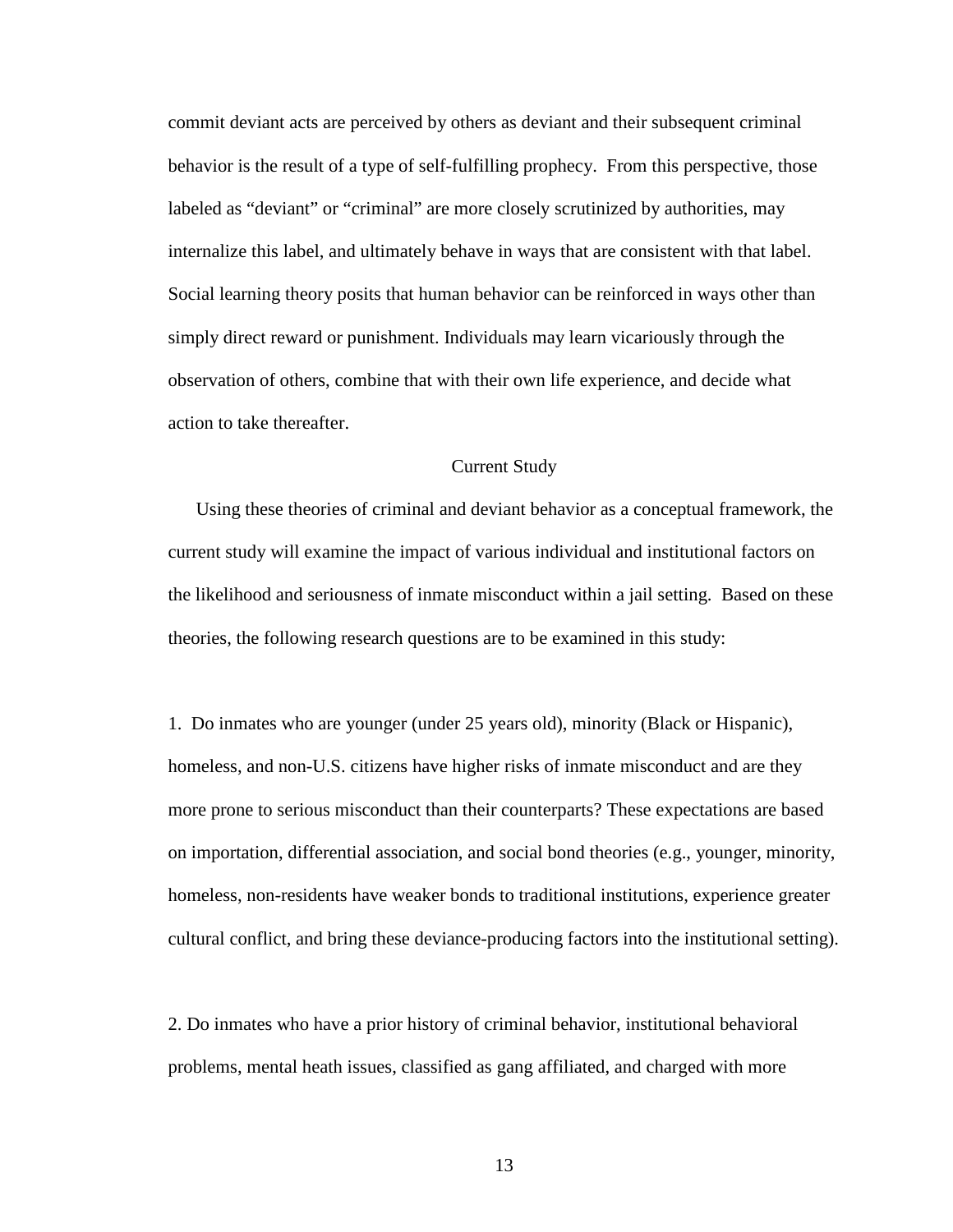commit deviant acts are perceived by others as deviant and their subsequent criminal behavior is the result of a type of self-fulfilling prophecy. From this perspective, those labeled as "deviant" or "criminal" are more closely scrutinized by authorities, may internalize this label, and ultimately behave in ways that are consistent with that label. Social learning theory posits that human behavior can be reinforced in ways other than simply direct reward or punishment. Individuals may learn vicariously through the observation of others, combine that with their own life experience, and decide what action to take thereafter.

## Current Study

Using these theories of criminal and deviant behavior as a conceptual framework, the current study will examine the impact of various individual and institutional factors on the likelihood and seriousness of inmate misconduct within a jail setting. Based on these theories, the following research questions are to be examined in this study:

1. Do inmates who are younger (under 25 years old), minority (Black or Hispanic), homeless, and non-U.S. citizens have higher risks of inmate misconduct and are they more prone to serious misconduct than their counterparts? These expectations are based on importation, differential association, and social bond theories (e.g., younger, minority, homeless, non-residents have weaker bonds to traditional institutions, experience greater cultural conflict, and bring these deviance-producing factors into the institutional setting).

2. Do inmates who have a prior history of criminal behavior, institutional behavioral problems, mental heath issues, classified as gang affiliated, and charged with more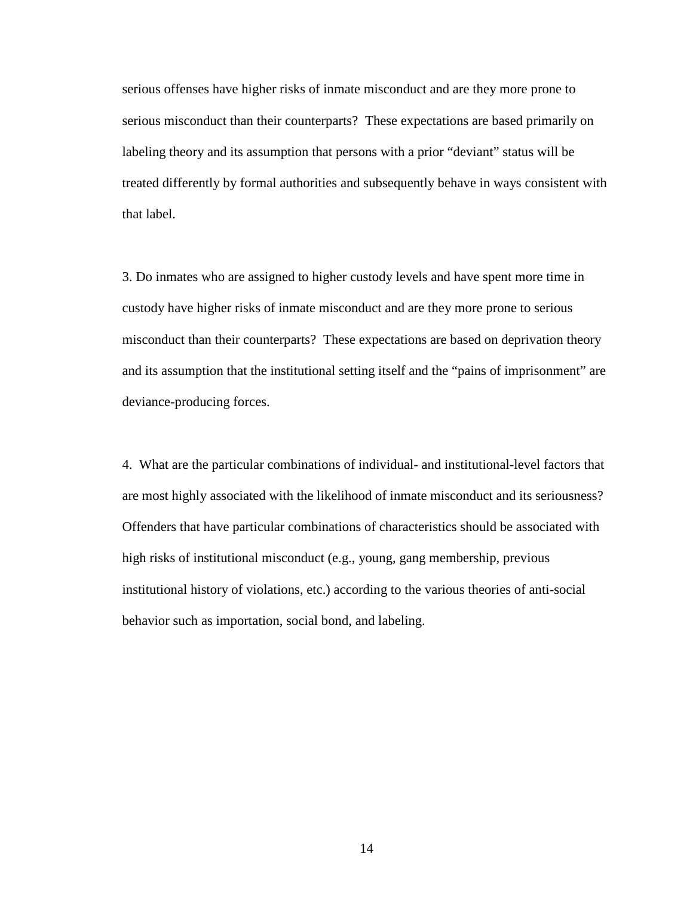serious offenses have higher risks of inmate misconduct and are they more prone to serious misconduct than their counterparts? These expectations are based primarily on labeling theory and its assumption that persons with a prior "deviant" status will be treated differently by formal authorities and subsequently behave in ways consistent with that label.

3. Do inmates who are assigned to higher custody levels and have spent more time in custody have higher risks of inmate misconduct and are they more prone to serious misconduct than their counterparts? These expectations are based on deprivation theory and its assumption that the institutional setting itself and the "pains of imprisonment" are deviance-producing forces.

4. What are the particular combinations of individual- and institutional-level factors that are most highly associated with the likelihood of inmate misconduct and its seriousness? Offenders that have particular combinations of characteristics should be associated with high risks of institutional misconduct (e.g., young, gang membership, previous institutional history of violations, etc.) according to the various theories of anti-social behavior such as importation, social bond, and labeling.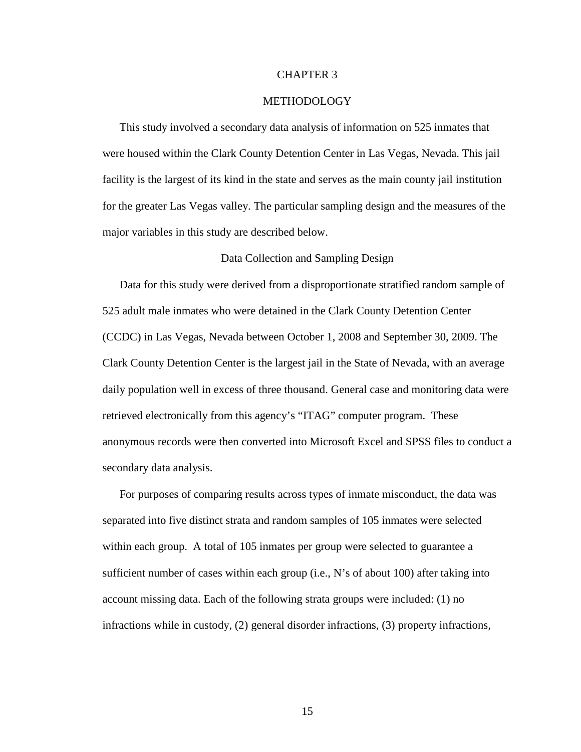# CHAPTER 3

# METHODOLOGY

This study involved a secondary data analysis of information on 525 inmates that were housed within the Clark County Detention Center in Las Vegas, Nevada. This jail facility is the largest of its kind in the state and serves as the main county jail institution for the greater Las Vegas valley. The particular sampling design and the measures of the major variables in this study are described below.

## Data Collection and Sampling Design

Data for this study were derived from a disproportionate stratified random sample of 525 adult male inmates who were detained in the Clark County Detention Center (CCDC) in Las Vegas, Nevada between October 1, 2008 and September 30, 2009. The Clark County Detention Center is the largest jail in the State of Nevada, with an average daily population well in excess of three thousand. General case and monitoring data were retrieved electronically from this agency's "ITAG" computer program. These anonymous records were then converted into Microsoft Excel and SPSS files to conduct a secondary data analysis.

For purposes of comparing results across types of inmate misconduct, the data was separated into five distinct strata and random samples of 105 inmates were selected within each group. A total of 105 inmates per group were selected to guarantee a sufficient number of cases within each group (i.e., N's of about 100) after taking into account missing data. Each of the following strata groups were included: (1) no infractions while in custody, (2) general disorder infractions, (3) property infractions,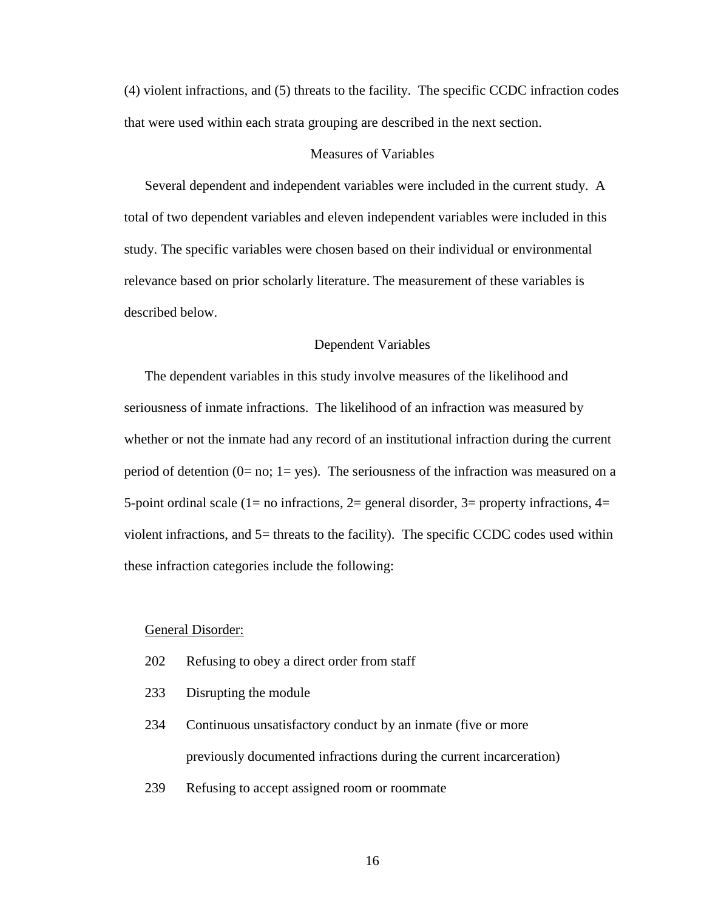(4) violent infractions, and (5) threats to the facility. The specific CCDC infraction codes that were used within each strata grouping are described in the next section.

## Measures of Variables

Several dependent and independent variables were included in the current study. A total of two dependent variables and eleven independent variables were included in this study. The specific variables were chosen based on their individual or environmental relevance based on prior scholarly literature. The measurement of these variables is described below.

### Dependent Variables

The dependent variables in this study involve measures of the likelihood and seriousness of inmate infractions. The likelihood of an infraction was measured by whether or not the inmate had any record of an institutional infraction during the current period of detention (0= no; 1= yes). The seriousness of the infraction was measured on a 5-point ordinal scale (1= no infractions, 2= general disorder, 3= property infractions, 4= violent infractions, and 5= threats to the facility). The specific CCDC codes used within these infraction categories include the following:

<u>General Disorder:</u>

202 Refusing to obey a direct order from staff

233 Disrupting the module

234 Continuous unsatisfactory conduct by an inmate (five or more previously documented infractions during the current incarceration)

239 Refusing to accept assigned room or roommate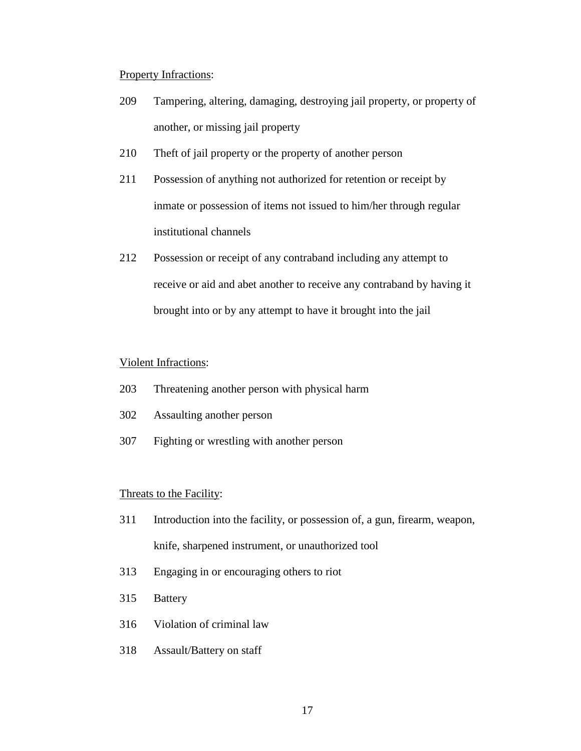<u>Property Infractions</u>:

209 Tampering, altering, damaging, destroying jail property, or property of another, or missing jail property

210 Theft of jail property or the property of another person

211 Possession of anything not authorized for retention or receipt by inmate or possession of items not issued to him/her through regular institutional channels

212 Possession or receipt of any contraband including any attempt to receive or aid and abet another to receive any contraband by having it brought into or by any attempt to have it brought into the jail

<u>Violent Infractions</u>:

203 Threatening another person with physical harm

302 Assaulting another person

307 Fighting or wrestling with another person

<u>Threats to the Facility</u>:

311 Introduction into the facility, or possession of, a gun, firearm, weapon, knife, sharpened instrument, or unauthorized tool

313 Engaging in or encouraging others to riot

315 Battery

316 Violation of criminal law

318 Assault/Battery on staff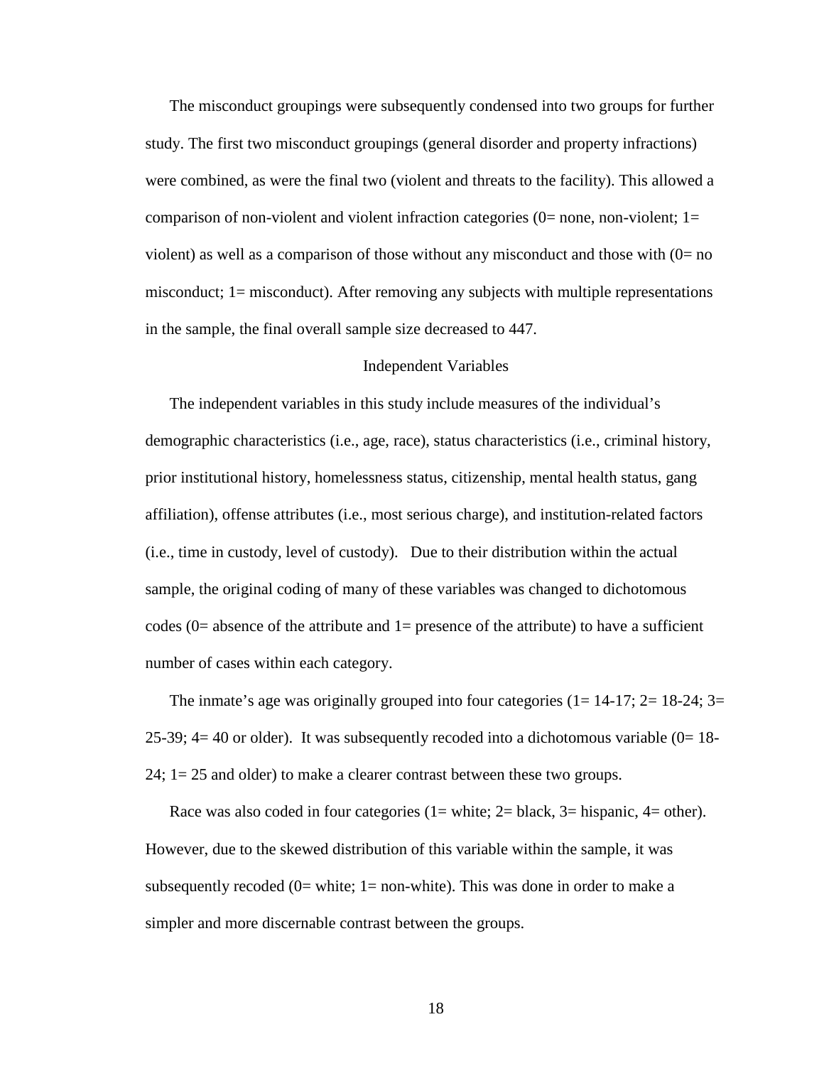The misconduct groupings were subsequently condensed into two groups for further study. The first two misconduct groupings (general disorder and property infractions) were combined, as were the final two (violent and threats to the facility). This allowed a comparison of non-violent and violent infraction categories (0= none, non-violent; 1= violent) as well as a comparison of those without any misconduct and those with (0= no misconduct; 1= misconduct). After removing any subjects with multiple representations in the sample, the final overall sample size decreased to 447.

## Independent Variables

The independent variables in this study include measures of the individual's demographic characteristics (i.e., age, race), status characteristics (i.e., criminal history, prior institutional history, homelessness status, citizenship, mental health status, gang affiliation), offense attributes (i.e., most serious charge), and institution-related factors (i.e., time in custody, level of custody). Due to their distribution within the actual sample, the original coding of many of these variables was changed to dichotomous codes (0= absence of the attribute and 1= presence of the attribute) to have a sufficient number of cases within each category.

The inmate's age was originally grouped into four categories (1= 14-17; 2= 18-24; 3= 25-39; 4= 40 or older). It was subsequently recoded into a dichotomous variable (0= 18-24; 1= 25 and older) to make a clearer contrast between these two groups.

Race was also coded in four categories (1= white; 2= black, 3= hispanic, 4= other). However, due to the skewed distribution of this variable within the sample, it was subsequently recoded (0= white; 1= non-white). This was done in order to make a simpler and more discernable contrast between the groups.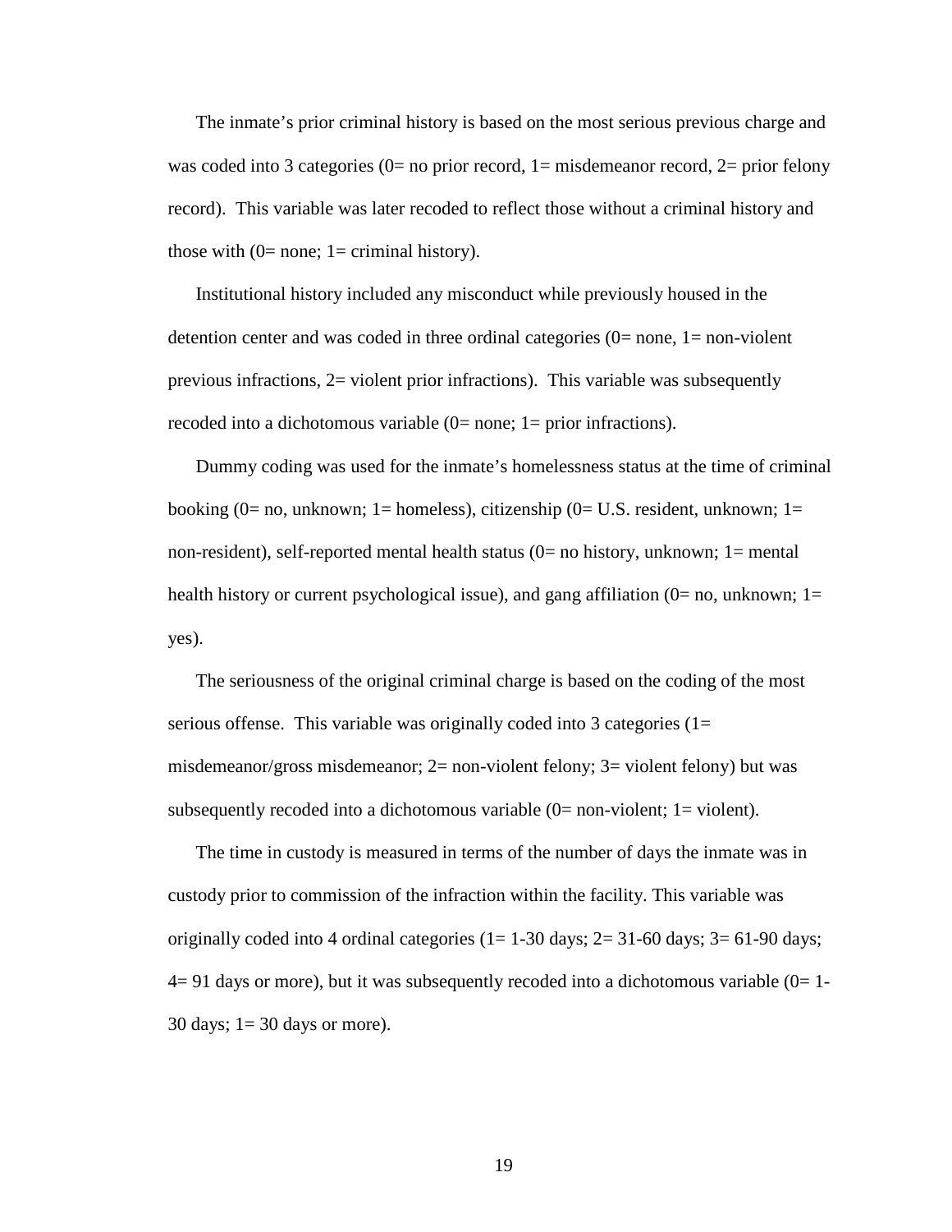The inmate's prior criminal history is based on the most serious previous charge and was coded into 3 categories (0= no prior record, 1= misdemeanor record, 2= prior felony record). This variable was later recoded to reflect those without a criminal history and those with (0= none; 1= criminal history).

Institutional history included any misconduct while previously housed in the detention center and was coded in three ordinal categories (0= none, 1= non-violent previous infractions, 2= violent prior infractions). This variable was subsequently recoded into a dichotomous variable (0= none; 1= prior infractions).

Dummy coding was used for the inmate's homelessness status at the time of criminal booking (0= no, unknown; 1= homeless), citizenship (0= U.S. resident, unknown; 1= non-resident), self-reported mental health status (0= no history, unknown; 1= mental health history or current psychological issue), and gang affiliation (0= no, unknown; 1= yes).

The seriousness of the original criminal charge is based on the coding of the most serious offense. This variable was originally coded into 3 categories (1= misdemeanor/gross misdemeanor; 2= non-violent felony; 3= violent felony) but was subsequently recoded into a dichotomous variable (0= non-violent; 1= violent).

The time in custody is measured in terms of the number of days the inmate was in custody prior to commission of the infraction within the facility. This variable was originally coded into 4 ordinal categories (1= 1-30 days; 2= 31-60 days; 3= 61-90 days; 4= 91 days or more), but it was subsequently recoded into a dichotomous variable (0= 1-30 days; 1= 30 days or more).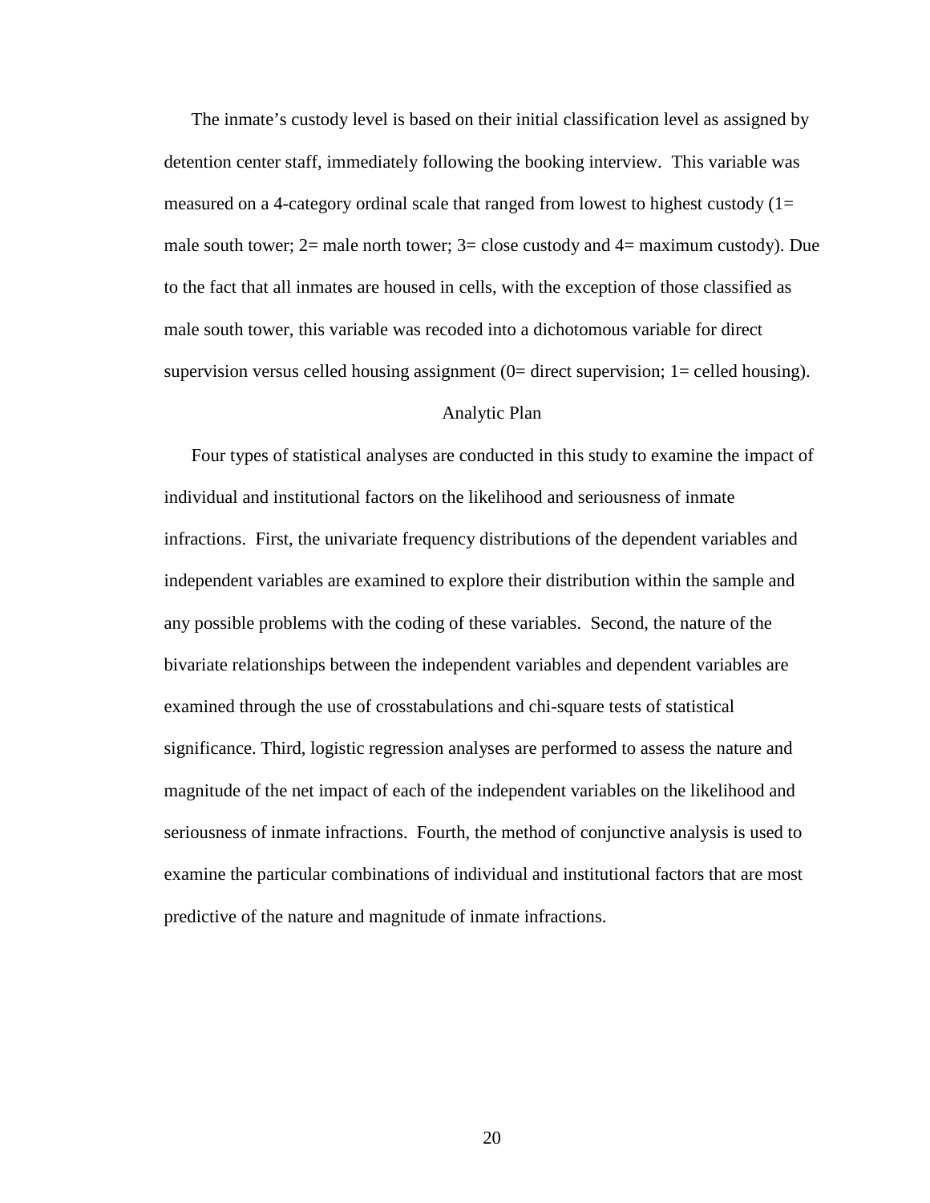The inmate's custody level is based on their initial classification level as assigned by detention center staff, immediately following the booking interview. This variable was measured on a 4-category ordinal scale that ranged from lowest to highest custody (1= male south tower; 2= male north tower; 3= close custody and 4= maximum custody). Due to the fact that all inmates are housed in cells, with the exception of those classified as male south tower, this variable was recoded into a dichotomous variable for direct supervision versus celled housing assignment (0= direct supervision; 1= celled housing).

## Analytic Plan

Four types of statistical analyses are conducted in this study to examine the impact of individual and institutional factors on the likelihood and seriousness of inmate infractions. First, the univariate frequency distributions of the dependent variables and independent variables are examined to explore their distribution within the sample and any possible problems with the coding of these variables. Second, the nature of the bivariate relationships between the independent variables and dependent variables are examined through the use of crosstabulations and chi-square tests of statistical significance. Third, logistic regression analyses are performed to assess the nature and magnitude of the net impact of each of the independent variables on the likelihood and seriousness of inmate infractions. Fourth, the method of conjunctive analysis is used to examine the particular combinations of individual and institutional factors that are most predictive of the nature and magnitude of inmate infractions.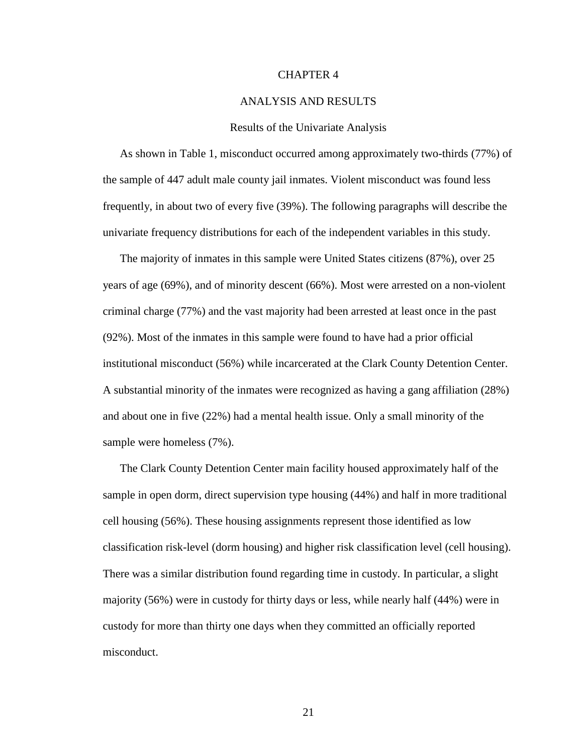# CHAPTER 4

# ANALYSIS AND RESULTS

## Results of the Univariate Analysis

As shown in Table 1, misconduct occurred among approximately two-thirds (77%) of the sample of 447 adult male county jail inmates. Violent misconduct was found less frequently, in about two of every five (39%). The following paragraphs will describe the univariate frequency distributions for each of the independent variables in this study.

The majority of inmates in this sample were United States citizens (87%), over 25 years of age (69%), and of minority descent (66%). Most were arrested on a non-violent criminal charge (77%) and the vast majority had been arrested at least once in the past (92%). Most of the inmates in this sample were found to have had a prior official institutional misconduct (56%) while incarcerated at the Clark County Detention Center. A substantial minority of the inmates were recognized as having a gang affiliation (28%) and about one in five (22%) had a mental health issue. Only a small minority of the sample were homeless (7%).

The Clark County Detention Center main facility housed approximately half of the sample in open dorm, direct supervision type housing (44%) and half in more traditional cell housing (56%). These housing assignments represent those identified as low classification risk-level (dorm housing) and higher risk classification level (cell housing). There was a similar distribution found regarding time in custody. In particular, a slight majority (56%) were in custody for thirty days or less, while nearly half (44%) were in custody for more than thirty one days when they committed an officially reported misconduct.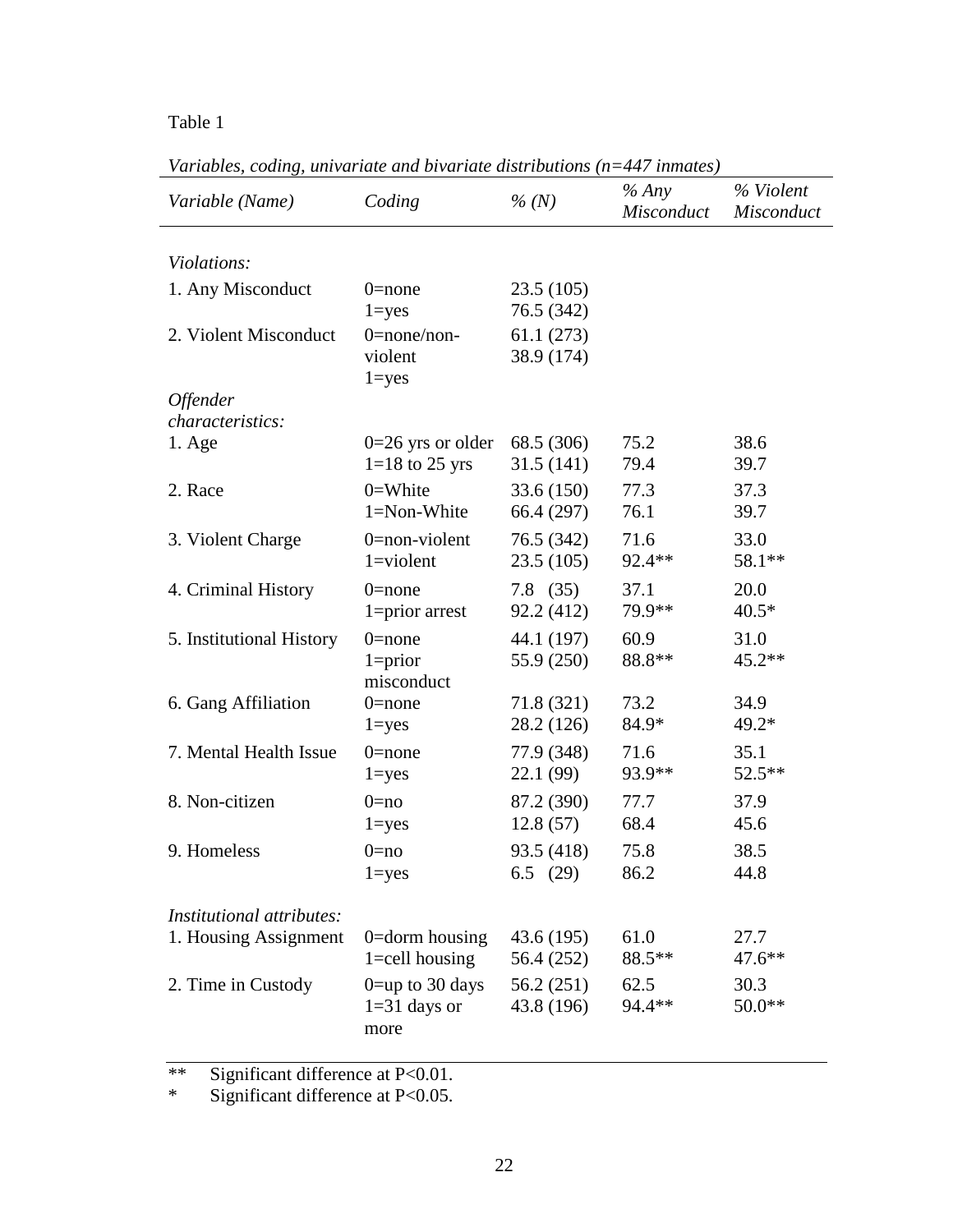Table 1

*Variables, coding, univariate and bivariate distributions (n=447 inmates)*

| *Variable (Name)* | *Coding* | *% (N)* | *% Any Misconduct* | *% Violent Misconduct* |
|---|---|---|---|---|
| *Violations:* | | | | |
| 1. Any Misconduct | 0=none | 23.5 (105) | | |
| | 1=yes | 76.5 (342) | | |
| 2. Violent Misconduct | 0=none/non-violent | 61.1 (273) | | |
| | 1=yes | 38.9 (174) | | |
| *Offender characteristics:* | | | | |
| 1. Age | 0=26 yrs or older | 68.5 (306) | 75.2 | 38.6 |
| | 1=18 to 25 yrs | 31.5 (141) | 79.4 | 39.7 |
| 2. Race | 0=White | 33.6 (150) | 77.3 | 37.3 |
| | 1=Non-White | 66.4 (297) | 76.1 | 39.7 |
| 3. Violent Charge | 0=non-violent | 76.5 (342) | 71.6 | 33.0 |
| | 1=violent | 23.5 (105) | 92.4** | 58.1** |
| 4. Criminal History | 0=none | 7.8 (35) | 37.1 | 20.0 |
| | 1=prior arrest | 92.2 (412) | 79.9** | 40.5* |
| 5. Institutional History | 0=none | 44.1 (197) | 60.9 | 31.0 |
| | 1=prior misconduct | 55.9 (250) | 88.8** | 45.2** |
| 6. Gang Affiliation | 0=none | 71.8 (321) | 73.2 | 34.9 |
| | 1=yes | 28.2 (126) | 84.9* | 49.2* |
| 7. Mental Health Issue | 0=none | 77.9 (348) | 71.6 | 35.1 |
| | 1=yes | 22.1 (99) | 93.9** | 52.5** |
| 8. Non-citizen | 0=no | 87.2 (390) | 77.7 | 37.9 |
| | 1=yes | 12.8 (57) | 68.4 | 45.6 |
| 9. Homeless | 0=no | 93.5 (418) | 75.8 | 38.5 |
| | 1=yes | 6.5 (29) | 86.2 | 44.8 |
| *Institutional attributes:* | | | | |
| 1. Housing Assignment | 0=dorm housing | 43.6 (195) | 61.0 | 27.7 |
| | 1=cell housing | 56.4 (252) | 88.5** | 47.6** |
| 2. Time in Custody | 0=up to 30 days | 56.2 (251) | 62.5 | 30.3 |
| | 1=31 days or more | 43.8 (196) | 94.4** | 50.0** |

** Significant difference at P<0.01.
* Significant difference at P<0.05.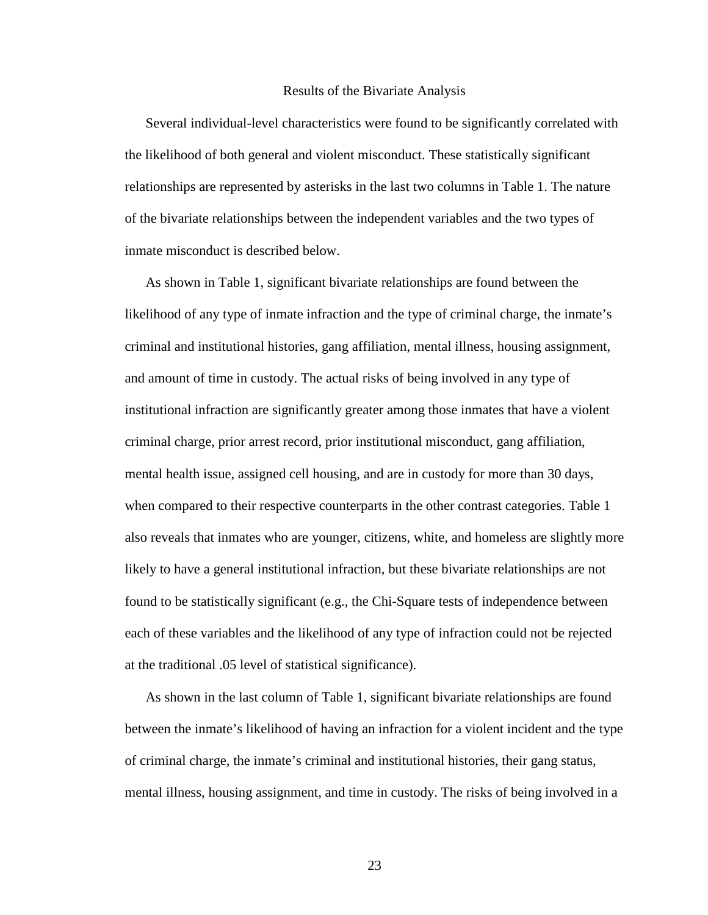## Results of the Bivariate Analysis

Several individual-level characteristics were found to be significantly correlated with the likelihood of both general and violent misconduct. These statistically significant relationships are represented by asterisks in the last two columns in Table 1. The nature of the bivariate relationships between the independent variables and the two types of inmate misconduct is described below.

As shown in Table 1, significant bivariate relationships are found between the likelihood of any type of inmate infraction and the type of criminal charge, the inmate's criminal and institutional histories, gang affiliation, mental illness, housing assignment, and amount of time in custody. The actual risks of being involved in any type of institutional infraction are significantly greater among those inmates that have a violent criminal charge, prior arrest record, prior institutional misconduct, gang affiliation, mental health issue, assigned cell housing, and are in custody for more than 30 days, when compared to their respective counterparts in the other contrast categories. Table 1 also reveals that inmates who are younger, citizens, white, and homeless are slightly more likely to have a general institutional infraction, but these bivariate relationships are not found to be statistically significant (e.g., the Chi-Square tests of independence between each of these variables and the likelihood of any type of infraction could not be rejected at the traditional .05 level of statistical significance).

As shown in the last column of Table 1, significant bivariate relationships are found between the inmate's likelihood of having an infraction for a violent incident and the type of criminal charge, the inmate's criminal and institutional histories, their gang status, mental illness, housing assignment, and time in custody. The risks of being involved in a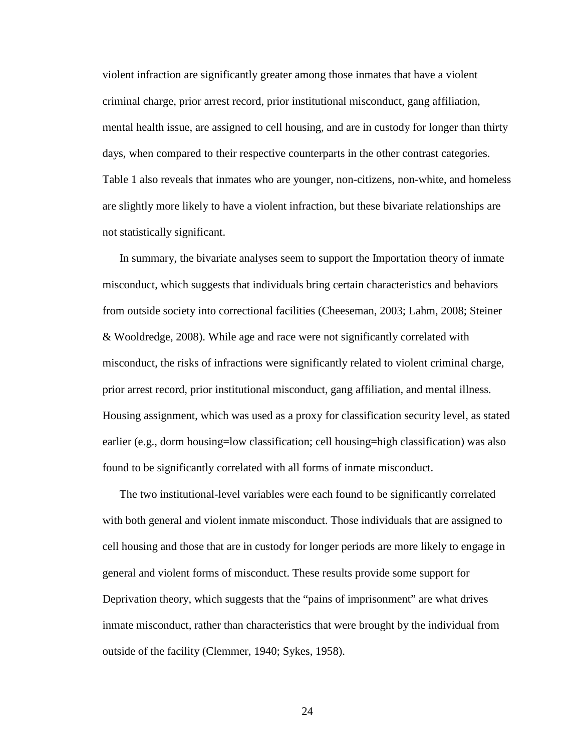violent infraction are significantly greater among those inmates that have a violent criminal charge, prior arrest record, prior institutional misconduct, gang affiliation, mental health issue, are assigned to cell housing, and are in custody for longer than thirty days, when compared to their respective counterparts in the other contrast categories. Table 1 also reveals that inmates who are younger, non-citizens, non-white, and homeless are slightly more likely to have a violent infraction, but these bivariate relationships are not statistically significant.

In summary, the bivariate analyses seem to support the Importation theory of inmate misconduct, which suggests that individuals bring certain characteristics and behaviors from outside society into correctional facilities (Cheeseman, 2003; Lahm, 2008; Steiner & Wooldredge, 2008). While age and race were not significantly correlated with misconduct, the risks of infractions were significantly related to violent criminal charge, prior arrest record, prior institutional misconduct, gang affiliation, and mental illness. Housing assignment, which was used as a proxy for classification security level, as stated earlier (e.g., dorm housing=low classification; cell housing=high classification) was also found to be significantly correlated with all forms of inmate misconduct.

The two institutional-level variables were each found to be significantly correlated with both general and violent inmate misconduct. Those individuals that are assigned to cell housing and those that are in custody for longer periods are more likely to engage in general and violent forms of misconduct. These results provide some support for Deprivation theory, which suggests that the "pains of imprisonment" are what drives inmate misconduct, rather than characteristics that were brought by the individual from outside of the facility (Clemmer, 1940; Sykes, 1958).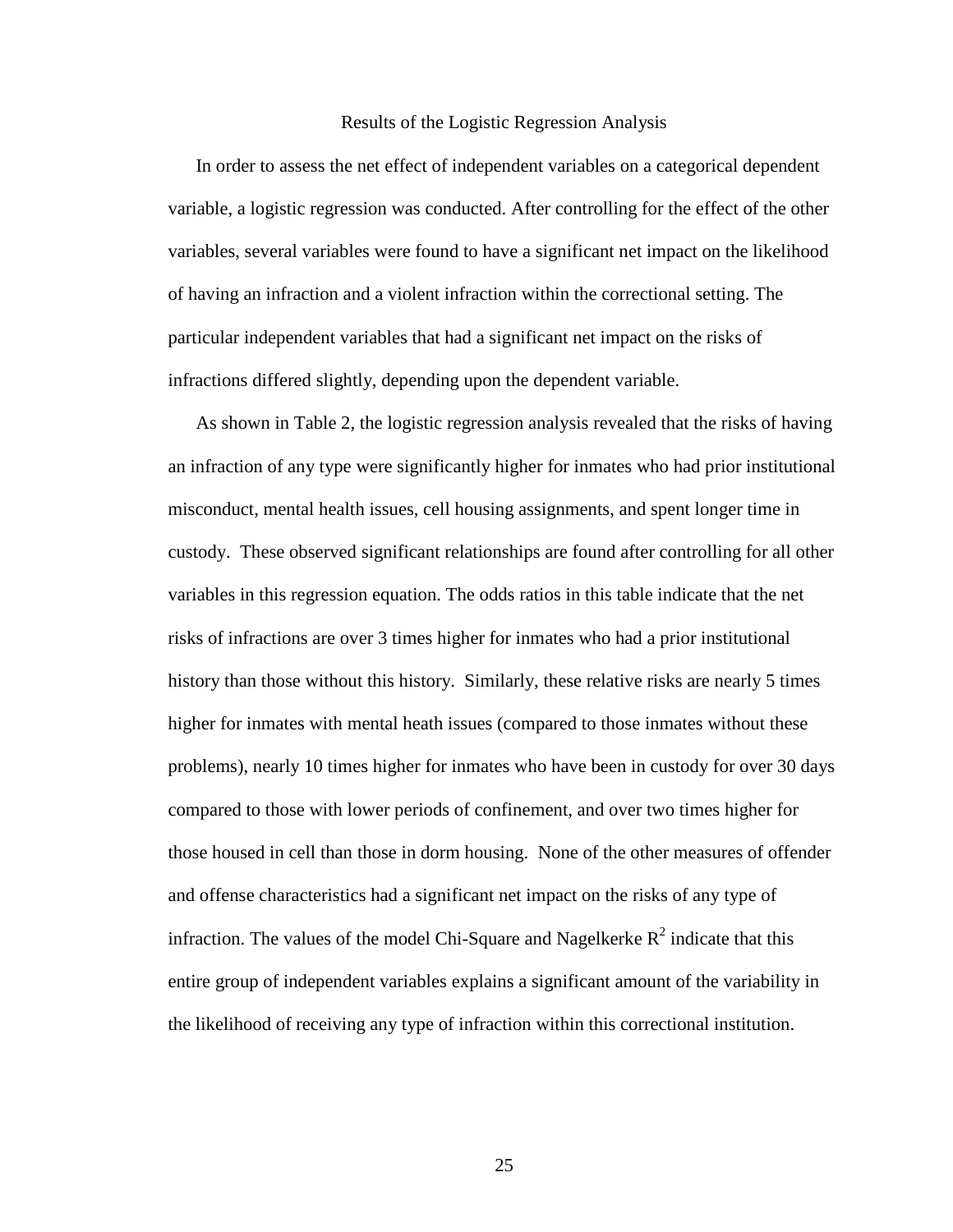## Results of the Logistic Regression Analysis

In order to assess the net effect of independent variables on a categorical dependent variable, a logistic regression was conducted. After controlling for the effect of the other variables, several variables were found to have a significant net impact on the likelihood of having an infraction and a violent infraction within the correctional setting. The particular independent variables that had a significant net impact on the risks of infractions differed slightly, depending upon the dependent variable.

As shown in Table 2, the logistic regression analysis revealed that the risks of having an infraction of any type were significantly higher for inmates who had prior institutional misconduct, mental health issues, cell housing assignments, and spent longer time in custody. These observed significant relationships are found after controlling for all other variables in this regression equation. The odds ratios in this table indicate that the net risks of infractions are over 3 times higher for inmates who had a prior institutional history than those without this history. Similarly, these relative risks are nearly 5 times higher for inmates with mental heath issues (compared to those inmates without these problems), nearly 10 times higher for inmates who have been in custody for over 30 days compared to those with lower periods of confinement, and over two times higher for those housed in cell than those in dorm housing. None of the other measures of offender and offense characteristics had a significant net impact on the risks of any type of infraction. The values of the model Chi-Square and Nagelkerke $R^2$ indicate that this entire group of independent variables explains a significant amount of the variability in the likelihood of receiving any type of infraction within this correctional institution.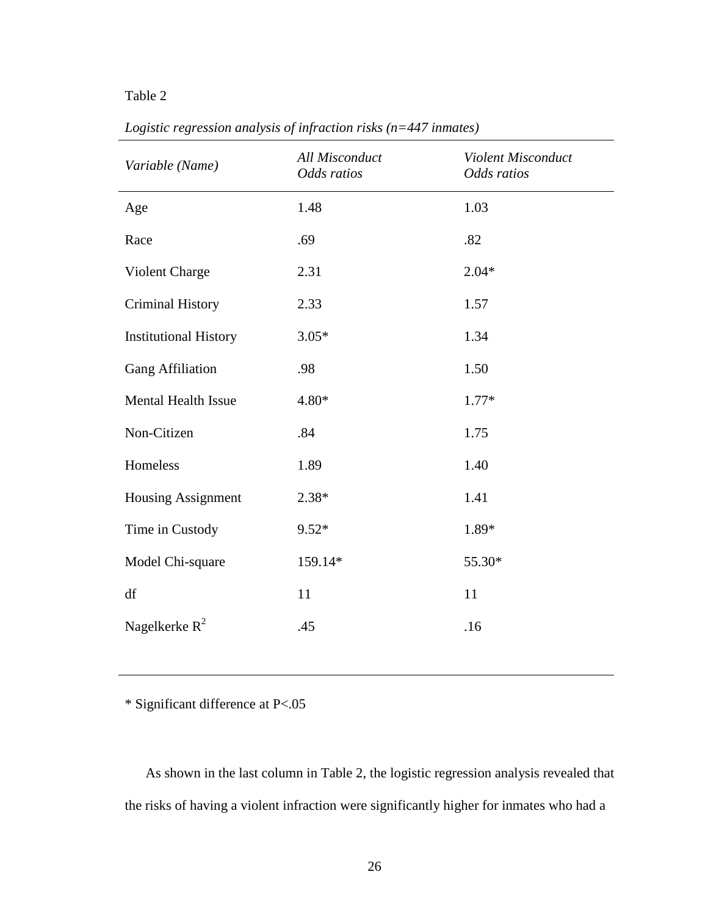Table 2

*Logistic regression analysis of infraction risks (n=447 inmates)*

| *Variable (Name)* | *All Misconduct Odds ratios* | *Violent Misconduct Odds ratios* |
|---|---|---|
| Age | 1.48 | 1.03 |
| Race | .69 | .82 |
| Violent Charge | 2.31 | 2.04* |
| Criminal History | 2.33 | 1.57 |
| Institutional History | 3.05* | 1.34 |
| Gang Affiliation | .98 | 1.50 |
| Mental Health Issue | 4.80* | 1.77* |
| Non-Citizen | .84 | 1.75 |
| Homeless | 1.89 | 1.40 |
| Housing Assignment | 2.38* | 1.41 |
| Time in Custody | 9.52* | 1.89* |
| Model Chi-square | 159.14* | 55.30* |
| df | 11 | 11 |
| Nagelkerke $R^2$ | .45 | .16 |

* Significant difference at P<.05

As shown in the last column in Table 2, the logistic regression analysis revealed that the risks of having a violent infraction were significantly higher for inmates who had a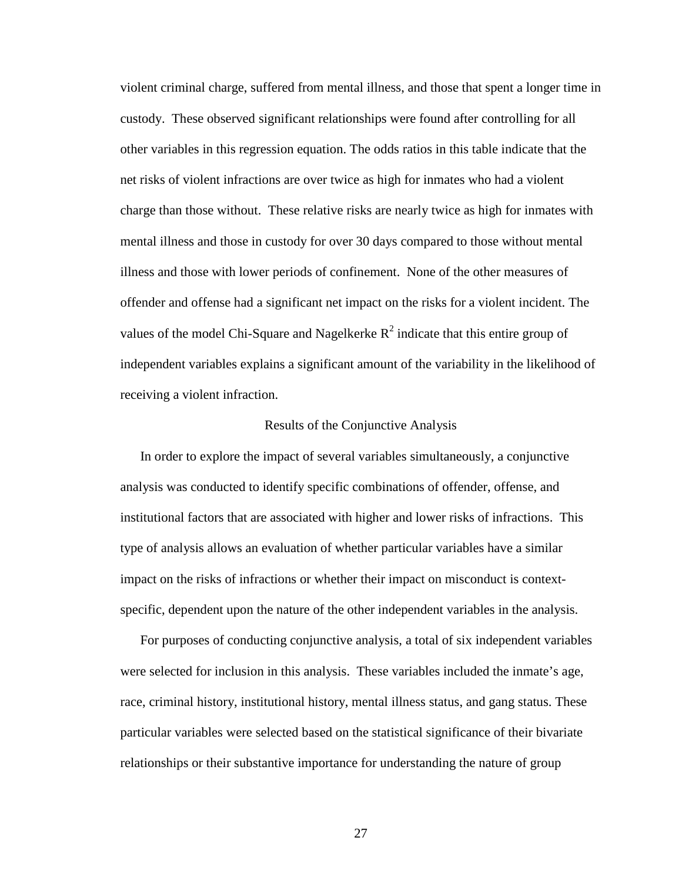violent criminal charge, suffered from mental illness, and those that spent a longer time in custody. These observed significant relationships were found after controlling for all other variables in this regression equation. The odds ratios in this table indicate that the net risks of violent infractions are over twice as high for inmates who had a violent charge than those without. These relative risks are nearly twice as high for inmates with mental illness and those in custody for over 30 days compared to those without mental illness and those with lower periods of confinement. None of the other measures of offender and offense had a significant net impact on the risks for a violent incident. The values of the model Chi-Square and Nagelkerke $R^2$ indicate that this entire group of independent variables explains a significant amount of the variability in the likelihood of receiving a violent infraction.

## Results of the Conjunctive Analysis

In order to explore the impact of several variables simultaneously, a conjunctive analysis was conducted to identify specific combinations of offender, offense, and institutional factors that are associated with higher and lower risks of infractions. This type of analysis allows an evaluation of whether particular variables have a similar impact on the risks of infractions or whether their impact on misconduct is context-specific, dependent upon the nature of the other independent variables in the analysis.

For purposes of conducting conjunctive analysis, a total of six independent variables were selected for inclusion in this analysis. These variables included the inmate's age, race, criminal history, institutional history, mental illness status, and gang status. These particular variables were selected based on the statistical significance of their bivariate relationships or their substantive importance for understanding the nature of group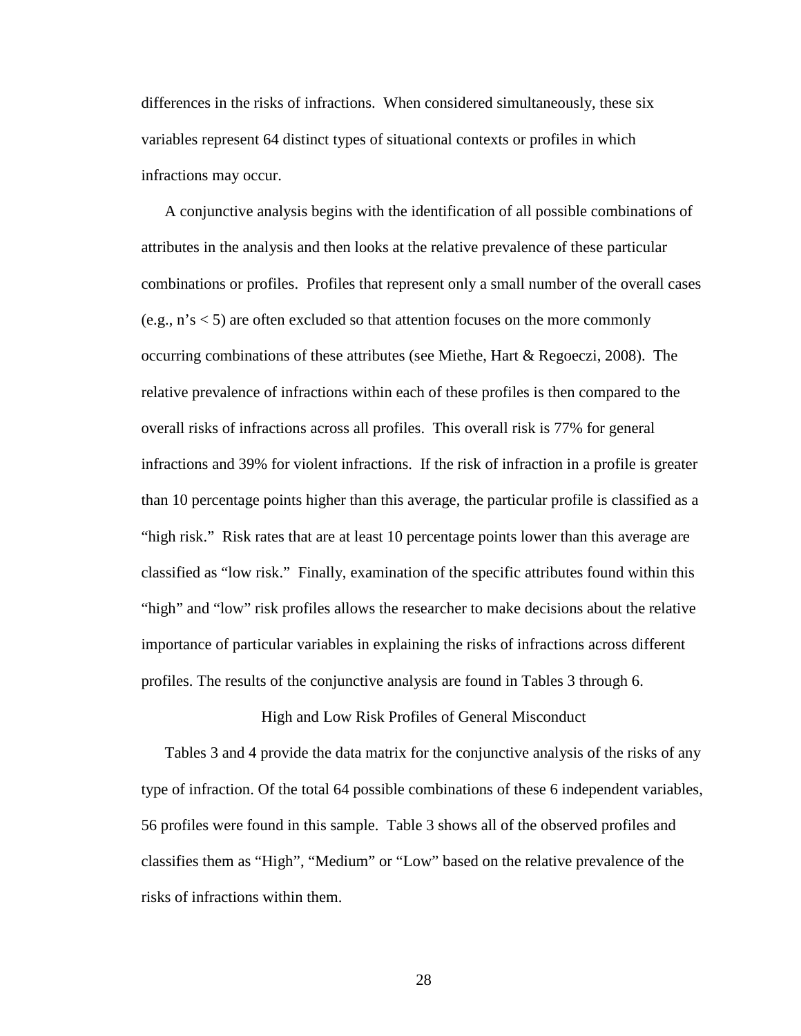differences in the risks of infractions. When considered simultaneously, these six variables represent 64 distinct types of situational contexts or profiles in which infractions may occur.

A conjunctive analysis begins with the identification of all possible combinations of attributes in the analysis and then looks at the relative prevalence of these particular combinations or profiles. Profiles that represent only a small number of the overall cases (e.g., n's < 5) are often excluded so that attention focuses on the more commonly occurring combinations of these attributes (see Miethe, Hart & Regoeczi, 2008). The relative prevalence of infractions within each of these profiles is then compared to the overall risks of infractions across all profiles. This overall risk is 77% for general infractions and 39% for violent infractions. If the risk of infraction in a profile is greater than 10 percentage points higher than this average, the particular profile is classified as a "high risk." Risk rates that are at least 10 percentage points lower than this average are classified as "low risk." Finally, examination of the specific attributes found within this "high" and "low" risk profiles allows the researcher to make decisions about the relative importance of particular variables in explaining the risks of infractions across different profiles. The results of the conjunctive analysis are found in Tables 3 through 6.

## High and Low Risk Profiles of General Misconduct

Tables 3 and 4 provide the data matrix for the conjunctive analysis of the risks of any type of infraction. Of the total 64 possible combinations of these 6 independent variables, 56 profiles were found in this sample. Table 3 shows all of the observed profiles and classifies them as "High", "Medium" or "Low" based on the relative prevalence of the risks of infractions within them.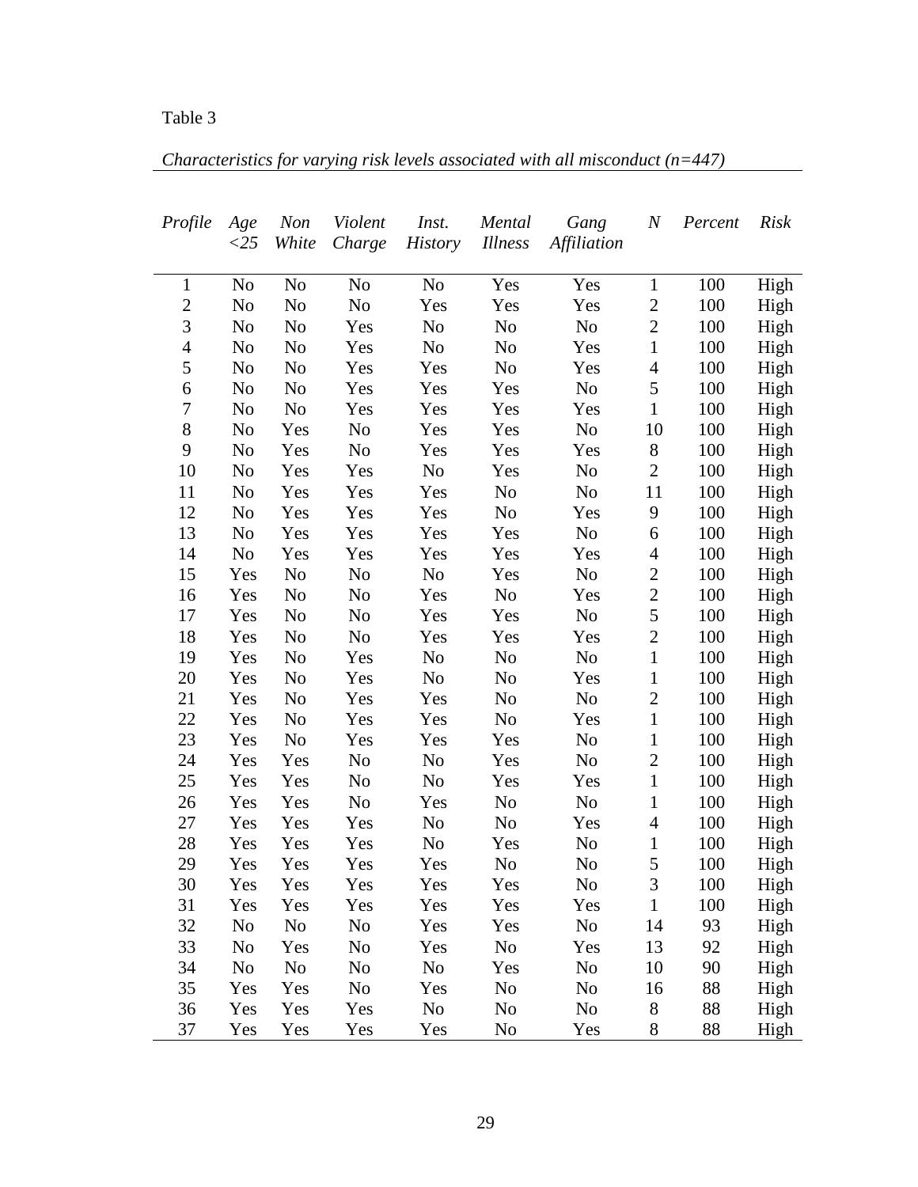Table 3

*Characteristics for varying risk levels associated with all misconduct (n=447)*

| *Profile* | *Age <25* | *Non White* | *Violent Charge* | *Inst. History* | *Mental Illness* | *Gang Affiliation* | *N* | *Percent* | *Risk* |
|---|---|---|---|---|---|---|---|---|---|
| 1 | No | No | No | No | Yes | Yes | 1 | 100 | High |
| 2 | No | No | No | Yes | Yes | Yes | 2 | 100 | High |
| 3 | No | No | Yes | No | No | No | 2 | 100 | High |
| 4 | No | No | Yes | No | No | Yes | 1 | 100 | High |
| 5 | No | No | Yes | Yes | No | Yes | 4 | 100 | High |
| 6 | No | No | Yes | Yes | Yes | No | 5 | 100 | High |
| 7 | No | No | Yes | Yes | Yes | Yes | 1 | 100 | High |
| 8 | No | Yes | No | Yes | Yes | No | 10 | 100 | High |
| 9 | No | Yes | No | Yes | Yes | Yes | 8 | 100 | High |
| 10 | No | Yes | Yes | No | Yes | No | 2 | 100 | High |
| 11 | No | Yes | Yes | Yes | No | No | 11 | 100 | High |
| 12 | No | Yes | Yes | Yes | No | Yes | 9 | 100 | High |
| 13 | No | Yes | Yes | Yes | Yes | No | 6 | 100 | High |
| 14 | No | Yes | Yes | Yes | Yes | Yes | 4 | 100 | High |
| 15 | Yes | No | No | No | Yes | No | 2 | 100 | High |
| 16 | Yes | No | No | Yes | No | Yes | 2 | 100 | High |
| 17 | Yes | No | No | Yes | Yes | No | 5 | 100 | High |
| 18 | Yes | No | No | Yes | Yes | Yes | 2 | 100 | High |
| 19 | Yes | No | Yes | No | No | No | 1 | 100 | High |
| 20 | Yes | No | Yes | No | No | Yes | 1 | 100 | High |
| 21 | Yes | No | Yes | Yes | No | No | 2 | 100 | High |
| 22 | Yes | No | Yes | Yes | No | Yes | 1 | 100 | High |
| 23 | Yes | No | Yes | Yes | Yes | No | 1 | 100 | High |
| 24 | Yes | Yes | No | No | Yes | No | 2 | 100 | High |
| 25 | Yes | Yes | No | No | Yes | Yes | 1 | 100 | High |
| 26 | Yes | Yes | No | Yes | No | No | 1 | 100 | High |
| 27 | Yes | Yes | Yes | No | No | Yes | 4 | 100 | High |
| 28 | Yes | Yes | Yes | No | Yes | No | 1 | 100 | High |
| 29 | Yes | Yes | Yes | Yes | No | No | 5 | 100 | High |
| 30 | Yes | Yes | Yes | Yes | Yes | No | 3 | 100 | High |
| 31 | Yes | Yes | Yes | Yes | Yes | Yes | 1 | 100 | High |
| 32 | No | No | No | Yes | Yes | No | 14 | 93 | High |
| 33 | No | Yes | No | Yes | No | Yes | 13 | 92 | High |
| 34 | No | No | No | No | Yes | No | 10 | 90 | High |
| 35 | Yes | Yes | No | Yes | No | No | 16 | 88 | High |
| 36 | Yes | Yes | Yes | No | No | No | 8 | 88 | High |
| 37 | Yes | Yes | Yes | Yes | No | Yes | 8 | 88 | High |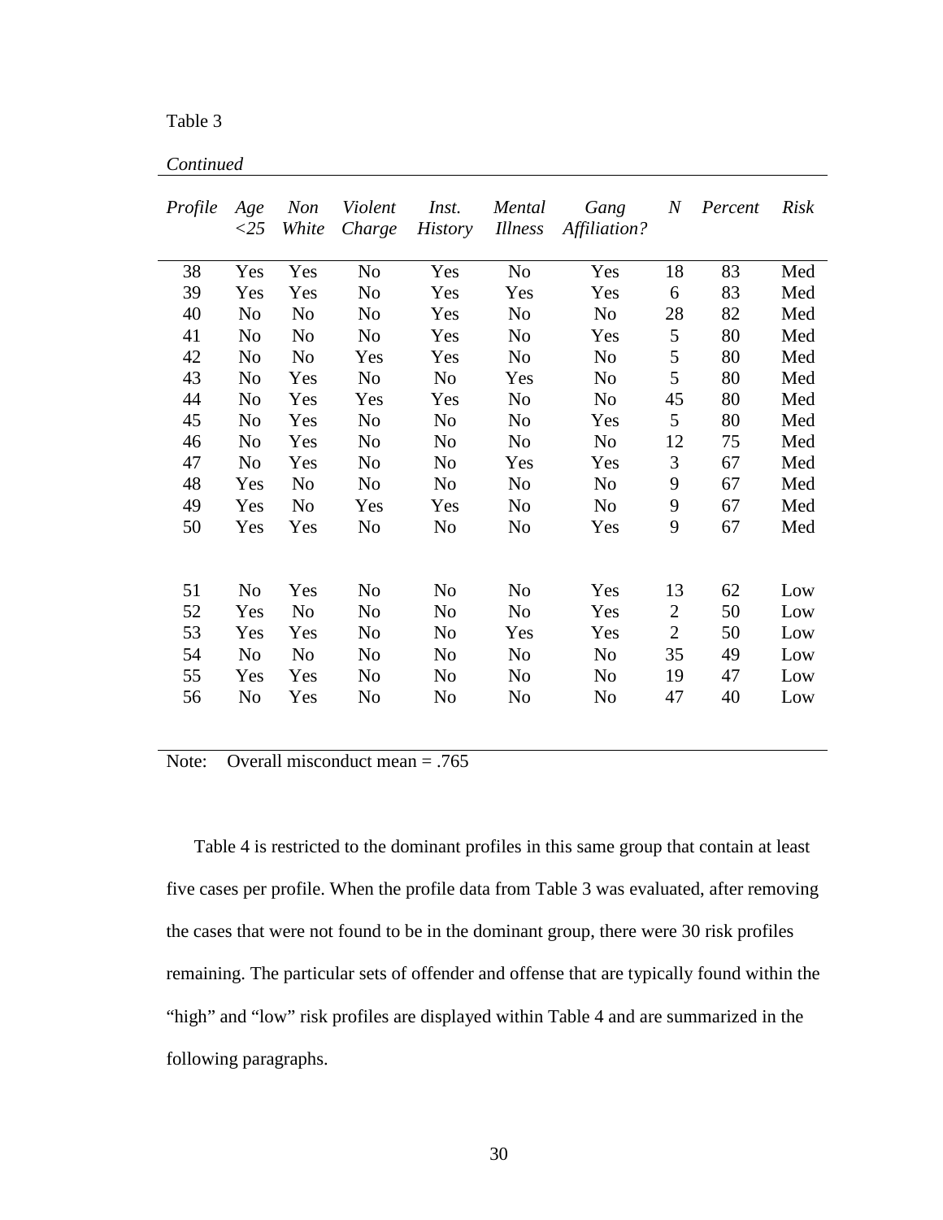Table 3

*Continued*

| *Profile* | *Age <25* | *Non White* | *Violent Charge* | *Inst. History* | *Mental Illness* | *Gang Affiliation?* | *N* | *Percent* | *Risk* |
|---|---|---|---|---|---|---|---|---|---|
| 38 | Yes | Yes | No | Yes | No | Yes | 18 | 83 | Med |
| 39 | Yes | Yes | No | Yes | Yes | Yes | 6 | 83 | Med |
| 40 | No | No | No | Yes | No | No | 28 | 82 | Med |
| 41 | No | No | No | Yes | No | Yes | 5 | 80 | Med |
| 42 | No | No | Yes | Yes | No | No | 5 | 80 | Med |
| 43 | No | Yes | No | No | Yes | No | 5 | 80 | Med |
| 44 | No | Yes | Yes | Yes | No | No | 45 | 80 | Med |
| 45 | No | Yes | No | No | No | Yes | 5 | 80 | Med |
| 46 | No | Yes | No | No | No | No | 12 | 75 | Med |
| 47 | No | Yes | No | No | Yes | Yes | 3 | 67 | Med |
| 48 | Yes | No | No | No | No | No | 9 | 67 | Med |
| 49 | Yes | No | Yes | Yes | No | No | 9 | 67 | Med |
| 50 | Yes | Yes | No | No | No | Yes | 9 | 67 | Med |
| 51 | No | Yes | No | No | No | Yes | 13 | 62 | Low |
| 52 | Yes | No | No | No | No | Yes | 2 | 50 | Low |
| 53 | Yes | Yes | No | No | Yes | Yes | 2 | 50 | Low |
| 54 | No | No | No | No | No | No | 35 | 49 | Low |
| 55 | Yes | Yes | No | No | No | No | 19 | 47 | Low |
| 56 | No | Yes | No | No | No | No | 47 | 40 | Low |

Note: Overall misconduct mean = .765

Table 4 is restricted to the dominant profiles in this same group that contain at least five cases per profile. When the profile data from Table 3 was evaluated, after removing the cases that were not found to be in the dominant group, there were 30 risk profiles remaining. The particular sets of offender and offense that are typically found within the "high" and "low" risk profiles are displayed within Table 4 and are summarized in the following paragraphs.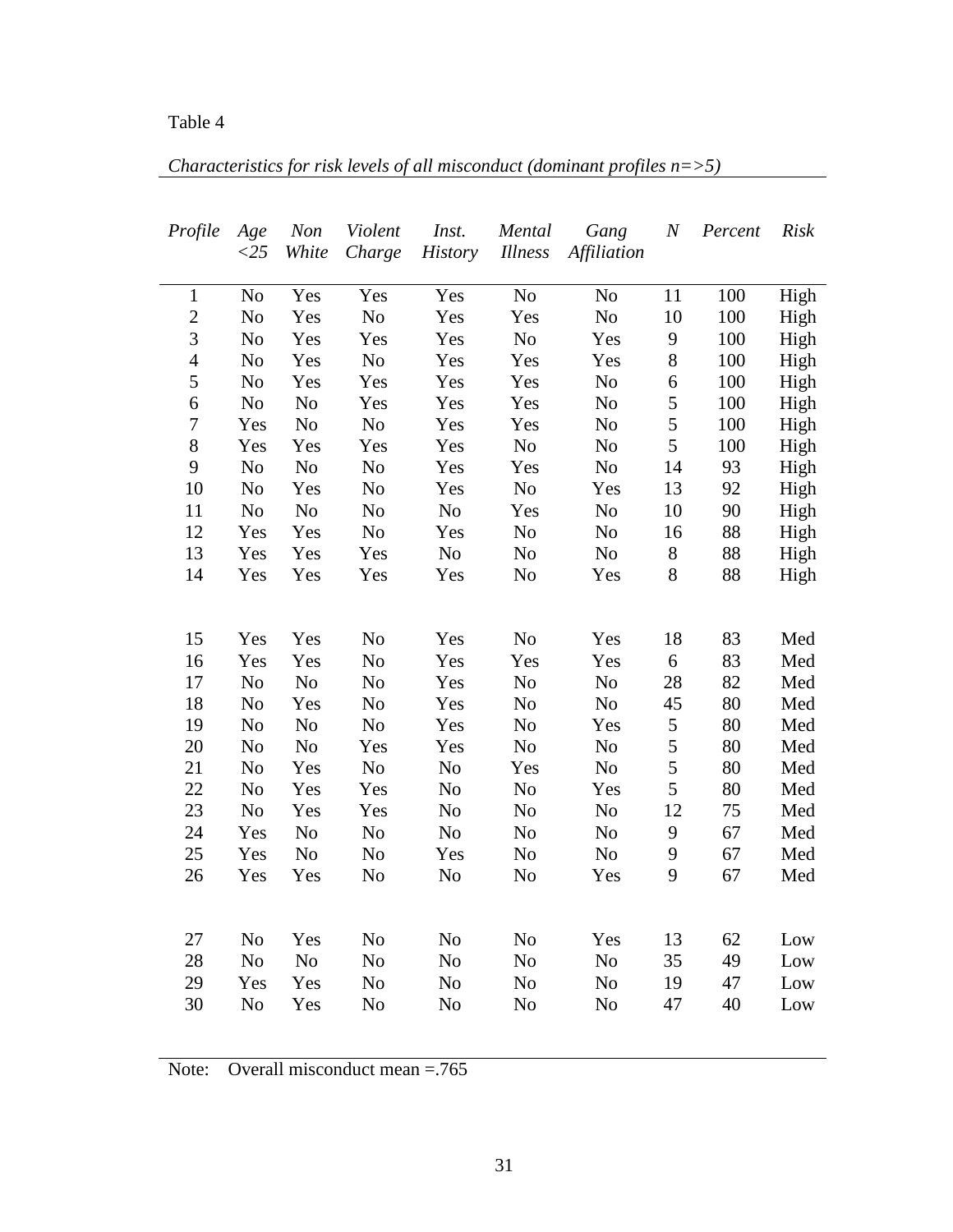Table 4

*Characteristics for risk levels of all misconduct (dominant profiles n=>5)*

| *Profile* | *Age <25* | *Non White* | *Violent Charge* | *Inst. History* | *Mental Illness* | *Gang Affiliation* | *N* | *Percent* | *Risk* |
|---|---|---|---|---|---|---|---|---|---|
| 1 | No | Yes | Yes | Yes | No | No | 11 | 100 | High |
| 2 | No | Yes | No | Yes | Yes | No | 10 | 100 | High |
| 3 | No | Yes | Yes | Yes | No | Yes | 9 | 100 | High |
| 4 | No | Yes | No | Yes | Yes | Yes | 8 | 100 | High |
| 5 | No | Yes | Yes | Yes | Yes | No | 6 | 100 | High |
| 6 | No | No | Yes | Yes | Yes | No | 5 | 100 | High |
| 7 | Yes | No | No | Yes | Yes | No | 5 | 100 | High |
| 8 | Yes | Yes | Yes | Yes | No | No | 5 | 100 | High |
| 9 | No | No | No | Yes | Yes | No | 14 | 93 | High |
| 10 | No | Yes | No | Yes | No | Yes | 13 | 92 | High |
| 11 | No | No | No | No | Yes | No | 10 | 90 | High |
| 12 | Yes | Yes | No | Yes | No | No | 16 | 88 | High |
| 13 | Yes | Yes | Yes | No | No | No | 8 | 88 | High |
| 14 | Yes | Yes | Yes | Yes | No | Yes | 8 | 88 | High |
| 15 | Yes | Yes | No | Yes | No | Yes | 18 | 83 | Med |
| 16 | Yes | Yes | No | Yes | Yes | Yes | 6 | 83 | Med |
| 17 | No | No | No | Yes | No | No | 28 | 82 | Med |
| 18 | No | Yes | No | Yes | No | No | 45 | 80 | Med |
| 19 | No | No | No | Yes | No | Yes | 5 | 80 | Med |
| 20 | No | No | Yes | Yes | No | No | 5 | 80 | Med |
| 21 | No | Yes | No | No | Yes | No | 5 | 80 | Med |
| 22 | No | Yes | Yes | No | No | Yes | 5 | 80 | Med |
| 23 | No | Yes | Yes | No | No | No | 12 | 75 | Med |
| 24 | Yes | No | No | No | No | No | 9 | 67 | Med |
| 25 | Yes | No | No | Yes | No | No | 9 | 67 | Med |
| 26 | Yes | Yes | No | No | No | Yes | 9 | 67 | Med |
| 27 | No | Yes | No | No | No | Yes | 13 | 62 | Low |
| 28 | No | No | No | No | No | No | 35 | 49 | Low |
| 29 | Yes | Yes | No | No | No | No | 19 | 47 | Low |
| 30 | No | Yes | No | No | No | No | 47 | 40 | Low |

Note: Overall misconduct mean =.765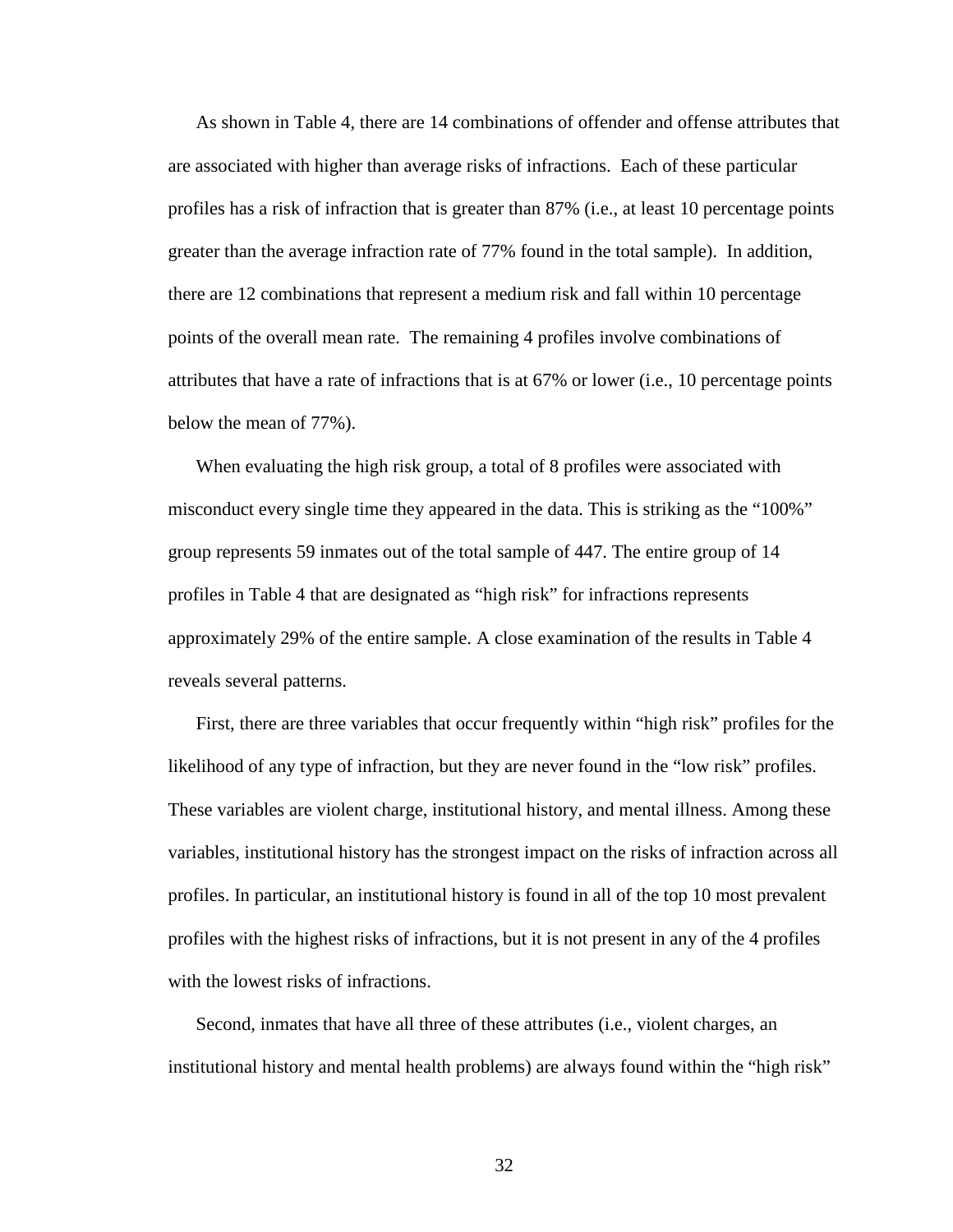As shown in Table 4, there are 14 combinations of offender and offense attributes that are associated with higher than average risks of infractions. Each of these particular profiles has a risk of infraction that is greater than 87% (i.e., at least 10 percentage points greater than the average infraction rate of 77% found in the total sample). In addition, there are 12 combinations that represent a medium risk and fall within 10 percentage points of the overall mean rate. The remaining 4 profiles involve combinations of attributes that have a rate of infractions that is at 67% or lower (i.e., 10 percentage points below the mean of 77%).

When evaluating the high risk group, a total of 8 profiles were associated with misconduct every single time they appeared in the data. This is striking as the "100%" group represents 59 inmates out of the total sample of 447. The entire group of 14 profiles in Table 4 that are designated as "high risk" for infractions represents approximately 29% of the entire sample. A close examination of the results in Table 4 reveals several patterns.

First, there are three variables that occur frequently within "high risk" profiles for the likelihood of any type of infraction, but they are never found in the "low risk" profiles. These variables are violent charge, institutional history, and mental illness. Among these variables, institutional history has the strongest impact on the risks of infraction across all profiles. In particular, an institutional history is found in all of the top 10 most prevalent profiles with the highest risks of infractions, but it is not present in any of the 4 profiles with the lowest risks of infractions.

Second, inmates that have all three of these attributes (i.e., violent charges, an institutional history and mental health problems) are always found within the "high risk"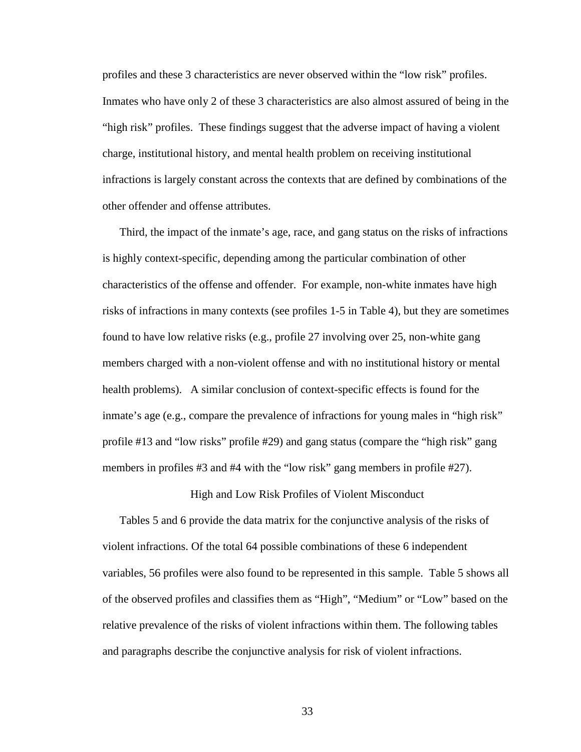profiles and these 3 characteristics are never observed within the "low risk" profiles. Inmates who have only 2 of these 3 characteristics are also almost assured of being in the "high risk" profiles. These findings suggest that the adverse impact of having a violent charge, institutional history, and mental health problem on receiving institutional infractions is largely constant across the contexts that are defined by combinations of the other offender and offense attributes.

Third, the impact of the inmate's age, race, and gang status on the risks of infractions is highly context-specific, depending among the particular combination of other characteristics of the offense and offender. For example, non-white inmates have high risks of infractions in many contexts (see profiles 1-5 in Table 4), but they are sometimes found to have low relative risks (e.g., profile 27 involving over 25, non-white gang members charged with a non-violent offense and with no institutional history or mental health problems). A similar conclusion of context-specific effects is found for the inmate's age (e.g., compare the prevalence of infractions for young males in "high risk" profile #13 and "low risks" profile #29) and gang status (compare the "high risk" gang members in profiles #3 and #4 with the "low risk" gang members in profile #27).

## High and Low Risk Profiles of Violent Misconduct

Tables 5 and 6 provide the data matrix for the conjunctive analysis of the risks of violent infractions. Of the total 64 possible combinations of these 6 independent variables, 56 profiles were also found to be represented in this sample. Table 5 shows all of the observed profiles and classifies them as "High", "Medium" or "Low" based on the relative prevalence of the risks of violent infractions within them. The following tables and paragraphs describe the conjunctive analysis for risk of violent infractions.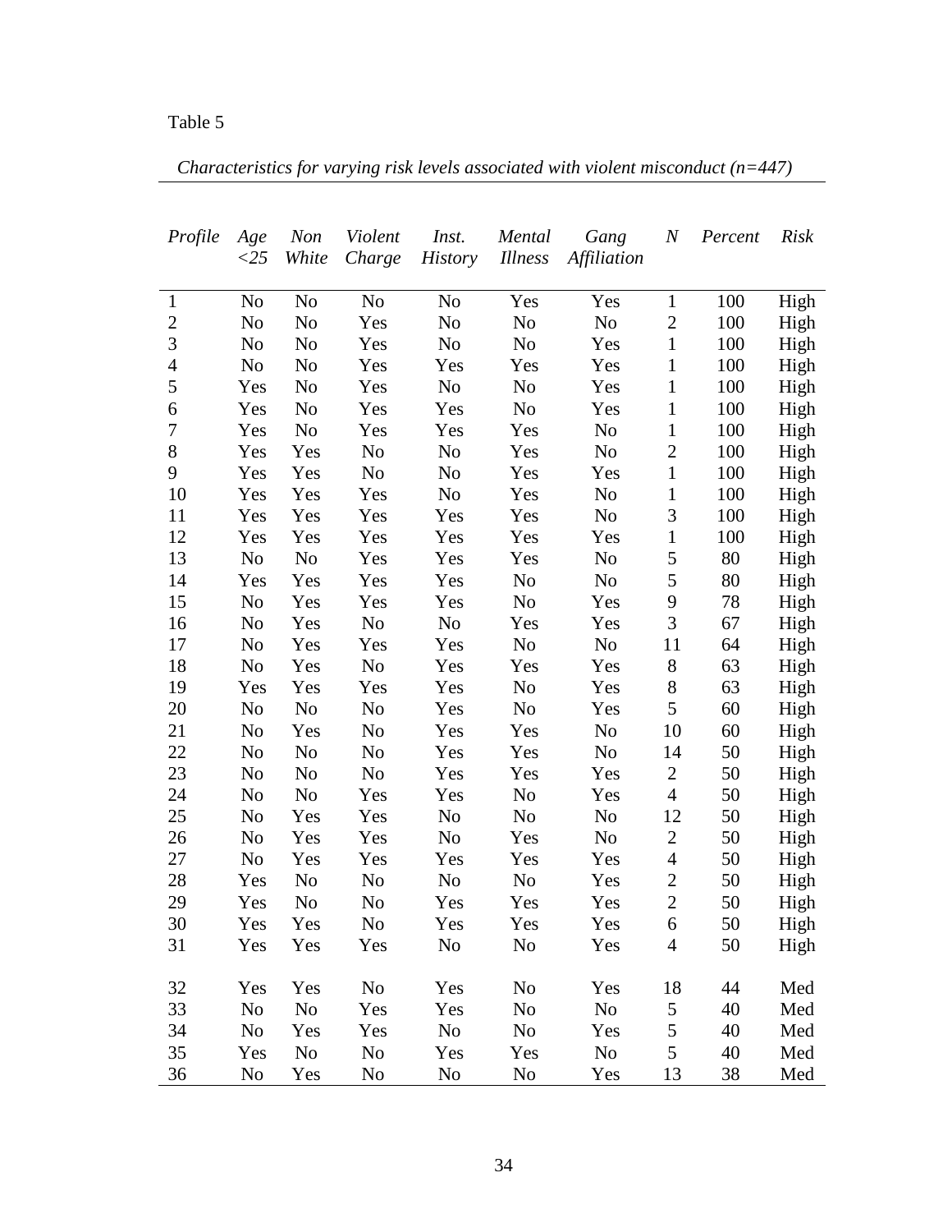Table 5

*Characteristics for varying risk levels associated with violent misconduct (n=447)*

| *Profile* | *Age <25* | *Non White* | *Violent Charge* | *Inst. History* | *Mental Illness* | *Gang Affiliation* | *N* | *Percent* | *Risk* |
|---|---|---|---|---|---|---|---|---|---|
| 1 | No | No | No | No | Yes | Yes | 1 | 100 | High |
| 2 | No | No | Yes | No | No | No | 2 | 100 | High |
| 3 | No | No | Yes | No | No | Yes | 1 | 100 | High |
| 4 | No | No | Yes | Yes | Yes | Yes | 1 | 100 | High |
| 5 | Yes | No | Yes | No | No | Yes | 1 | 100 | High |
| 6 | Yes | No | Yes | Yes | No | Yes | 1 | 100 | High |
| 7 | Yes | No | Yes | Yes | Yes | No | 1 | 100 | High |
| 8 | Yes | Yes | No | No | Yes | No | 2 | 100 | High |
| 9 | Yes | Yes | No | No | Yes | Yes | 1 | 100 | High |
| 10 | Yes | Yes | Yes | No | Yes | No | 1 | 100 | High |
| 11 | Yes | Yes | Yes | Yes | Yes | No | 3 | 100 | High |
| 12 | Yes | Yes | Yes | Yes | Yes | Yes | 1 | 100 | High |
| 13 | No | No | Yes | Yes | Yes | No | 5 | 80 | High |
| 14 | Yes | Yes | Yes | Yes | No | No | 5 | 80 | High |
| 15 | No | Yes | Yes | Yes | No | Yes | 9 | 78 | High |
| 16 | No | Yes | No | No | Yes | Yes | 3 | 67 | High |
| 17 | No | Yes | Yes | Yes | No | No | 11 | 64 | High |
| 18 | No | Yes | No | Yes | Yes | Yes | 8 | 63 | High |
| 19 | Yes | Yes | Yes | Yes | No | Yes | 8 | 63 | High |
| 20 | No | No | No | Yes | No | Yes | 5 | 60 | High |
| 21 | No | Yes | No | Yes | Yes | No | 10 | 60 | High |
| 22 | No | No | No | Yes | Yes | No | 14 | 50 | High |
| 23 | No | No | No | Yes | Yes | Yes | 2 | 50 | High |
| 24 | No | No | Yes | Yes | No | Yes | 4 | 50 | High |
| 25 | No | Yes | Yes | No | No | No | 12 | 50 | High |
| 26 | No | Yes | Yes | No | Yes | No | 2 | 50 | High |
| 27 | No | Yes | Yes | Yes | Yes | Yes | 4 | 50 | High |
| 28 | Yes | No | No | No | No | Yes | 2 | 50 | High |
| 29 | Yes | No | No | Yes | Yes | Yes | 2 | 50 | High |
| 30 | Yes | Yes | No | Yes | Yes | Yes | 6 | 50 | High |
| 31 | Yes | Yes | Yes | No | No | Yes | 4 | 50 | High |
| 32 | Yes | Yes | No | Yes | No | Yes | 18 | 44 | Med |
| 33 | No | No | Yes | Yes | No | No | 5 | 40 | Med |
| 34 | No | Yes | Yes | No | No | Yes | 5 | 40 | Med |
| 35 | Yes | No | No | Yes | Yes | No | 5 | 40 | Med |
| 36 | No | Yes | No | No | No | Yes | 13 | 38 | Med |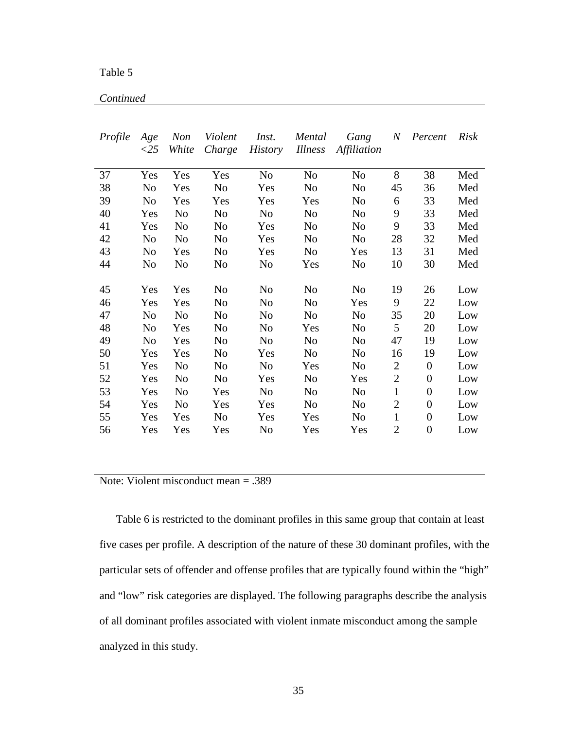Table 5

*Continued*

| *Profile* | *Age <25* | *Non White* | *Violent Charge* | *Inst. History* | *Mental Illness* | *Gang Affiliation* | *N* | *Percent* | *Risk* |
|---|---|---|---|---|---|---|---|---|---|
| 37 | Yes | Yes | Yes | No | No | No | 8 | 38 | Med |
| 38 | No | Yes | No | Yes | No | No | 45 | 36 | Med |
| 39 | No | Yes | Yes | Yes | Yes | No | 6 | 33 | Med |
| 40 | Yes | No | No | No | No | No | 9 | 33 | Med |
| 41 | Yes | No | No | Yes | No | No | 9 | 33 | Med |
| 42 | No | No | No | Yes | No | No | 28 | 32 | Med |
| 43 | No | Yes | No | Yes | No | Yes | 13 | 31 | Med |
| 44 | No | No | No | No | Yes | No | 10 | 30 | Med |
| 45 | Yes | Yes | No | No | No | No | 19 | 26 | Low |
| 46 | Yes | Yes | No | No | No | Yes | 9 | 22 | Low |
| 47 | No | No | No | No | No | No | 35 | 20 | Low |
| 48 | No | Yes | No | No | Yes | No | 5 | 20 | Low |
| 49 | No | Yes | No | No | No | No | 47 | 19 | Low |
| 50 | Yes | Yes | No | Yes | No | No | 16 | 19 | Low |
| 51 | Yes | No | No | No | Yes | No | 2 | 0 | Low |
| 52 | Yes | No | No | Yes | No | Yes | 2 | 0 | Low |
| 53 | Yes | No | Yes | No | No | No | 1 | 0 | Low |
| 54 | Yes | No | Yes | Yes | No | No | 2 | 0 | Low |
| 55 | Yes | Yes | No | Yes | Yes | No | 1 | 0 | Low |
| 56 | Yes | Yes | Yes | No | Yes | Yes | 2 | 0 | Low |

Note: Violent misconduct mean = .389

Table 6 is restricted to the dominant profiles in this same group that contain at least five cases per profile. A description of the nature of these 30 dominant profiles, with the particular sets of offender and offense profiles that are typically found within the "high" and "low" risk categories are displayed. The following paragraphs describe the analysis of all dominant profiles associated with violent inmate misconduct among the sample analyzed in this study.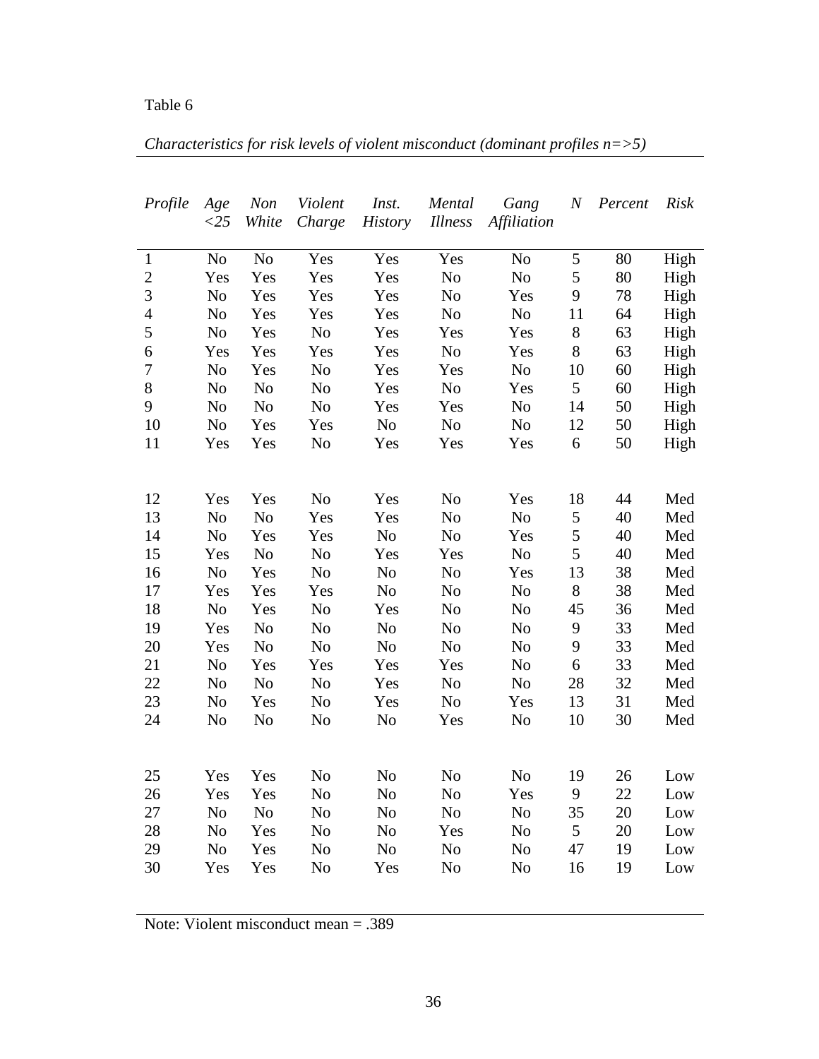Table 6

*Characteristics for risk levels of violent misconduct (dominant profiles n=>5)*

| *Profile* | *Age <25* | *Non White* | *Violent Charge* | *Inst. History* | *Mental Illness* | *Gang Affiliation* | *N* | *Percent* | *Risk* |
|---|---|---|---|---|---|---|---|---|---|
| 1 | No | No | Yes | Yes | Yes | No | 5 | 80 | High |
| 2 | Yes | Yes | Yes | Yes | No | No | 5 | 80 | High |
| 3 | No | Yes | Yes | Yes | No | Yes | 9 | 78 | High |
| 4 | No | Yes | Yes | Yes | No | No | 11 | 64 | High |
| 5 | No | Yes | No | Yes | Yes | Yes | 8 | 63 | High |
| 6 | Yes | Yes | Yes | Yes | No | Yes | 8 | 63 | High |
| 7 | No | Yes | No | Yes | Yes | No | 10 | 60 | High |
| 8 | No | No | No | Yes | No | Yes | 5 | 60 | High |
| 9 | No | No | No | Yes | Yes | No | 14 | 50 | High |
| 10 | No | Yes | Yes | No | No | No | 12 | 50 | High |
| 11 | Yes | Yes | No | Yes | Yes | Yes | 6 | 50 | High |
| 12 | Yes | Yes | No | Yes | No | Yes | 18 | 44 | Med |
| 13 | No | No | Yes | Yes | No | No | 5 | 40 | Med |
| 14 | No | Yes | Yes | No | No | Yes | 5 | 40 | Med |
| 15 | Yes | No | No | Yes | Yes | No | 5 | 40 | Med |
| 16 | No | Yes | No | No | No | Yes | 13 | 38 | Med |
| 17 | Yes | Yes | Yes | No | No | No | 8 | 38 | Med |
| 18 | No | Yes | No | Yes | No | No | 45 | 36 | Med |
| 19 | Yes | No | No | No | No | No | 9 | 33 | Med |
| 20 | Yes | No | No | No | No | No | 9 | 33 | Med |
| 21 | No | Yes | Yes | Yes | Yes | No | 6 | 33 | Med |
| 22 | No | No | No | Yes | No | No | 28 | 32 | Med |
| 23 | No | Yes | No | Yes | No | Yes | 13 | 31 | Med |
| 24 | No | No | No | No | Yes | No | 10 | 30 | Med |
| 25 | Yes | Yes | No | No | No | No | 19 | 26 | Low |
| 26 | Yes | Yes | No | No | No | Yes | 9 | 22 | Low |
| 27 | No | No | No | No | No | No | 35 | 20 | Low |
| 28 | No | Yes | No | No | Yes | No | 5 | 20 | Low |
| 29 | No | Yes | No | No | No | No | 47 | 19 | Low |
| 30 | Yes | Yes | No | Yes | No | No | 16 | 19 | Low |

Note: Violent misconduct mean = .389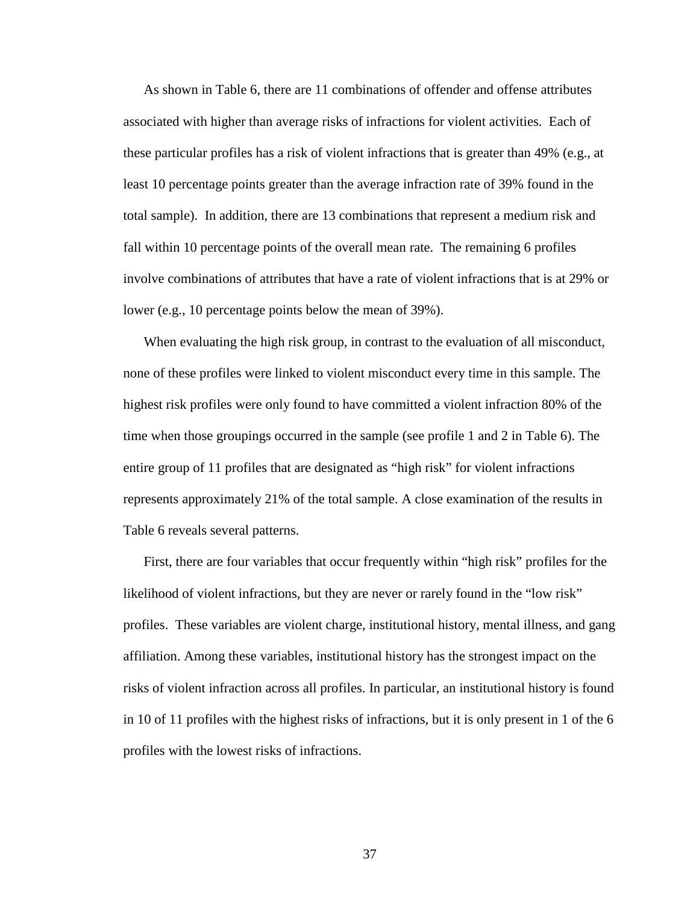As shown in Table 6, there are 11 combinations of offender and offense attributes associated with higher than average risks of infractions for violent activities. Each of these particular profiles has a risk of violent infractions that is greater than 49% (e.g., at least 10 percentage points greater than the average infraction rate of 39% found in the total sample). In addition, there are 13 combinations that represent a medium risk and fall within 10 percentage points of the overall mean rate. The remaining 6 profiles involve combinations of attributes that have a rate of violent infractions that is at 29% or lower (e.g., 10 percentage points below the mean of 39%).

When evaluating the high risk group, in contrast to the evaluation of all misconduct, none of these profiles were linked to violent misconduct every time in this sample. The highest risk profiles were only found to have committed a violent infraction 80% of the time when those groupings occurred in the sample (see profile 1 and 2 in Table 6). The entire group of 11 profiles that are designated as "high risk" for violent infractions represents approximately 21% of the total sample. A close examination of the results in Table 6 reveals several patterns.

First, there are four variables that occur frequently within "high risk" profiles for the likelihood of violent infractions, but they are never or rarely found in the "low risk" profiles. These variables are violent charge, institutional history, mental illness, and gang affiliation. Among these variables, institutional history has the strongest impact on the risks of violent infraction across all profiles. In particular, an institutional history is found in 10 of 11 profiles with the highest risks of infractions, but it is only present in 1 of the 6 profiles with the lowest risks of infractions.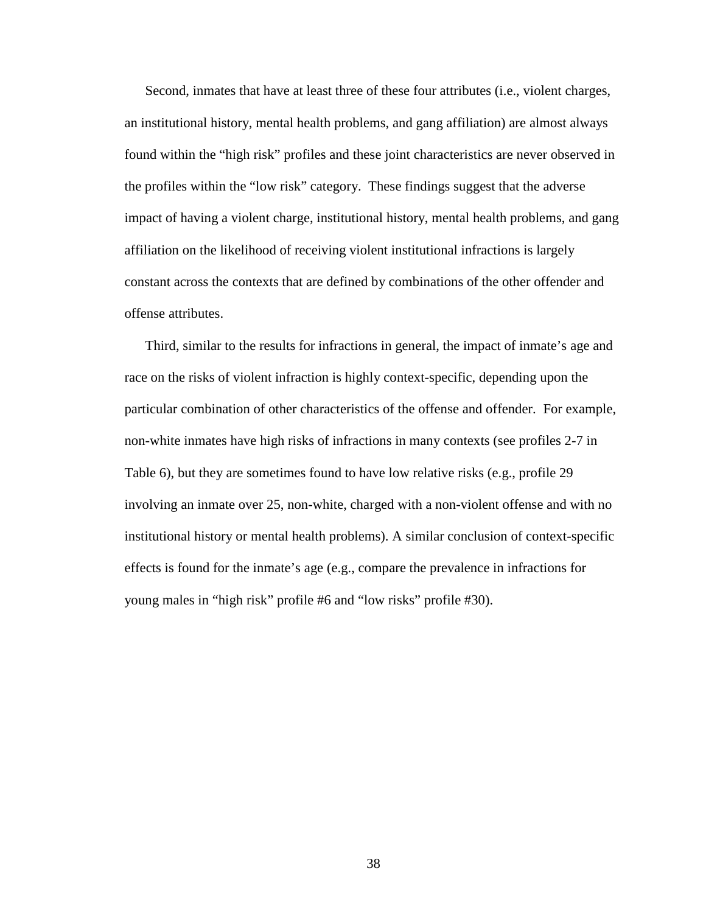Second, inmates that have at least three of these four attributes (i.e., violent charges, an institutional history, mental health problems, and gang affiliation) are almost always found within the "high risk" profiles and these joint characteristics are never observed in the profiles within the "low risk" category. These findings suggest that the adverse impact of having a violent charge, institutional history, mental health problems, and gang affiliation on the likelihood of receiving violent institutional infractions is largely constant across the contexts that are defined by combinations of the other offender and offense attributes.

Third, similar to the results for infractions in general, the impact of inmate's age and race on the risks of violent infraction is highly context-specific, depending upon the particular combination of other characteristics of the offense and offender. For example, non-white inmates have high risks of infractions in many contexts (see profiles 2-7 in Table 6), but they are sometimes found to have low relative risks (e.g., profile 29 involving an inmate over 25, non-white, charged with a non-violent offense and with no institutional history or mental health problems). A similar conclusion of context-specific effects is found for the inmate's age (e.g., compare the prevalence in infractions for young males in "high risk" profile #6 and "low risks" profile #30).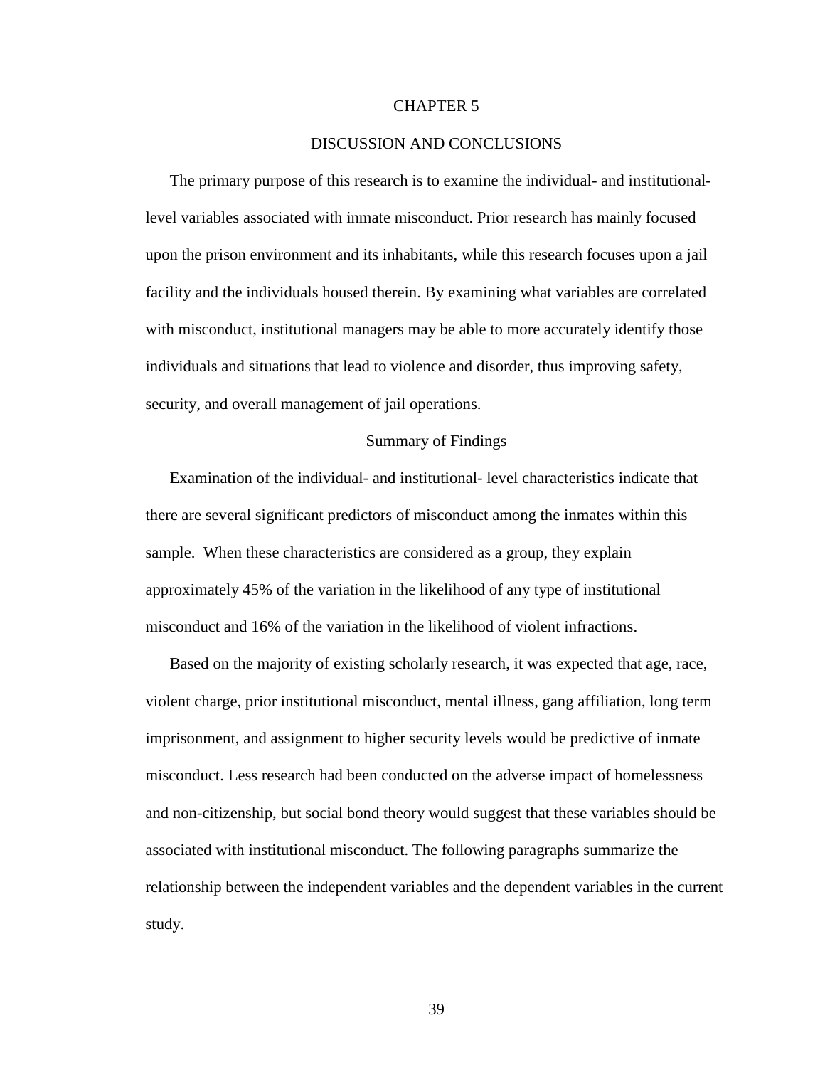# CHAPTER 5

# DISCUSSION AND CONCLUSIONS

The primary purpose of this research is to examine the individual- and institutional-level variables associated with inmate misconduct. Prior research has mainly focused upon the prison environment and its inhabitants, while this research focuses upon a jail facility and the individuals housed therein. By examining what variables are correlated with misconduct, institutional managers may be able to more accurately identify those individuals and situations that lead to violence and disorder, thus improving safety, security, and overall management of jail operations.

## Summary of Findings

Examination of the individual- and institutional- level characteristics indicate that there are several significant predictors of misconduct among the inmates within this sample. When these characteristics are considered as a group, they explain approximately 45% of the variation in the likelihood of any type of institutional misconduct and 16% of the variation in the likelihood of violent infractions.

Based on the majority of existing scholarly research, it was expected that age, race, violent charge, prior institutional misconduct, mental illness, gang affiliation, long term imprisonment, and assignment to higher security levels would be predictive of inmate misconduct. Less research had been conducted on the adverse impact of homelessness and non-citizenship, but social bond theory would suggest that these variables should be associated with institutional misconduct. The following paragraphs summarize the relationship between the independent variables and the dependent variables in the current study.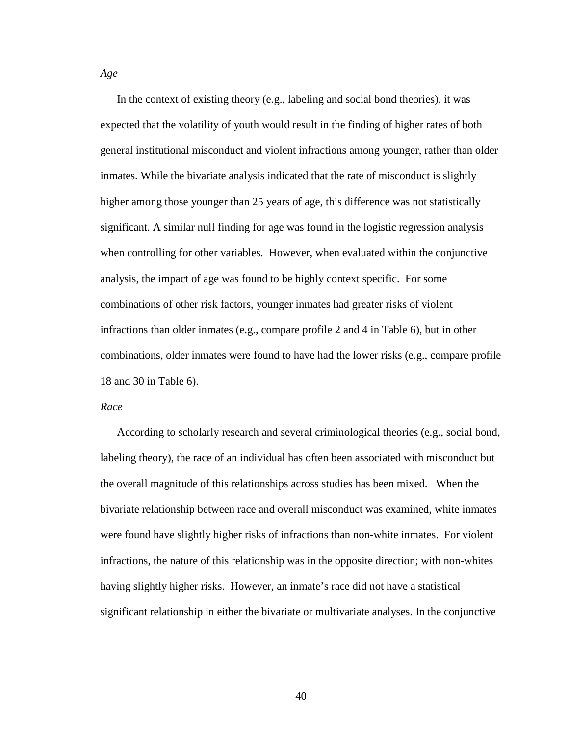*Age*

In the context of existing theory (e.g., labeling and social bond theories), it was expected that the volatility of youth would result in the finding of higher rates of both general institutional misconduct and violent infractions among younger, rather than older inmates. While the bivariate analysis indicated that the rate of misconduct is slightly higher among those younger than 25 years of age, this difference was not statistically significant. A similar null finding for age was found in the logistic regression analysis when controlling for other variables. However, when evaluated within the conjunctive analysis, the impact of age was found to be highly context specific. For some combinations of other risk factors, younger inmates had greater risks of violent infractions than older inmates (e.g., compare profile 2 and 4 in Table 6), but in other combinations, older inmates were found to have had the lower risks (e.g., compare profile 18 and 30 in Table 6).

*Race*

According to scholarly research and several criminological theories (e.g., social bond, labeling theory), the race of an individual has often been associated with misconduct but the overall magnitude of this relationships across studies has been mixed. When the bivariate relationship between race and overall misconduct was examined, white inmates were found have slightly higher risks of infractions than non-white inmates. For violent infractions, the nature of this relationship was in the opposite direction; with non-whites having slightly higher risks. However, an inmate's race did not have a statistical significant relationship in either the bivariate or multivariate analyses. In the conjunctive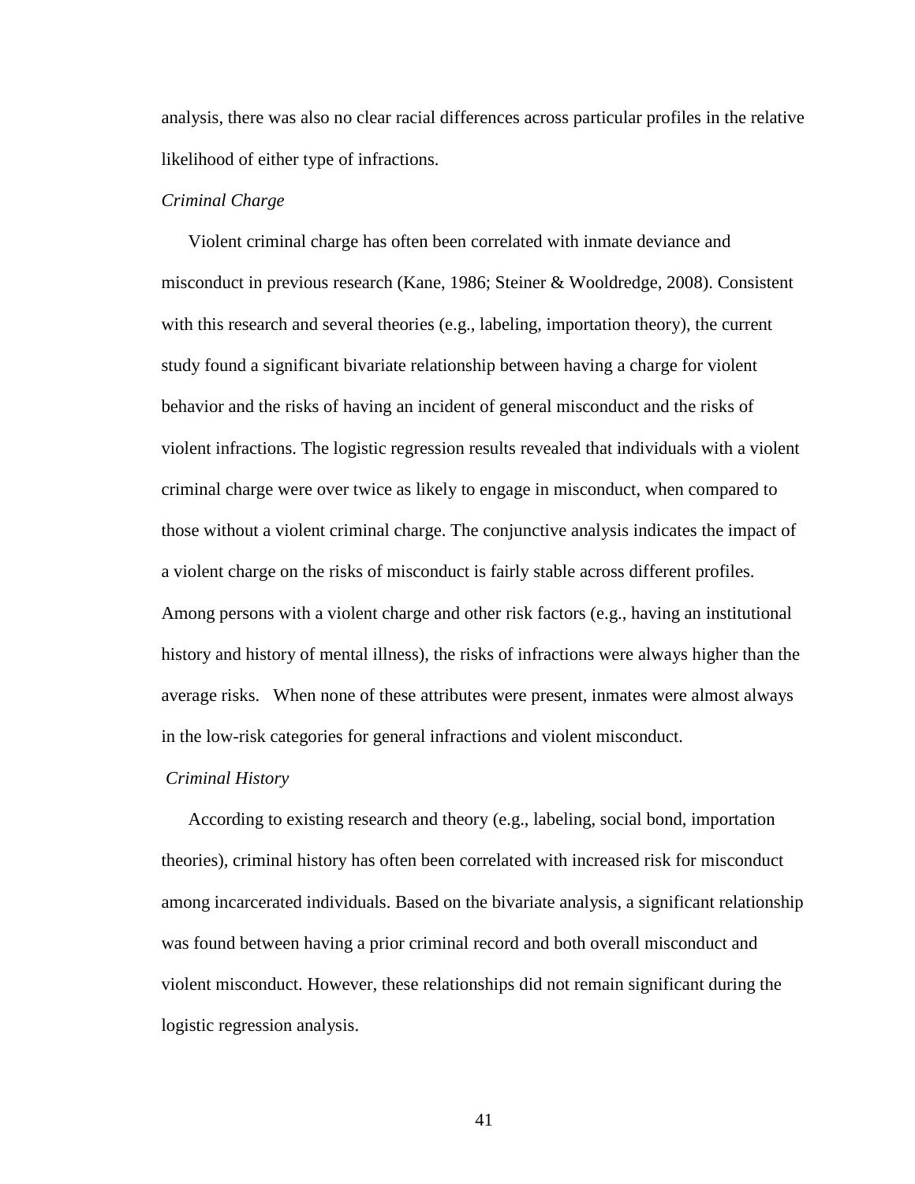analysis, there was also no clear racial differences across particular profiles in the relative likelihood of either type of infractions.

### *Criminal Charge*

Violent criminal charge has often been correlated with inmate deviance and misconduct in previous research (Kane, 1986; Steiner & Wooldredge, 2008). Consistent with this research and several theories (e.g., labeling, importation theory), the current study found a significant bivariate relationship between having a charge for violent behavior and the risks of having an incident of general misconduct and the risks of violent infractions. The logistic regression results revealed that individuals with a violent criminal charge were over twice as likely to engage in misconduct, when compared to those without a violent criminal charge. The conjunctive analysis indicates the impact of a violent charge on the risks of misconduct is fairly stable across different profiles. Among persons with a violent charge and other risk factors (e.g., having an institutional history and history of mental illness), the risks of infractions were always higher than the average risks. When none of these attributes were present, inmates were almost always in the low-risk categories for general infractions and violent misconduct.

### *Criminal History*

According to existing research and theory (e.g., labeling, social bond, importation theories), criminal history has often been correlated with increased risk for misconduct among incarcerated individuals. Based on the bivariate analysis, a significant relationship was found between having a prior criminal record and both overall misconduct and violent misconduct. However, these relationships did not remain significant during the logistic regression analysis.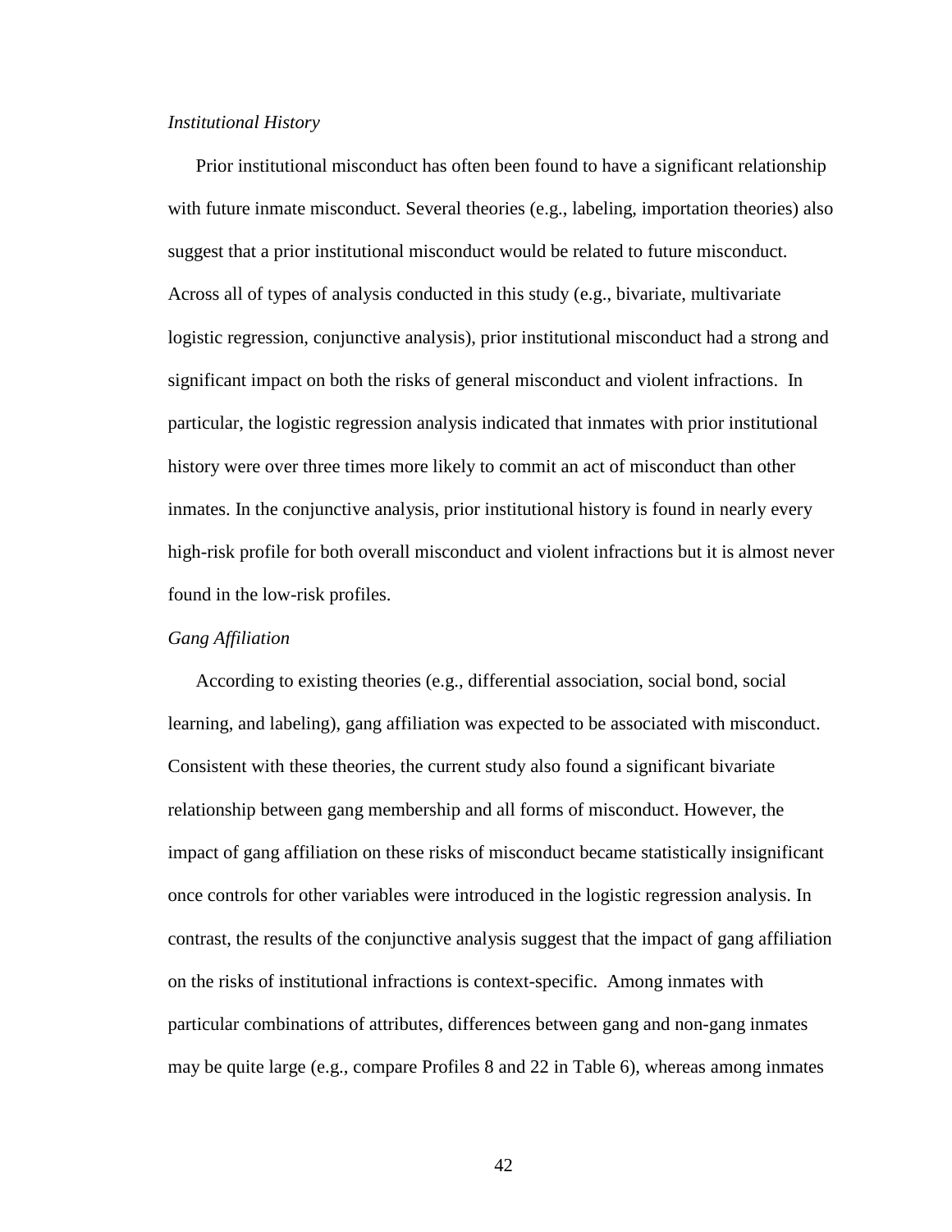*Institutional History*

Prior institutional misconduct has often been found to have a significant relationship with future inmate misconduct. Several theories (e.g., labeling, importation theories) also suggest that a prior institutional misconduct would be related to future misconduct. Across all of types of analysis conducted in this study (e.g., bivariate, multivariate logistic regression, conjunctive analysis), prior institutional misconduct had a strong and significant impact on both the risks of general misconduct and violent infractions. In particular, the logistic regression analysis indicated that inmates with prior institutional history were over three times more likely to commit an act of misconduct than other inmates. In the conjunctive analysis, prior institutional history is found in nearly every high-risk profile for both overall misconduct and violent infractions but it is almost never found in the low-risk profiles.

*Gang Affiliation*

According to existing theories (e.g., differential association, social bond, social learning, and labeling), gang affiliation was expected to be associated with misconduct. Consistent with these theories, the current study also found a significant bivariate relationship between gang membership and all forms of misconduct. However, the impact of gang affiliation on these risks of misconduct became statistically insignificant once controls for other variables were introduced in the logistic regression analysis. In contrast, the results of the conjunctive analysis suggest that the impact of gang affiliation on the risks of institutional infractions is context-specific. Among inmates with particular combinations of attributes, differences between gang and non-gang inmates may be quite large (e.g., compare Profiles 8 and 22 in Table 6), whereas among inmates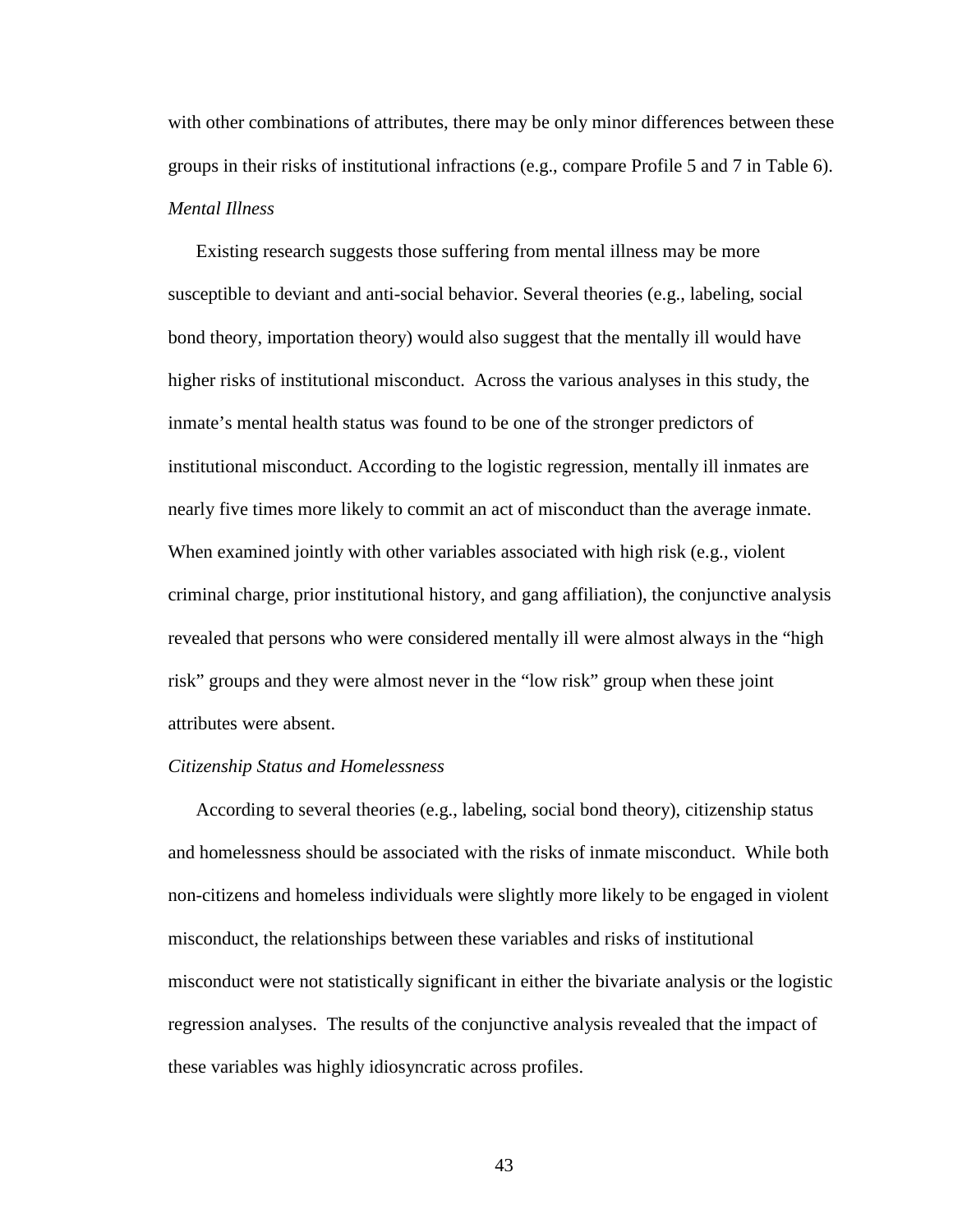with other combinations of attributes, there may be only minor differences between these groups in their risks of institutional infractions (e.g., compare Profile 5 and 7 in Table 6).

*Mental Illness*

Existing research suggests those suffering from mental illness may be more susceptible to deviant and anti-social behavior. Several theories (e.g., labeling, social bond theory, importation theory) would also suggest that the mentally ill would have higher risks of institutional misconduct. Across the various analyses in this study, the inmate's mental health status was found to be one of the stronger predictors of institutional misconduct. According to the logistic regression, mentally ill inmates are nearly five times more likely to commit an act of misconduct than the average inmate. When examined jointly with other variables associated with high risk (e.g., violent criminal charge, prior institutional history, and gang affiliation), the conjunctive analysis revealed that persons who were considered mentally ill were almost always in the "high risk" groups and they were almost never in the "low risk" group when these joint attributes were absent.

*Citizenship Status and Homelessness*

According to several theories (e.g., labeling, social bond theory), citizenship status and homelessness should be associated with the risks of inmate misconduct. While both non-citizens and homeless individuals were slightly more likely to be engaged in violent misconduct, the relationships between these variables and risks of institutional misconduct were not statistically significant in either the bivariate analysis or the logistic regression analyses. The results of the conjunctive analysis revealed that the impact of these variables was highly idiosyncratic across profiles.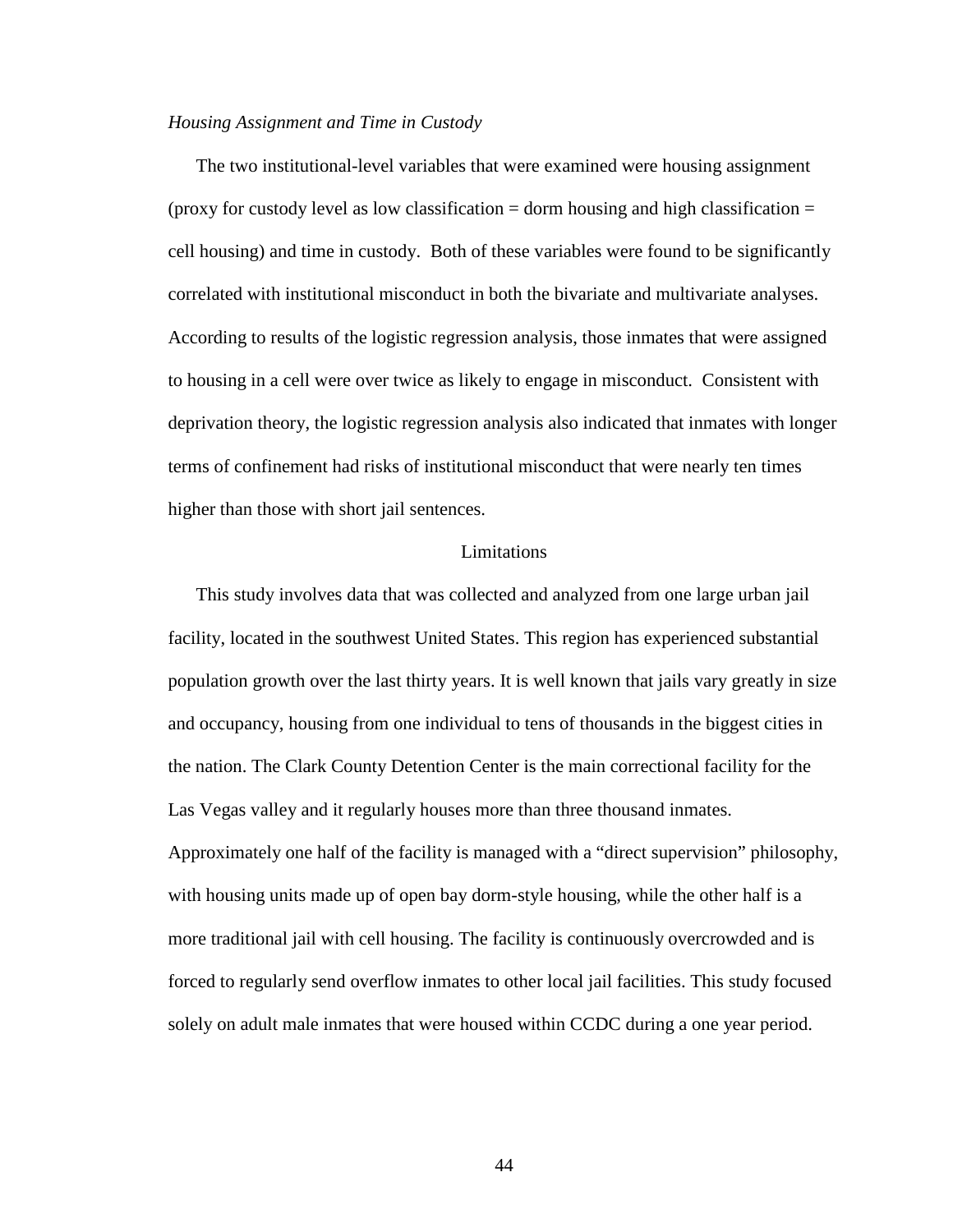*Housing Assignment and Time in Custody*

The two institutional-level variables that were examined were housing assignment (proxy for custody level as low classification = dorm housing and high classification = cell housing) and time in custody. Both of these variables were found to be significantly correlated with institutional misconduct in both the bivariate and multivariate analyses. According to results of the logistic regression analysis, those inmates that were assigned to housing in a cell were over twice as likely to engage in misconduct. Consistent with deprivation theory, the logistic regression analysis also indicated that inmates with longer terms of confinement had risks of institutional misconduct that were nearly ten times higher than those with short jail sentences.

## Limitations

This study involves data that was collected and analyzed from one large urban jail facility, located in the southwest United States. This region has experienced substantial population growth over the last thirty years. It is well known that jails vary greatly in size and occupancy, housing from one individual to tens of thousands in the biggest cities in the nation. The Clark County Detention Center is the main correctional facility for the Las Vegas valley and it regularly houses more than three thousand inmates. Approximately one half of the facility is managed with a "direct supervision" philosophy, with housing units made up of open bay dorm-style housing, while the other half is a more traditional jail with cell housing. The facility is continuously overcrowded and is forced to regularly send overflow inmates to other local jail facilities. This study focused solely on adult male inmates that were housed within CCDC during a one year period.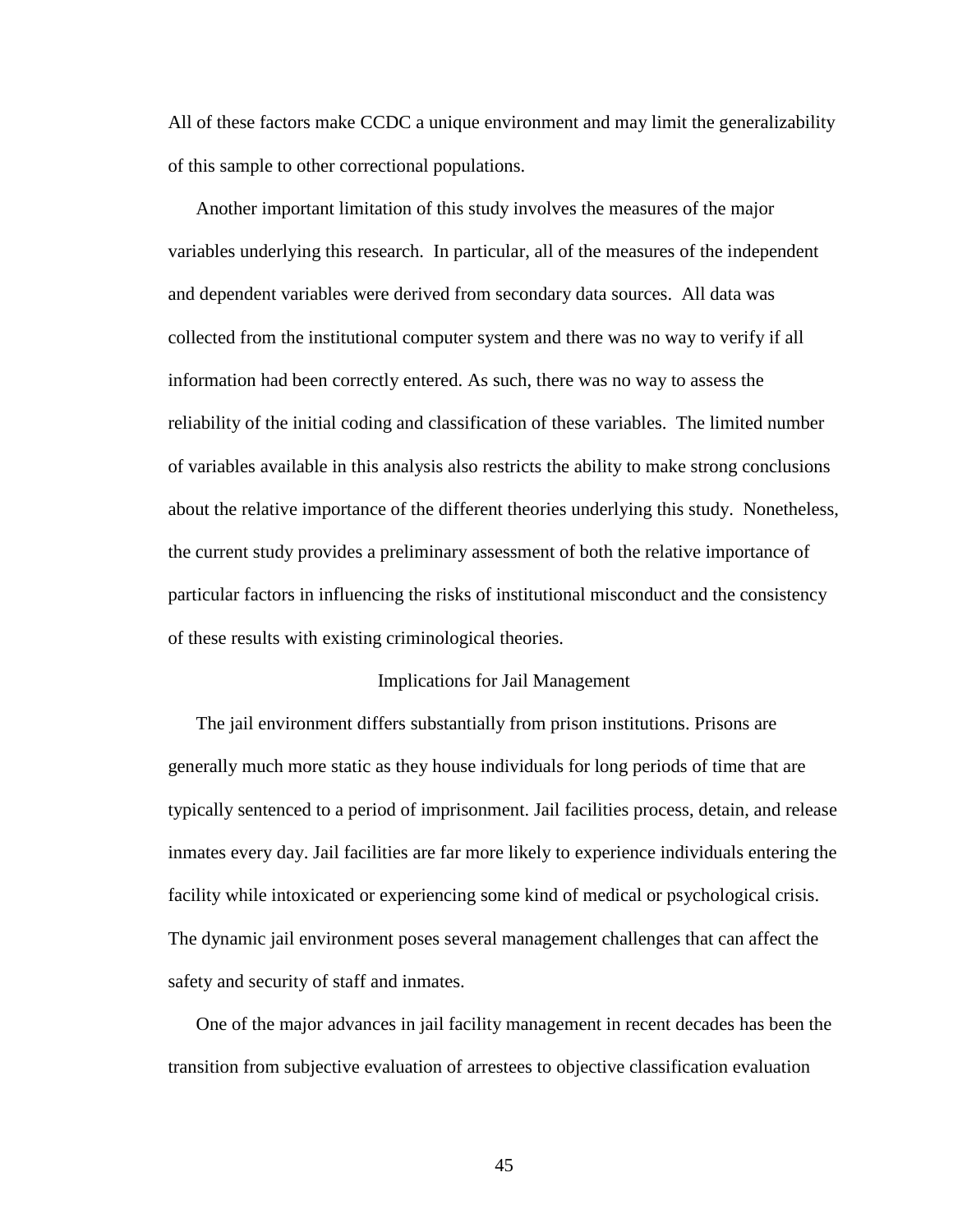All of these factors make CCDC a unique environment and may limit the generalizability of this sample to other correctional populations.

Another important limitation of this study involves the measures of the major variables underlying this research. In particular, all of the measures of the independent and dependent variables were derived from secondary data sources. All data was collected from the institutional computer system and there was no way to verify if all information had been correctly entered. As such, there was no way to assess the reliability of the initial coding and classification of these variables. The limited number of variables available in this analysis also restricts the ability to make strong conclusions about the relative importance of the different theories underlying this study. Nonetheless, the current study provides a preliminary assessment of both the relative importance of particular factors in influencing the risks of institutional misconduct and the consistency of these results with existing criminological theories.

## Implications for Jail Management

The jail environment differs substantially from prison institutions. Prisons are generally much more static as they house individuals for long periods of time that are typically sentenced to a period of imprisonment. Jail facilities process, detain, and release inmates every day. Jail facilities are far more likely to experience individuals entering the facility while intoxicated or experiencing some kind of medical or psychological crisis. The dynamic jail environment poses several management challenges that can affect the safety and security of staff and inmates.

One of the major advances in jail facility management in recent decades has been the transition from subjective evaluation of arrestees to objective classification evaluation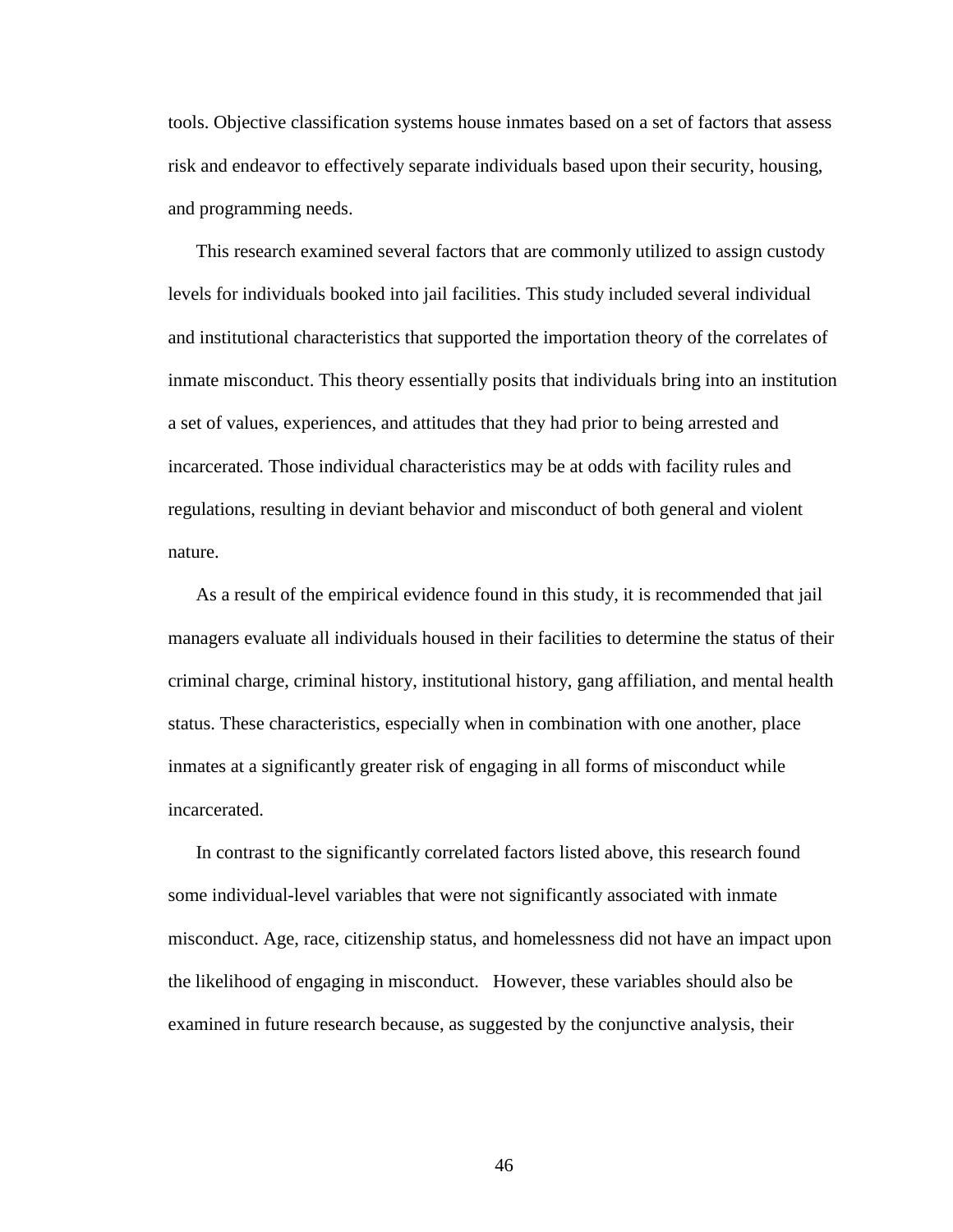tools. Objective classification systems house inmates based on a set of factors that assess risk and endeavor to effectively separate individuals based upon their security, housing, and programming needs.

This research examined several factors that are commonly utilized to assign custody levels for individuals booked into jail facilities. This study included several individual and institutional characteristics that supported the importation theory of the correlates of inmate misconduct. This theory essentially posits that individuals bring into an institution a set of values, experiences, and attitudes that they had prior to being arrested and incarcerated. Those individual characteristics may be at odds with facility rules and regulations, resulting in deviant behavior and misconduct of both general and violent nature.

As a result of the empirical evidence found in this study, it is recommended that jail managers evaluate all individuals housed in their facilities to determine the status of their criminal charge, criminal history, institutional history, gang affiliation, and mental health status. These characteristics, especially when in combination with one another, place inmates at a significantly greater risk of engaging in all forms of misconduct while incarcerated.

In contrast to the significantly correlated factors listed above, this research found some individual-level variables that were not significantly associated with inmate misconduct. Age, race, citizenship status, and homelessness did not have an impact upon the likelihood of engaging in misconduct. However, these variables should also be examined in future research because, as suggested by the conjunctive analysis, their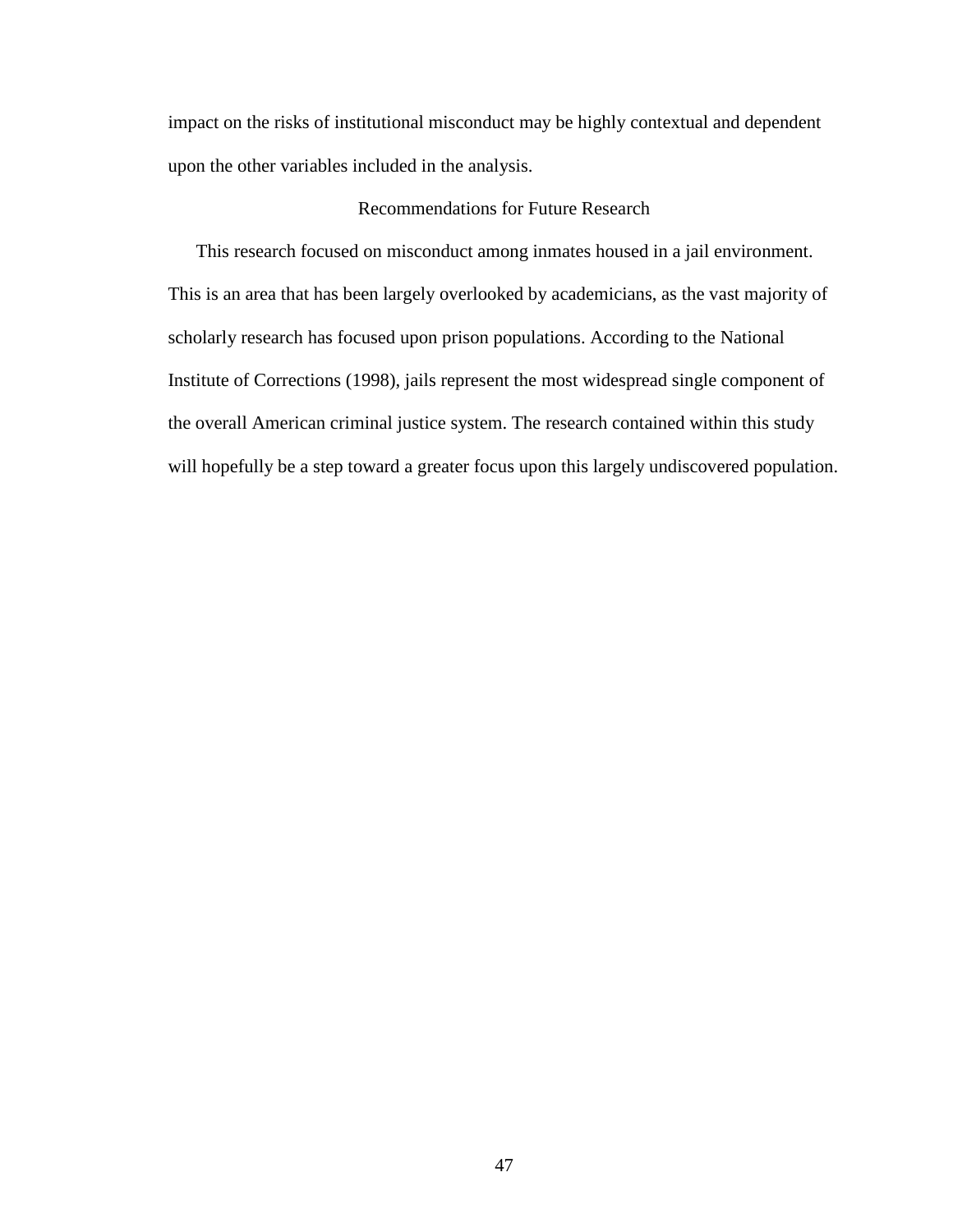impact on the risks of institutional misconduct may be highly contextual and dependent upon the other variables included in the analysis.

## Recommendations for Future Research

This research focused on misconduct among inmates housed in a jail environment. This is an area that has been largely overlooked by academicians, as the vast majority of scholarly research has focused upon prison populations. According to the National Institute of Corrections (1998), jails represent the most widespread single component of the overall American criminal justice system. The research contained within this study will hopefully be a step toward a greater focus upon this largely undiscovered population.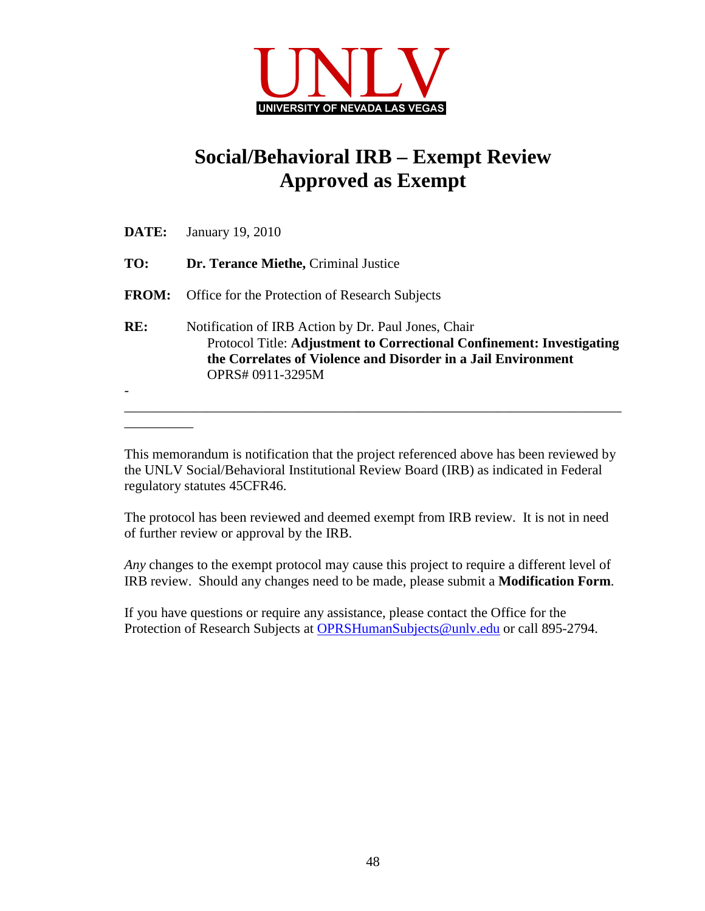UNLV

UNIVERSITY OF NEVADA LAS VEGAS

# Social/Behavioral IRB – Exempt Review Approved as Exempt

**DATE:** January 19, 2010

**TO:** **Dr. Terance Miethe,** Criminal Justice

**FROM:** Office for the Protection of Research Subjects

**RE:** Notification of IRB Action by Dr. Paul Jones, Chair
Protocol Title: **Adjustment to Correctional Confinement: Investigating the Correlates of Violence and Disorder in a Jail Environment**
OPRS# 0911-3295M

---

This memorandum is notification that the project referenced above has been reviewed by the UNLV Social/Behavioral Institutional Review Board (IRB) as indicated in Federal regulatory statutes 45CFR46.

The protocol has been reviewed and deemed exempt from IRB review. It is not in need of further review or approval by the IRB.

*Any* changes to the exempt protocol may cause this project to require a different level of IRB review. Should any changes need to be made, please submit a **Modification Form**.

If you have questions or require any assistance, please contact the Office for the Protection of Research Subjects at OPRSHumanSubjects@unlv.edu or call 895-2794.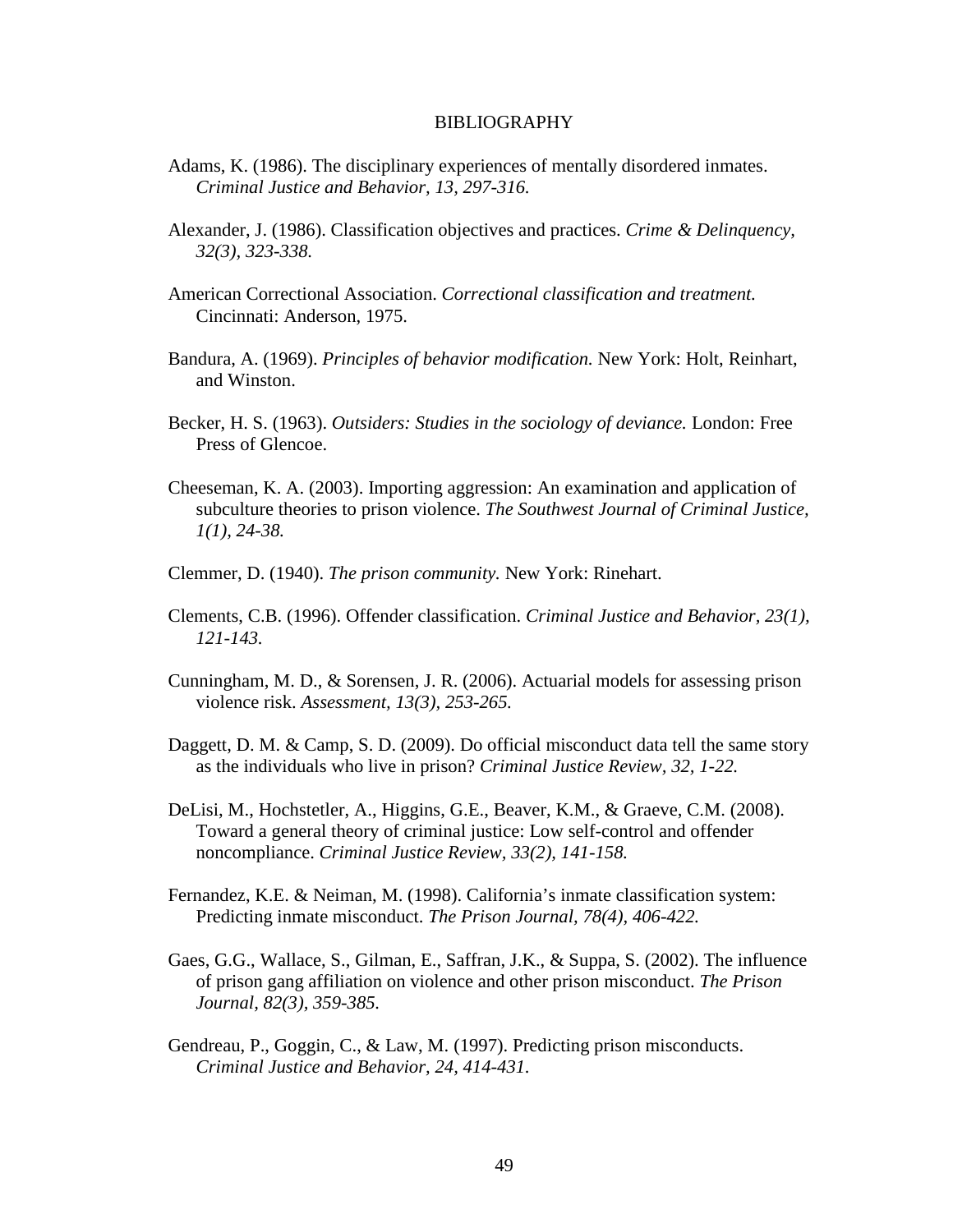# BIBLIOGRAPHY

Adams, K. (1986). The disciplinary experiences of mentally disordered inmates. *Criminal Justice and Behavior, 13, 297-316.*

Alexander, J. (1986). Classification objectives and practices. *Crime & Delinquency, 32(3), 323-338.*

American Correctional Association. *Correctional classification and treatment.* Cincinnati: Anderson, 1975.

Bandura, A. (1969). *Principles of behavior modification.* New York: Holt, Reinhart, and Winston.

Becker, H. S. (1963). *Outsiders: Studies in the sociology of deviance.* London: Free Press of Glencoe.

Cheeseman, K. A. (2003). Importing aggression: An examination and application of subculture theories to prison violence. *The Southwest Journal of Criminal Justice, 1(1), 24-38.*

Clemmer, D. (1940). *The prison community.* New York: Rinehart.

Clements, C.B. (1996). Offender classification. *Criminal Justice and Behavior, 23(1), 121-143.*

Cunningham, M. D., & Sorensen, J. R. (2006). Actuarial models for assessing prison violence risk. *Assessment, 13(3), 253-265.*

Daggett, D. M. & Camp, S. D. (2009). Do official misconduct data tell the same story as the individuals who live in prison? *Criminal Justice Review, 32, 1-22.*

DeLisi, M., Hochstetler, A., Higgins, G.E., Beaver, K.M., & Graeve, C.M. (2008). Toward a general theory of criminal justice: Low self-control and offender noncompliance. *Criminal Justice Review, 33(2), 141-158.*

Fernandez, K.E. & Neiman, M. (1998). California's inmate classification system: Predicting inmate misconduct. *The Prison Journal, 78(4), 406-422.*

Gaes, G.G., Wallace, S., Gilman, E., Saffran, J.K., & Suppa, S. (2002). The influence of prison gang affiliation on violence and other prison misconduct. *The Prison Journal, 82(3), 359-385.*

Gendreau, P., Goggin, C., & Law, M. (1997). Predicting prison misconducts. *Criminal Justice and Behavior, 24, 414-431.*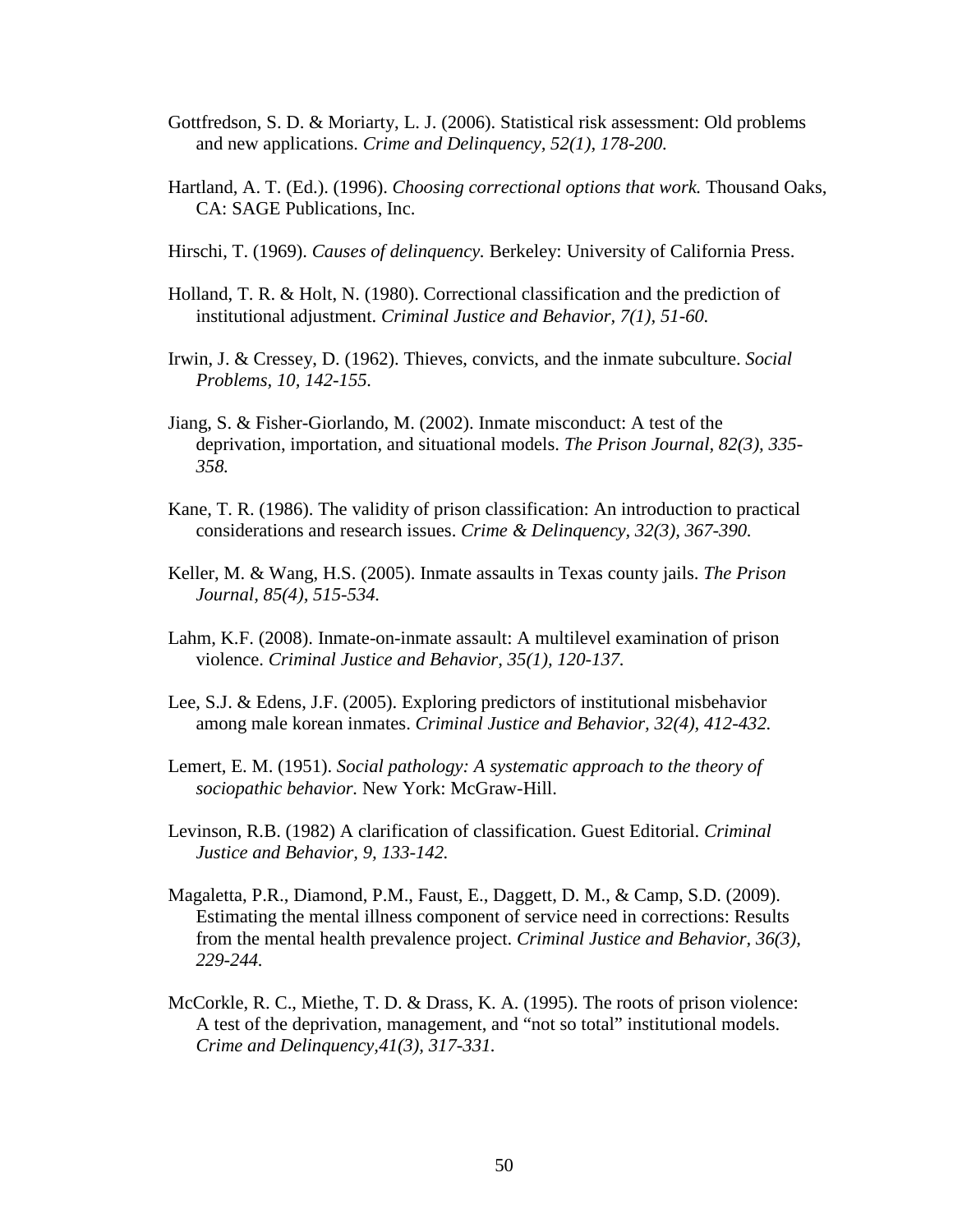Gottfredson, S. D. & Moriarty, L. J. (2006). Statistical risk assessment: Old problems and new applications. *Crime and Delinquency, 52(1), 178-200.*

Hartland, A. T. (Ed.). (1996). *Choosing correctional options that work.* Thousand Oaks, CA: SAGE Publications, Inc.

Hirschi, T. (1969). *Causes of delinquency.* Berkeley: University of California Press.

Holland, T. R. & Holt, N. (1980). Correctional classification and the prediction of institutional adjustment. *Criminal Justice and Behavior, 7(1), 51-60.*

Irwin, J. & Cressey, D. (1962). Thieves, convicts, and the inmate subculture. *Social Problems, 10, 142-155.*

Jiang, S. & Fisher-Giorlando, M. (2002). Inmate misconduct: A test of the deprivation, importation, and situational models. *The Prison Journal, 82(3), 335-358.*

Kane, T. R. (1986). The validity of prison classification: An introduction to practical considerations and research issues. *Crime & Delinquency, 32(3), 367-390.*

Keller, M. & Wang, H.S. (2005). Inmate assaults in Texas county jails. *The Prison Journal, 85(4), 515-534.*

Lahm, K.F. (2008). Inmate-on-inmate assault: A multilevel examination of prison violence. *Criminal Justice and Behavior, 35(1), 120-137.*

Lee, S.J. & Edens, J.F. (2005). Exploring predictors of institutional misbehavior among male korean inmates. *Criminal Justice and Behavior, 32(4), 412-432.*

Lemert, E. M. (1951). *Social pathology: A systematic approach to the theory of sociopathic behavior.* New York: McGraw-Hill.

Levinson, R.B. (1982) A clarification of classification. Guest Editorial. *Criminal Justice and Behavior, 9, 133-142.*

Magaletta, P.R., Diamond, P.M., Faust, E., Daggett, D. M., & Camp, S.D. (2009). Estimating the mental illness component of service need in corrections: Results from the mental health prevalence project. *Criminal Justice and Behavior, 36(3), 229-244.*

McCorkle, R. C., Miethe, T. D. & Drass, K. A. (1995). The roots of prison violence: A test of the deprivation, management, and "not so total" institutional models. *Crime and Delinquency,41(3), 317-331.*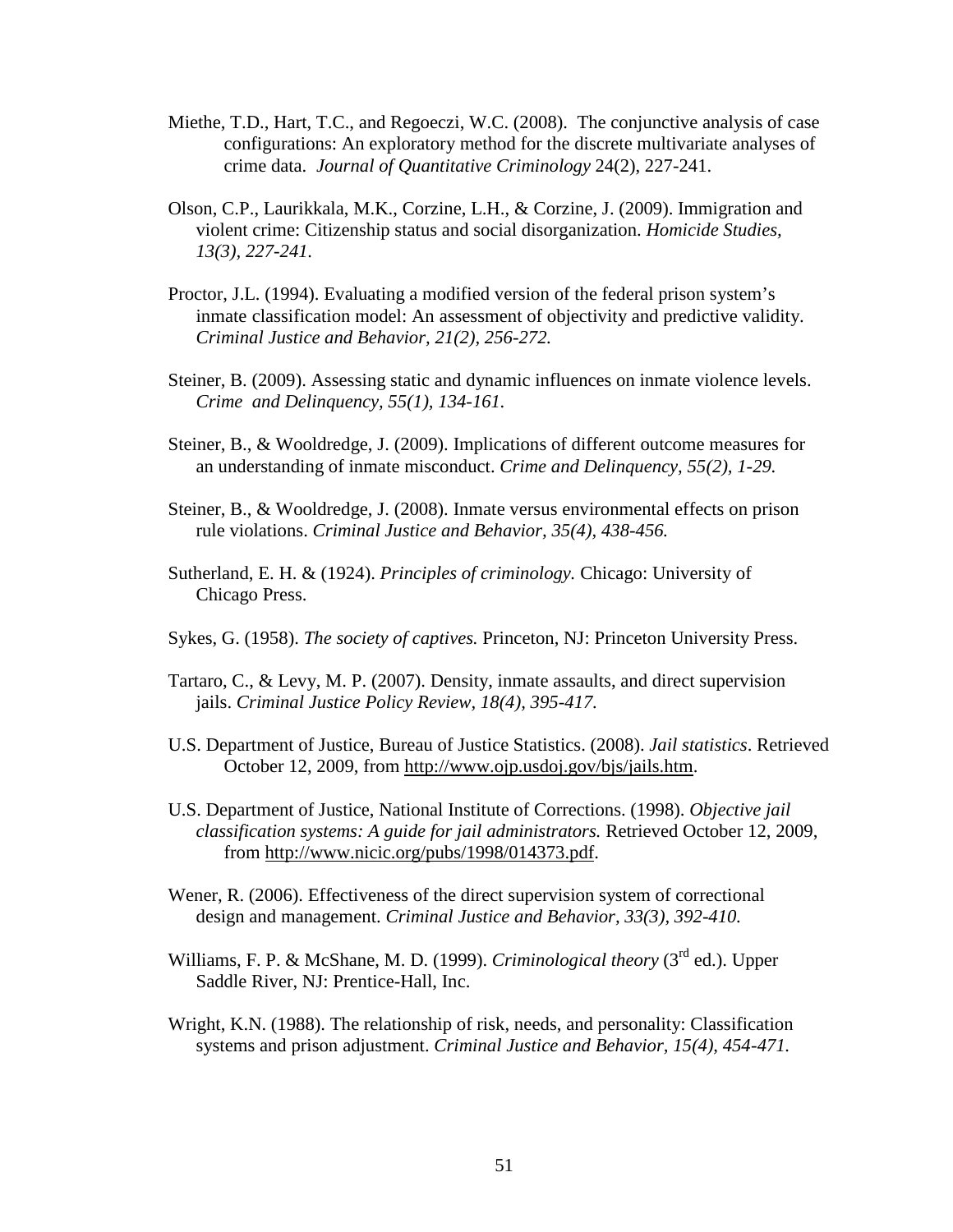Miethe, T.D., Hart, T.C., and Regoeczi, W.C. (2008). The conjunctive analysis of case configurations: An exploratory method for the discrete multivariate analyses of crime data. *Journal of Quantitative Criminology* 24(2), 227-241.

Olson, C.P., Laurikkala, M.K., Corzine, L.H., & Corzine, J. (2009). Immigration and violent crime: Citizenship status and social disorganization. *Homicide Studies, 13(3), 227-241.*

Proctor, J.L. (1994). Evaluating a modified version of the federal prison system's inmate classification model: An assessment of objectivity and predictive validity. *Criminal Justice and Behavior, 21(2), 256-272.*

Steiner, B. (2009). Assessing static and dynamic influences on inmate violence levels. *Crime and Delinquency, 55(1), 134-161.*

Steiner, B., & Wooldredge, J. (2009). Implications of different outcome measures for an understanding of inmate misconduct. *Crime and Delinquency, 55(2), 1-29.*

Steiner, B., & Wooldredge, J. (2008). Inmate versus environmental effects on prison rule violations. *Criminal Justice and Behavior, 35(4), 438-456.*

Sutherland, E. H. & (1924). *Principles of criminology.* Chicago: University of Chicago Press.

Sykes, G. (1958). *The society of captives.* Princeton, NJ: Princeton University Press.

Tartaro, C., & Levy, M. P. (2007). Density, inmate assaults, and direct supervision jails. *Criminal Justice Policy Review, 18(4), 395-417.*

U.S. Department of Justice, Bureau of Justice Statistics. (2008). *Jail statistics*. Retrieved October 12, 2009, from http://www.ojp.usdoj.gov/bjs/jails.htm.

U.S. Department of Justice, National Institute of Corrections. (1998). *Objective jail classification systems: A guide for jail administrators.* Retrieved October 12, 2009, from http://www.nicic.org/pubs/1998/014373.pdf.

Wener, R. (2006). Effectiveness of the direct supervision system of correctional design and management. *Criminal Justice and Behavior, 33(3), 392-410.*

Williams, F. P. & McShane, M. D. (1999). *Criminological theory* (3rd ed.). Upper Saddle River, NJ: Prentice-Hall, Inc.

Wright, K.N. (1988). The relationship of risk, needs, and personality: Classification systems and prison adjustment. *Criminal Justice and Behavior, 15(4), 454-471.*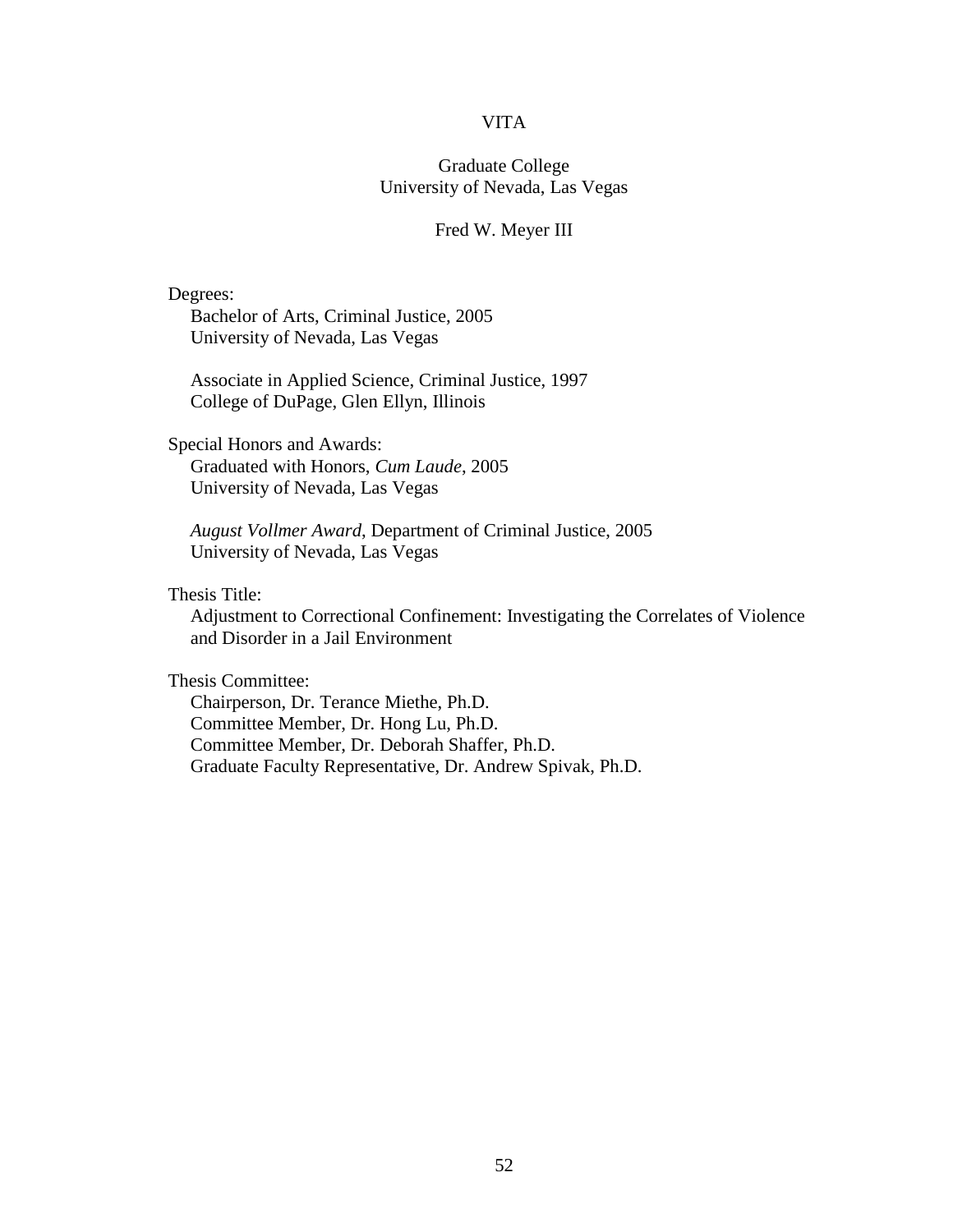# VITA

Graduate College
University of Nevada, Las Vegas

Fred W. Meyer III

Degrees:

Bachelor of Arts, Criminal Justice, 2005
University of Nevada, Las Vegas

Associate in Applied Science, Criminal Justice, 1997
College of DuPage, Glen Ellyn, Illinois

Special Honors and Awards:

Graduated with Honors, *Cum Laude*, 2005
University of Nevada, Las Vegas

*August Vollmer Award*, Department of Criminal Justice, 2005
University of Nevada, Las Vegas

Thesis Title:

Adjustment to Correctional Confinement: Investigating the Correlates of Violence and Disorder in a Jail Environment

Thesis Committee:

Chairperson, Dr. Terance Miethe, Ph.D.
Committee Member, Dr. Hong Lu, Ph.D.
Committee Member, Dr. Deborah Shaffer, Ph.D.
Graduate Faculty Representative, Dr. Andrew Spivak, Ph.D.